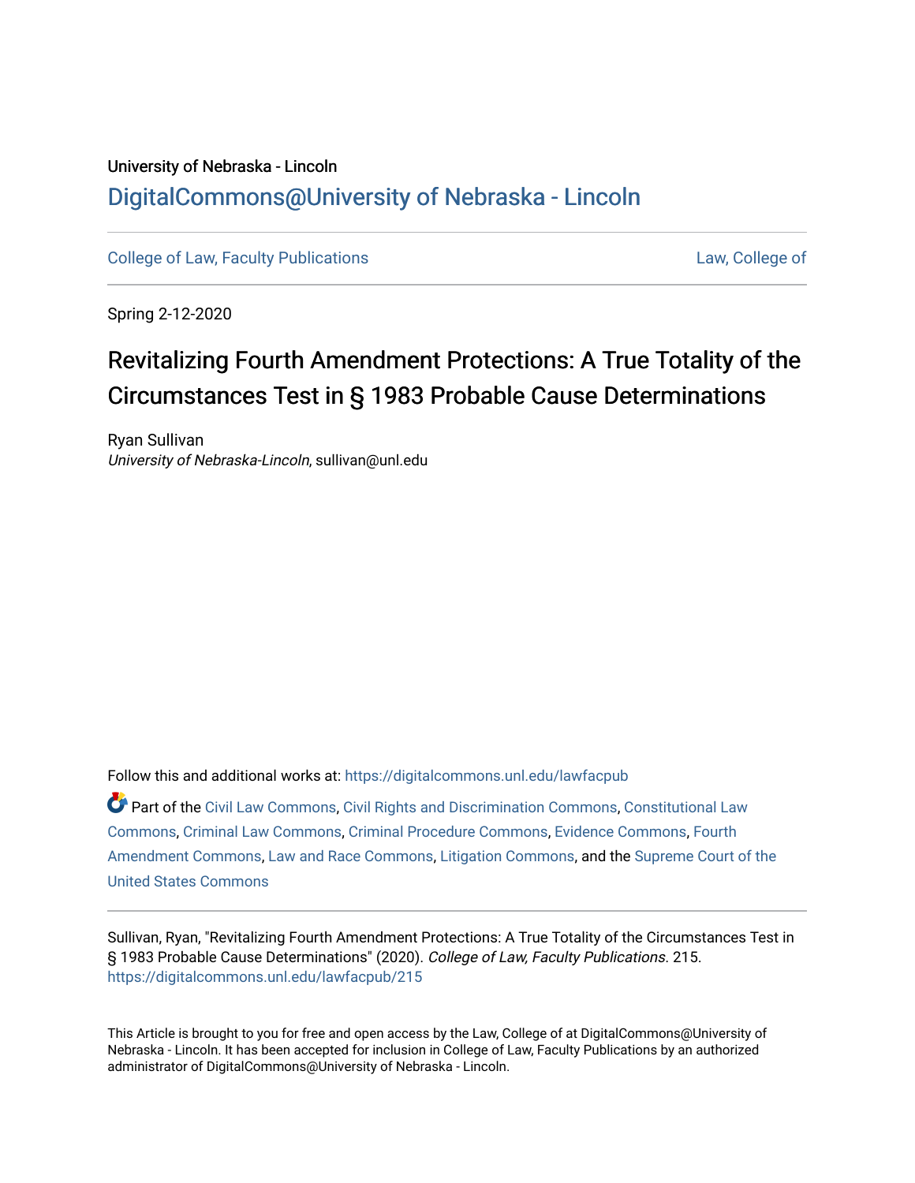University of Nebraska - Lincoln

DigitalCommons@University of Nebraska - Lincoln

College of Law, Faculty Publications

Law, College of

Spring 2-12-2020

# Revitalizing Fourth Amendment Protections: A True Totality of the Circumstances Test in § 1983 Probable Cause Determinations

Ryan Sullivan
*University of Nebraska-Lincoln*, sullivan@unl.edu

Follow this and additional works at: https://digitalcommons.unl.edu/lawfacpub

Part of the Civil Law Commons, Civil Rights and Discrimination Commons, Constitutional Law Commons, Criminal Law Commons, Criminal Procedure Commons, Evidence Commons, Fourth Amendment Commons, Law and Race Commons, Litigation Commons, and the Supreme Court of the United States Commons

Sullivan, Ryan, "Revitalizing Fourth Amendment Protections: A True Totality of the Circumstances Test in § 1983 Probable Cause Determinations" (2020). *College of Law, Faculty Publications*. 215.
https://digitalcommons.unl.edu/lawfacpub/215

This Article is brought to you for free and open access by the Law, College of at DigitalCommons@University of Nebraska - Lincoln. It has been accepted for inclusion in College of Law, Faculty Publications by an authorized administrator of DigitalCommons@University of Nebraska - Lincoln.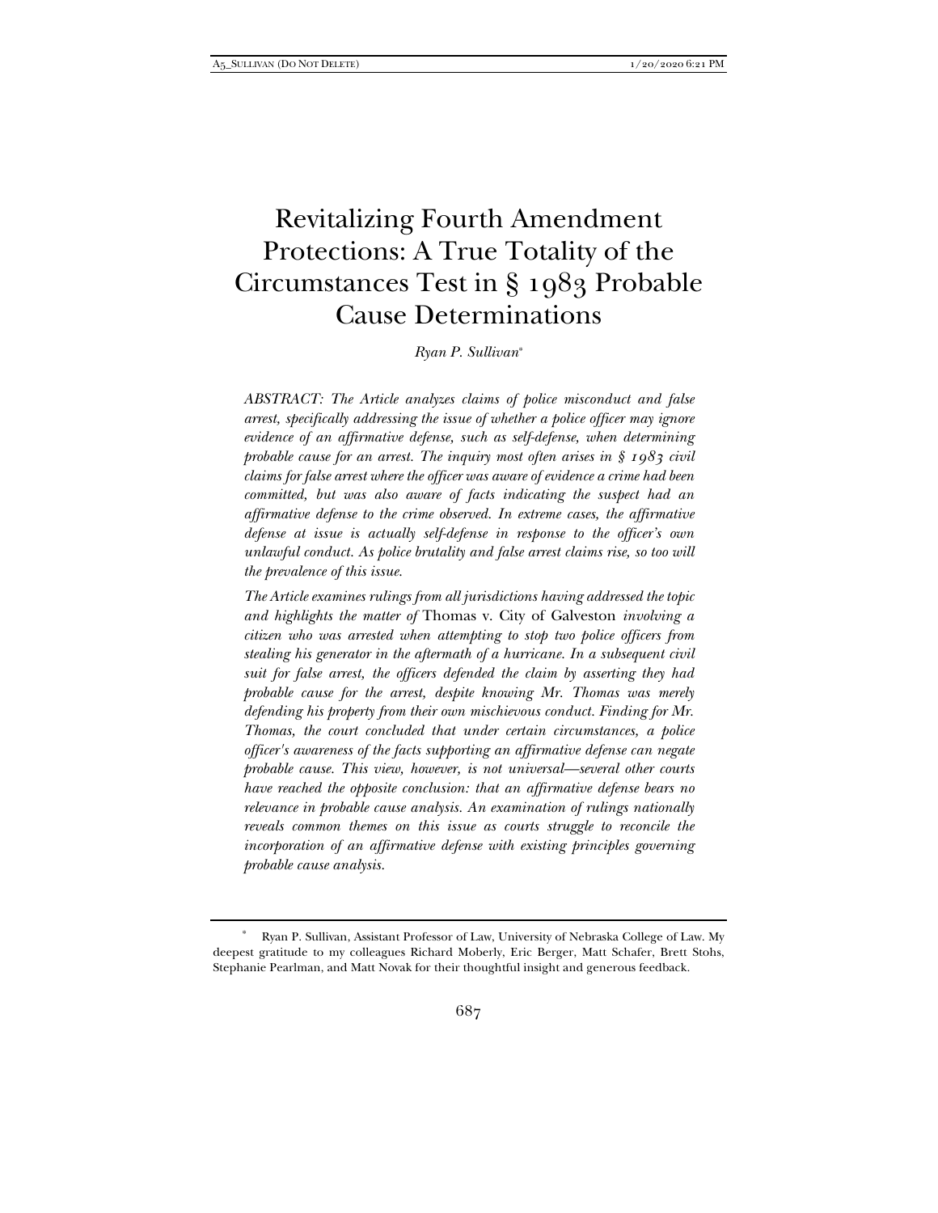# Revitalizing Fourth Amendment Protections: A True Totality of the Circumstances Test in § 1983 Probable Cause Determinations

*Ryan P. Sullivan**

*ABSTRACT: The Article analyzes claims of police misconduct and false arrest, specifically addressing the issue of whether a police officer may ignore evidence of an affirmative defense, such as self-defense, when determining probable cause for an arrest. The inquiry most often arises in § 1983 civil claims for false arrest where the officer was aware of evidence a crime had been committed, but was also aware of facts indicating the suspect had an affirmative defense to the crime observed. In extreme cases, the affirmative defense at issue is actually self-defense in response to the officer's own unlawful conduct. As police brutality and false arrest claims rise, so too will the prevalence of this issue.*

*The Article examines rulings from all jurisdictions having addressed the topic and highlights the matter of* Thomas v. City of Galveston *involving a citizen who was arrested when attempting to stop two police officers from stealing his generator in the aftermath of a hurricane. In a subsequent civil suit for false arrest, the officers defended the claim by asserting they had probable cause for the arrest, despite knowing Mr. Thomas was merely defending his property from their own mischievous conduct. Finding for Mr. Thomas, the court concluded that under certain circumstances, a police officer's awareness of the facts supporting an affirmative defense can negate probable cause. This view, however, is not universal—several other courts have reached the opposite conclusion: that an affirmative defense bears no relevance in probable cause analysis. An examination of rulings nationally reveals common themes on this issue as courts struggle to reconcile the incorporation of an affirmative defense with existing principles governing probable cause analysis.*

\* Ryan P. Sullivan, Assistant Professor of Law, University of Nebraska College of Law. My deepest gratitude to my colleagues Richard Moberly, Eric Berger, Matt Schafer, Brett Stohs, Stephanie Pearlman, and Matt Novak for their thoughtful insight and generous feedback.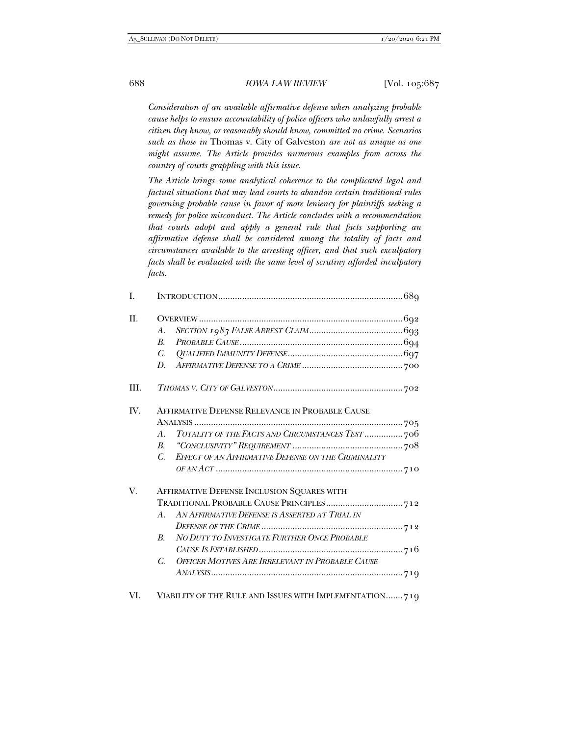*Consideration of an available affirmative defense when analyzing probable cause helps to ensure accountability of police officers who unlawfully arrest a citizen they know, or reasonably should know, committed no crime. Scenarios such as those in* Thomas v. City of Galveston *are not as unique as one might assume. The Article provides numerous examples from across the country of courts grappling with this issue.*

*The Article brings some analytical coherence to the complicated legal and factual situations that may lead courts to abandon certain traditional rules governing probable cause in favor of more leniency for plaintiffs seeking a remedy for police misconduct. The Article concludes with a recommendation that courts adopt and apply a general rule that facts supporting an affirmative defense shall be considered among the totality of facts and circumstances available to the arresting officer, and that such exculpatory facts shall be evaluated with the same level of scrutiny afforded inculpatory facts.*

I. INTRODUCTION ........ 689

II. OVERVIEW ........ 692
  - A. *SECTION 1983 FALSE ARREST CLAIM* ........ 693
  - B. *PROBABLE CAUSE* ........ 694
  - C. *QUALIFIED IMMUNITY DEFENSE* ........ 697
  - D. *AFFIRMATIVE DEFENSE TO A CRIME* ........ 700

III. *THOMAS V. CITY OF GALVESTON* ........ 702

IV. AFFIRMATIVE DEFENSE RELEVANCE IN PROBABLE CAUSE ANALYSIS ........ 705
  - A. *TOTALITY OF THE FACTS AND CIRCUMSTANCES TEST* ........ 706
  - B. *"CONCLUSIVITY" REQUIREMENT* ........ 708
  - C. *EFFECT OF AN AFFIRMATIVE DEFENSE ON THE CRIMINALITY OF AN ACT* ........ 710

V. AFFIRMATIVE DEFENSE INCLUSION SQUARES WITH TRADITIONAL PROBABLE CAUSE PRINCIPLES ........ 712
  - A. *AN AFFIRMATIVE DEFENSE IS ASSERTED AT TRIAL IN DEFENSE OF THE CRIME* ........ 712
  - B. *NO DUTY TO INVESTIGATE FURTHER ONCE PROBABLE CAUSE IS ESTABLISHED* ........ 716
  - C. *OFFICER MOTIVES ARE IRRELEVANT IN PROBABLE CAUSE ANALYSIS* ........ 719

VI. VIABILITY OF THE RULE AND ISSUES WITH IMPLEMENTATION ........ 719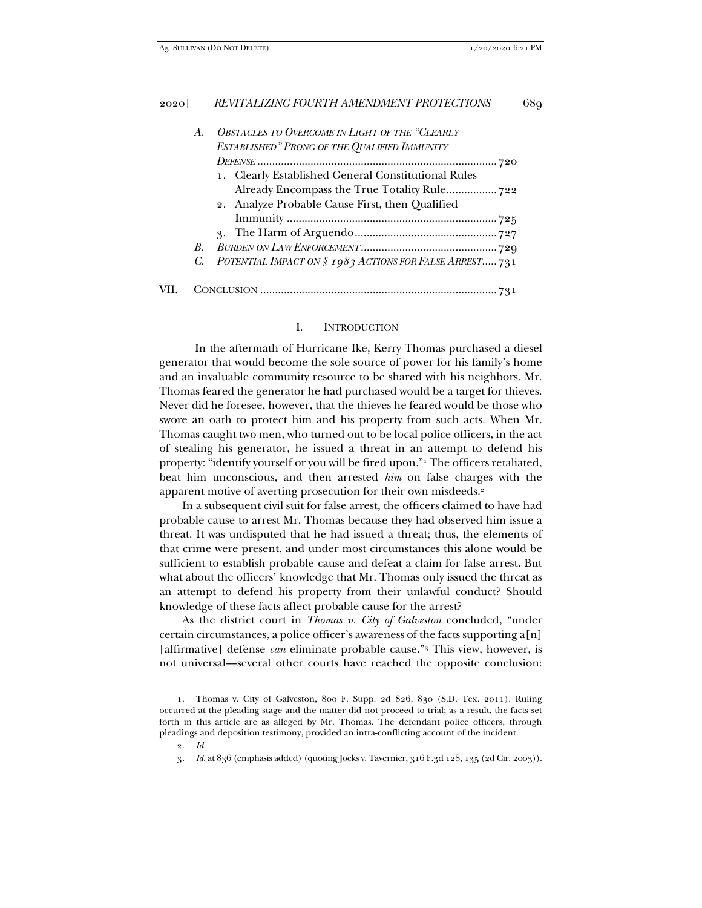A. *OBSTACLES TO OVERCOME IN LIGHT OF THE "CLEARLY ESTABLISHED" PRONG OF THE QUALIFIED IMMUNITY DEFENSE* ............ 720
   1. Clearly Established General Constitutional Rules Already Encompass the True Totality Rule ............ 722
   2. Analyze Probable Cause First, then Qualified Immunity ............ 725
   3. The Harm of Arguendo ............ 727

B. *BURDEN ON LAW ENFORCEMENT* ............ 729

C. *POTENTIAL IMPACT ON § 1983 ACTIONS FOR FALSE ARREST* ............ 731

VII. CONCLUSION ............ 731

## I. INTRODUCTION

In the aftermath of Hurricane Ike, Kerry Thomas purchased a diesel generator that would become the sole source of power for his family's home and an invaluable community resource to be shared with his neighbors. Mr. Thomas feared the generator he had purchased would be a target for thieves. Never did he foresee, however, that the thieves he feared would be those who swore an oath to protect him and his property from such acts. When Mr. Thomas caught two men, who turned out to be local police officers, in the act of stealing his generator, he issued a threat in an attempt to defend his property: "identify yourself or you will be fired upon."[1] The officers retaliated, beat him unconscious, and then arrested *him* on false charges with the apparent motive of averting prosecution for their own misdeeds.[2]

In a subsequent civil suit for false arrest, the officers claimed to have had probable cause to arrest Mr. Thomas because they had observed him issue a threat. It was undisputed that he had issued a threat; thus, the elements of that crime were present, and under most circumstances this alone would be sufficient to establish probable cause and defeat a claim for false arrest. But what about the officers' knowledge that Mr. Thomas only issued the threat as an attempt to defend his property from their unlawful conduct? Should knowledge of these facts affect probable cause for the arrest?

As the district court in *Thomas v. City of Galveston* concluded, "under certain circumstances, a police officer's awareness of the facts supporting a[n] [affirmative] defense *can* eliminate probable cause."[3] This view, however, is not universal—several other courts have reached the opposite conclusion:

---

1. Thomas v. City of Galveston, 800 F. Supp. 2d 826, 830 (S.D. Tex. 2011). Ruling occurred at the pleading stage and the matter did not proceed to trial; as a result, the facts set forth in this article are as alleged by Mr. Thomas. The defendant police officers, through pleadings and deposition testimony, provided an intra-conflicting account of the incident.

2. *Id.*

3. *Id.* at 836 (emphasis added) (quoting Jocks v. Tavernier, 316 F.3d 128, 135 (2d Cir. 2003)).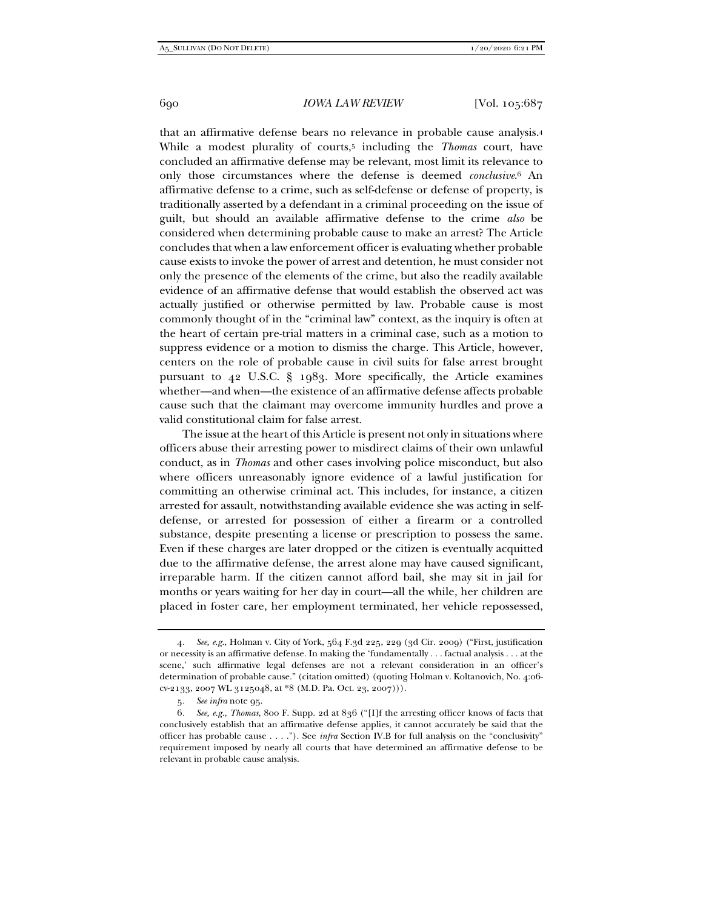that an affirmative defense bears no relevance in probable cause analysis.[4] While a modest plurality of courts,[5] including the *Thomas* court, have concluded an affirmative defense may be relevant, most limit its relevance to only those circumstances where the defense is deemed *conclusive*.[6] An affirmative defense to a crime, such as self-defense or defense of property, is traditionally asserted by a defendant in a criminal proceeding on the issue of guilt, but should an available affirmative defense to the crime *also* be considered when determining probable cause to make an arrest? The Article concludes that when a law enforcement officer is evaluating whether probable cause exists to invoke the power of arrest and detention, he must consider not only the presence of the elements of the crime, but also the readily available evidence of an affirmative defense that would establish the observed act was actually justified or otherwise permitted by law. Probable cause is most commonly thought of in the "criminal law" context, as the inquiry is often at the heart of certain pre-trial matters in a criminal case, such as a motion to suppress evidence or a motion to dismiss the charge. This Article, however, centers on the role of probable cause in civil suits for false arrest brought pursuant to 42 U.S.C. § 1983. More specifically, the Article examines whether—and when—the existence of an affirmative defense affects probable cause such that the claimant may overcome immunity hurdles and prove a valid constitutional claim for false arrest.

The issue at the heart of this Article is present not only in situations where officers abuse their arresting power to misdirect claims of their own unlawful conduct, as in *Thomas* and other cases involving police misconduct, but also where officers unreasonably ignore evidence of a lawful justification for committing an otherwise criminal act. This includes, for instance, a citizen arrested for assault, notwithstanding available evidence she was acting in self-defense, or arrested for possession of either a firearm or a controlled substance, despite presenting a license or prescription to possess the same. Even if these charges are later dropped or the citizen is eventually acquitted due to the affirmative defense, the arrest alone may have caused significant, irreparable harm. If the citizen cannot afford bail, she may sit in jail for months or years waiting for her day in court—all the while, her children are placed in foster care, her employment terminated, her vehicle repossessed,

---

4. *See, e.g.*, Holman v. City of York, 564 F.3d 225, 229 (3d Cir. 2009) ("First, justification or necessity is an affirmative defense. In making the 'fundamentally . . . factual analysis . . . at the scene,' such affirmative legal defenses are not a relevant consideration in an officer's determination of probable cause." (citation omitted) (quoting Holman v. Koltanovich, No. 4:06-cv-2133, 2007 WL 3125048, at *8 (M.D. Pa. Oct. 23, 2007))).

5. *See infra* note 95.

6. *See, e.g.*, *Thomas*, 800 F. Supp. 2d at 836 ("[I]f the arresting officer knows of facts that conclusively establish that an affirmative defense applies, it cannot accurately be said that the officer has probable cause . . . ."). See *infra* Section IV.B for full analysis on the "conclusivity" requirement imposed by nearly all courts that have determined an affirmative defense to be relevant in probable cause analysis.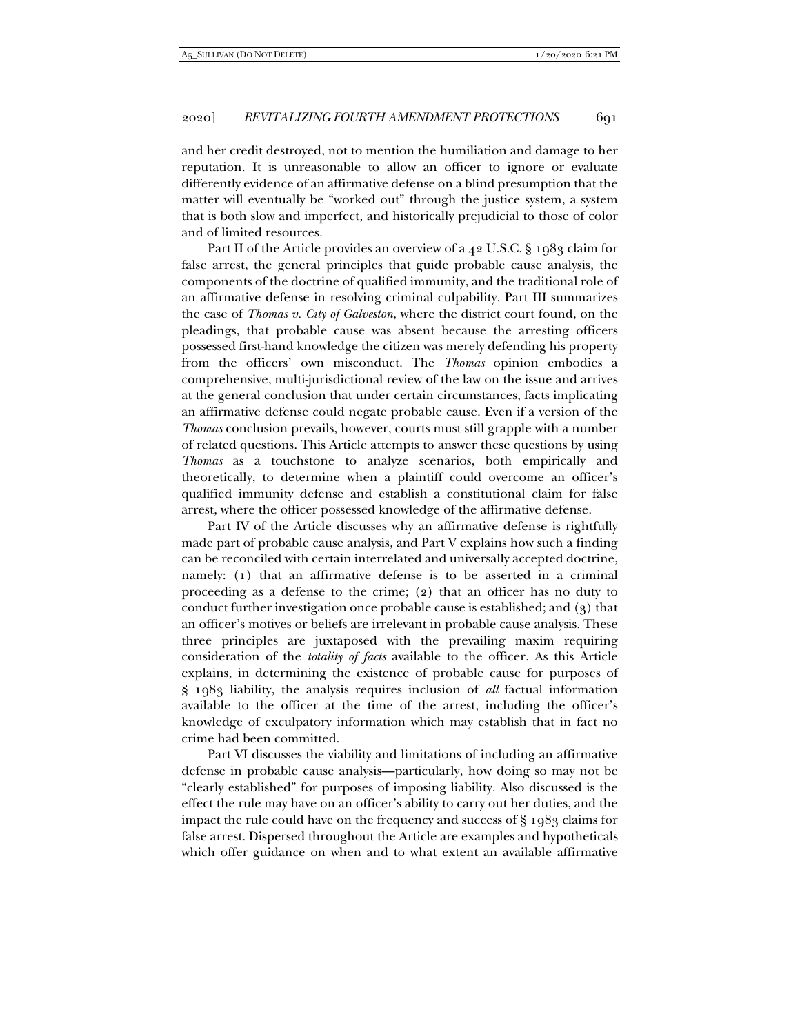and her credit destroyed, not to mention the humiliation and damage to her reputation. It is unreasonable to allow an officer to ignore or evaluate differently evidence of an affirmative defense on a blind presumption that the matter will eventually be "worked out" through the justice system, a system that is both slow and imperfect, and historically prejudicial to those of color and of limited resources.

Part II of the Article provides an overview of a 42 U.S.C. § 1983 claim for false arrest, the general principles that guide probable cause analysis, the components of the doctrine of qualified immunity, and the traditional role of an affirmative defense in resolving criminal culpability. Part III summarizes the case of *Thomas v. City of Galveston*, where the district court found, on the pleadings, that probable cause was absent because the arresting officers possessed first-hand knowledge the citizen was merely defending his property from the officers' own misconduct. The *Thomas* opinion embodies a comprehensive, multi-jurisdictional review of the law on the issue and arrives at the general conclusion that under certain circumstances, facts implicating an affirmative defense could negate probable cause. Even if a version of the *Thomas* conclusion prevails, however, courts must still grapple with a number of related questions. This Article attempts to answer these questions by using *Thomas* as a touchstone to analyze scenarios, both empirically and theoretically, to determine when a plaintiff could overcome an officer's qualified immunity defense and establish a constitutional claim for false arrest, where the officer possessed knowledge of the affirmative defense.

Part IV of the Article discusses why an affirmative defense is rightfully made part of probable cause analysis, and Part V explains how such a finding can be reconciled with certain interrelated and universally accepted doctrine, namely: (1) that an affirmative defense is to be asserted in a criminal proceeding as a defense to the crime; (2) that an officer has no duty to conduct further investigation once probable cause is established; and (3) that an officer's motives or beliefs are irrelevant in probable cause analysis. These three principles are juxtaposed with the prevailing maxim requiring consideration of the *totality of facts* available to the officer. As this Article explains, in determining the existence of probable cause for purposes of § 1983 liability, the analysis requires inclusion of *all* factual information available to the officer at the time of the arrest, including the officer's knowledge of exculpatory information which may establish that in fact no crime had been committed.

Part VI discusses the viability and limitations of including an affirmative defense in probable cause analysis—particularly, how doing so may not be "clearly established" for purposes of imposing liability. Also discussed is the effect the rule may have on an officer's ability to carry out her duties, and the impact the rule could have on the frequency and success of § 1983 claims for false arrest. Dispersed throughout the Article are examples and hypotheticals which offer guidance on when and to what extent an available affirmative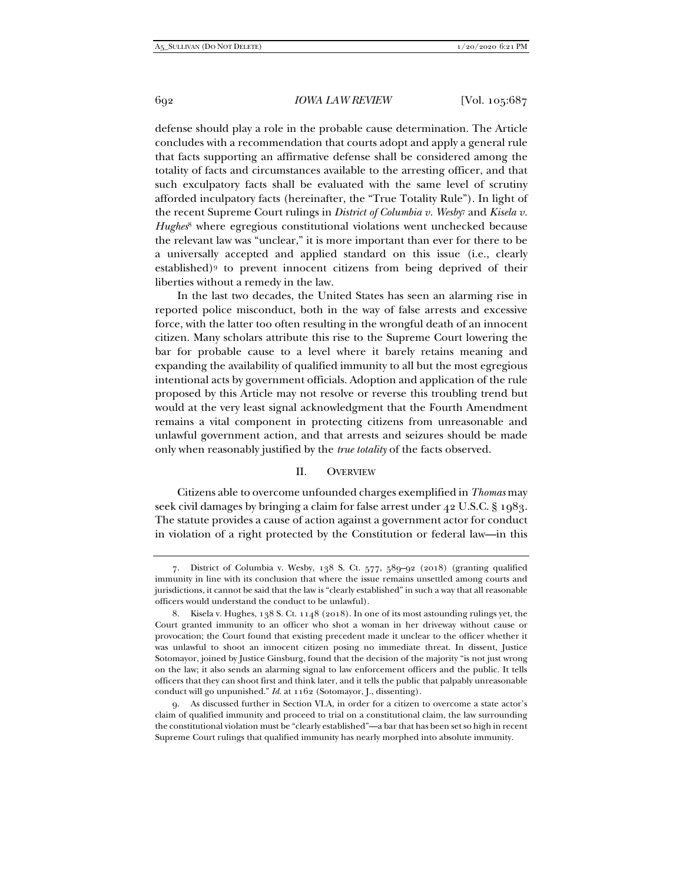defense should play a role in the probable cause determination. The Article concludes with a recommendation that courts adopt and apply a general rule that facts supporting an affirmative defense shall be considered among the totality of facts and circumstances available to the arresting officer, and that such exculpatory facts shall be evaluated with the same level of scrutiny afforded inculpatory facts (hereinafter, the "True Totality Rule"). In light of the recent Supreme Court rulings in *District of Columbia v. Wesby*[7] and *Kisela v. Hughes*[8] where egregious constitutional violations went unchecked because the relevant law was "unclear," it is more important than ever for there to be a universally accepted and applied standard on this issue (i.e., clearly established)[9] to prevent innocent citizens from being deprived of their liberties without a remedy in the law.

In the last two decades, the United States has seen an alarming rise in reported police misconduct, both in the way of false arrests and excessive force, with the latter too often resulting in the wrongful death of an innocent citizen. Many scholars attribute this rise to the Supreme Court lowering the bar for probable cause to a level where it barely retains meaning and expanding the availability of qualified immunity to all but the most egregious intentional acts by government officials. Adoption and application of the rule proposed by this Article may not resolve or reverse this troubling trend but would at the very least signal acknowledgment that the Fourth Amendment remains a vital component in protecting citizens from unreasonable and unlawful government action, and that arrests and seizures should be made only when reasonably justified by the *true totality* of the facts observed.

## II. Overview

Citizens able to overcome unfounded charges exemplified in *Thomas* may seek civil damages by bringing a claim for false arrest under 42 U.S.C. § 1983. The statute provides a cause of action against a government actor for conduct in violation of a right protected by the Constitution or federal law—in this

---

7. District of Columbia v. Wesby, 138 S. Ct. 577, 589–92 (2018) (granting qualified immunity in line with its conclusion that where the issue remains unsettled among courts and jurisdictions, it cannot be said that the law is "clearly established" in such a way that all reasonable officers would understand the conduct to be unlawful).

8. Kisela v. Hughes, 138 S. Ct. 1148 (2018). In one of its most astounding rulings yet, the Court granted immunity to an officer who shot a woman in her driveway without cause or provocation; the Court found that existing precedent made it unclear to the officer whether it was unlawful to shoot an innocent citizen posing no immediate threat. In dissent, Justice Sotomayor, joined by Justice Ginsburg, found that the decision of the majority "is not just wrong on the law; it also sends an alarming signal to law enforcement officers and the public. It tells officers that they can shoot first and think later, and it tells the public that palpably unreasonable conduct will go unpunished." *Id.* at 1162 (Sotomayor, J., dissenting).

9. As discussed further in Section VI.A, in order for a citizen to overcome a state actor's claim of qualified immunity and proceed to trial on a constitutional claim, the law surrounding the constitutional violation must be "clearly established"—a bar that has been set so high in recent Supreme Court rulings that qualified immunity has nearly morphed into absolute immunity.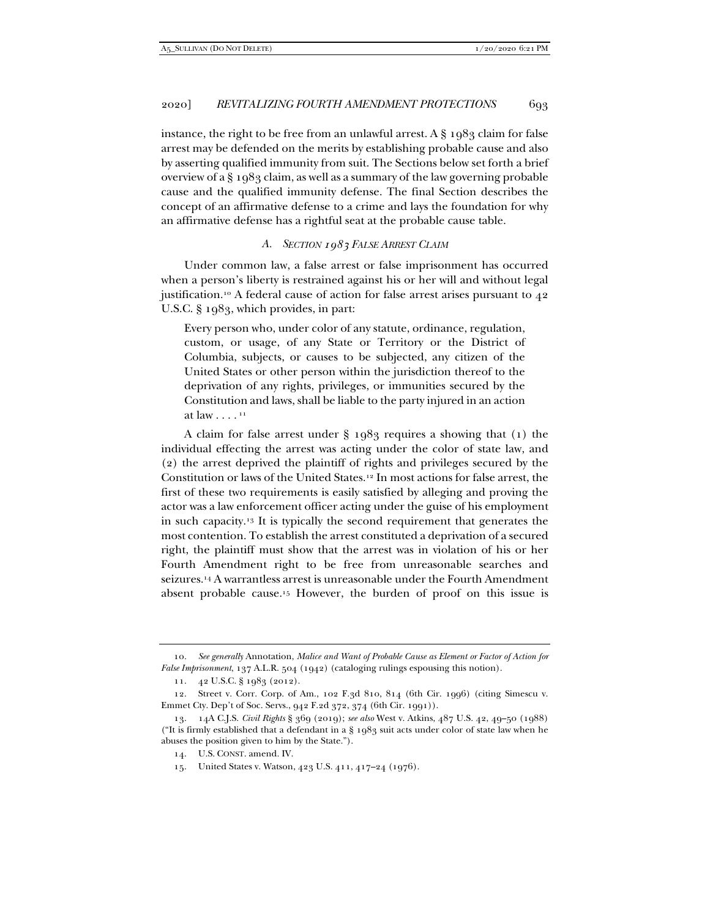instance, the right to be free from an unlawful arrest. A § 1983 claim for false arrest may be defended on the merits by establishing probable cause and also by asserting qualified immunity from suit. The Sections below set forth a brief overview of a § 1983 claim, as well as a summary of the law governing probable cause and the qualified immunity defense. The final Section describes the concept of an affirmative defense to a crime and lays the foundation for why an affirmative defense has a rightful seat at the probable cause table.

### A. *Section 1983 False Arrest Claim*

Under common law, a false arrest or false imprisonment has occurred when a person's liberty is restrained against his or her will and without legal justification.[10] A federal cause of action for false arrest arises pursuant to 42 U.S.C. § 1983, which provides, in part:

> Every person who, under color of any statute, ordinance, regulation, custom, or usage, of any State or Territory or the District of Columbia, subjects, or causes to be subjected, any citizen of the United States or other person within the jurisdiction thereof to the deprivation of any rights, privileges, or immunities secured by the Constitution and laws, shall be liable to the party injured in an action at law . . . .[11]

A claim for false arrest under § 1983 requires a showing that (1) the individual effecting the arrest was acting under the color of state law, and (2) the arrest deprived the plaintiff of rights and privileges secured by the Constitution or laws of the United States.[12] In most actions for false arrest, the first of these two requirements is easily satisfied by alleging and proving the actor was a law enforcement officer acting under the guise of his employment in such capacity.[13] It is typically the second requirement that generates the most contention. To establish the arrest constituted a deprivation of a secured right, the plaintiff must show that the arrest was in violation of his or her Fourth Amendment right to be free from unreasonable searches and seizures.[14] A warrantless arrest is unreasonable under the Fourth Amendment absent probable cause.[15] However, the burden of proof on this issue is

---

10. *See generally* Annotation, *Malice and Want of Probable Cause as Element or Factor of Action for False Imprisonment*, 137 A.L.R. 504 (1942) (cataloging rulings espousing this notion).

11. 42 U.S.C. § 1983 (2012).

12. Street v. Corr. Corp. of Am., 102 F.3d 810, 814 (6th Cir. 1996) (citing Simescu v. Emmet Cty. Dep't of Soc. Servs., 942 F.2d 372, 374 (6th Cir. 1991)).

13. 14A C.J.S. *Civil Rights* § 369 (2019); *see also* West v. Atkins, 487 U.S. 42, 49–50 (1988) ("It is firmly established that a defendant in a § 1983 suit acts under color of state law when he abuses the position given to him by the State.").

14. U.S. CONST. amend. IV.

15. United States v. Watson, 423 U.S. 411, 417–24 (1976).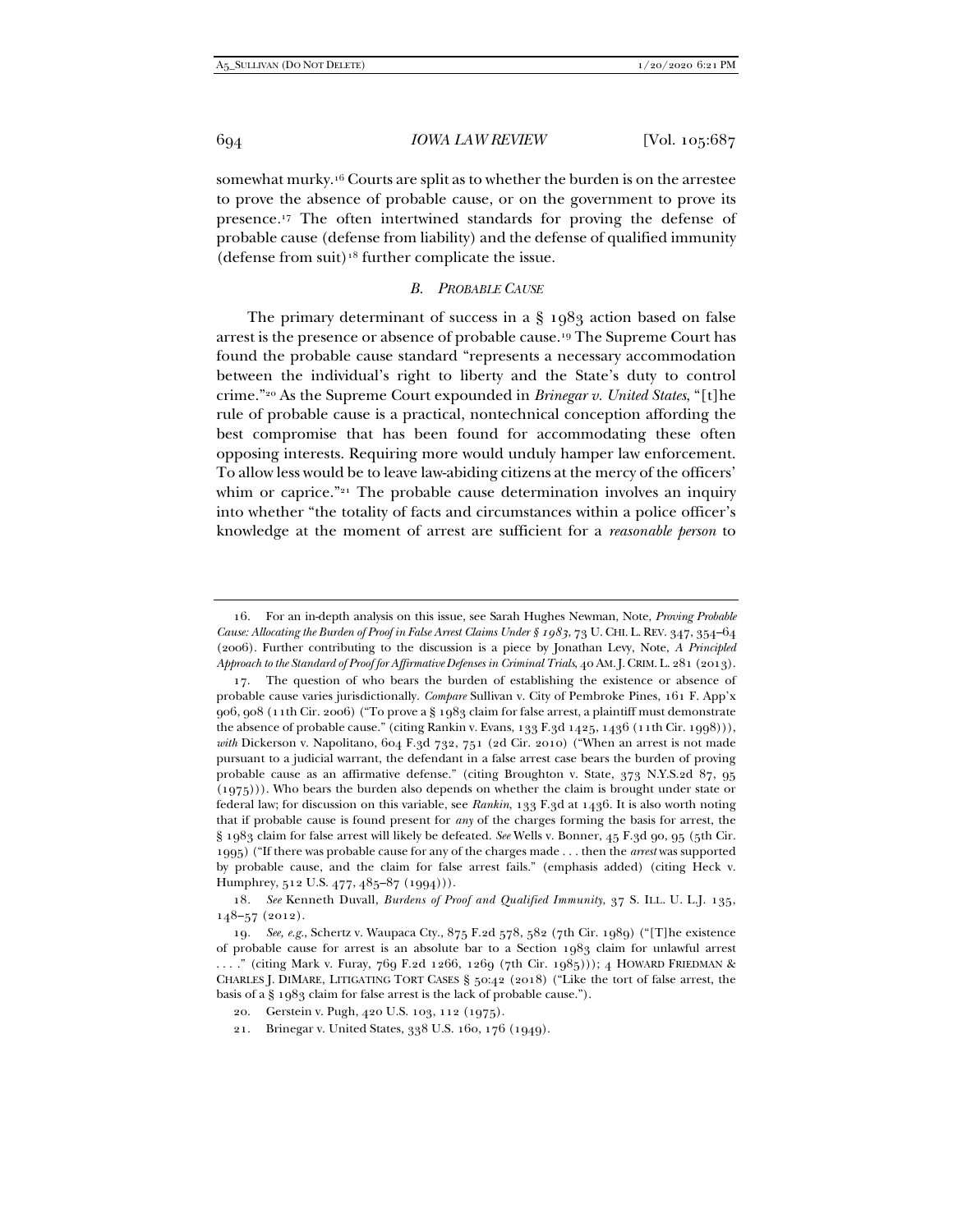somewhat murky.[16] Courts are split as to whether the burden is on the arrestee to prove the absence of probable cause, or on the government to prove its presence.[17] The often intertwined standards for proving the defense of probable cause (defense from liability) and the defense of qualified immunity (defense from suit)[18] further complicate the issue.

### *B. Probable Cause*

The primary determinant of success in a § 1983 action based on false arrest is the presence or absence of probable cause.[19] The Supreme Court has found the probable cause standard "represents a necessary accommodation between the individual's right to liberty and the State's duty to control crime."[20] As the Supreme Court expounded in *Brinegar v. United States*, "[t]he rule of probable cause is a practical, nontechnical conception affording the best compromise that has been found for accommodating these often opposing interests. Requiring more would unduly hamper law enforcement. To allow less would be to leave law-abiding citizens at the mercy of the officers' whim or caprice."[21] The probable cause determination involves an inquiry into whether "the totality of facts and circumstances within a police officer's knowledge at the moment of arrest are sufficient for a *reasonable person* to

---

16. For an in-depth analysis on this issue, see Sarah Hughes Newman, Note, *Proving Probable Cause: Allocating the Burden of Proof in False Arrest Claims Under § 1983*, 73 U. CHI. L. REV. 347, 354–64 (2006). Further contributing to the discussion is a piece by Jonathan Levy, Note, *A Principled Approach to the Standard of Proof for Affirmative Defenses in Criminal Trials*, 40 AM. J. CRIM. L. 281 (2013).

17. The question of who bears the burden of establishing the existence or absence of probable cause varies jurisdictionally. *Compare* Sullivan v. City of Pembroke Pines, 161 F. App'x 906, 908 (11th Cir. 2006) ("To prove a § 1983 claim for false arrest, a plaintiff must demonstrate the absence of probable cause." (citing Rankin v. Evans, 133 F.3d 1425, 1436 (11th Cir. 1998))), *with* Dickerson v. Napolitano, 604 F.3d 732, 751 (2d Cir. 2010) ("When an arrest is not made pursuant to a judicial warrant, the defendant in a false arrest case bears the burden of proving probable cause as an affirmative defense." (citing Broughton v. State, 373 N.Y.S.2d 87, 95 (1975))). Who bears the burden also depends on whether the claim is brought under state or federal law; for discussion on this variable, see *Rankin*, 133 F.3d at 1436. It is also worth noting that if probable cause is found present for *any* of the charges forming the basis for arrest, the § 1983 claim for false arrest will likely be defeated. *See* Wells v. Bonner, 45 F.3d 90, 95 (5th Cir. 1995) ("If there was probable cause for any of the charges made . . . then the *arrest* was supported by probable cause, and the claim for false arrest fails." (emphasis added) (citing Heck v. Humphrey, 512 U.S. 477, 485–87 (1994))).

18. *See* Kenneth Duvall, *Burdens of Proof and Qualified Immunity*, 37 S. ILL. U. L.J. 135, 148–57 (2012).

19. *See, e.g.*, Schertz v. Waupaca Cty., 875 F.2d 578, 582 (7th Cir. 1989) ("[T]he existence of probable cause for arrest is an absolute bar to a Section 1983 claim for unlawful arrest . . . ." (citing Mark v. Furay, 769 F.2d 1266, 1269 (7th Cir. 1985))); 4 HOWARD FRIEDMAN & CHARLES J. DIMARE, LITIGATING TORT CASES § 50:42 (2018) ("Like the tort of false arrest, the basis of a § 1983 claim for false arrest is the lack of probable cause.").

20. Gerstein v. Pugh, 420 U.S. 103, 112 (1975).

21. Brinegar v. United States, 338 U.S. 160, 176 (1949).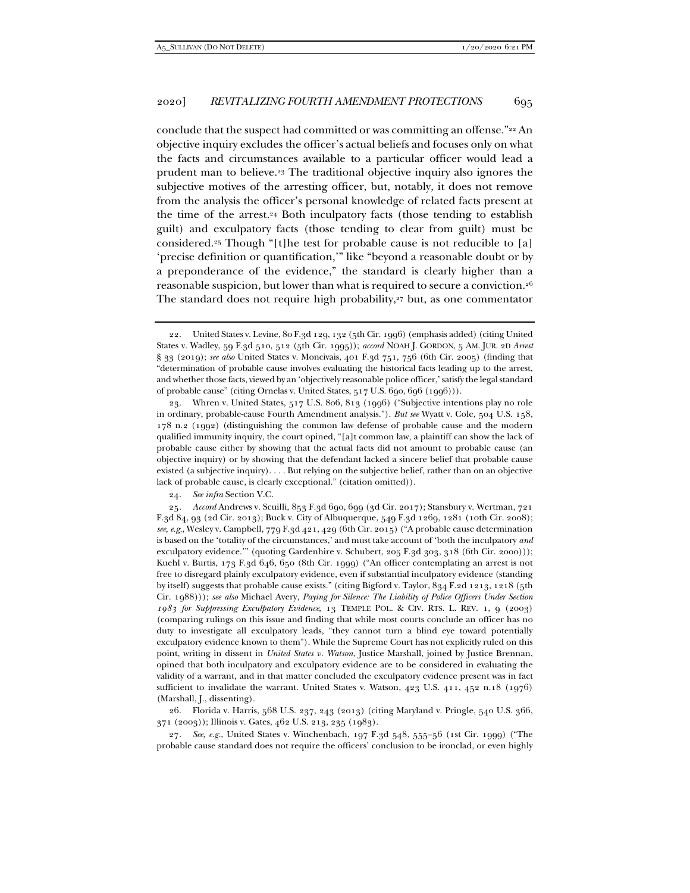conclude that the suspect had committed or was committing an offense."[22] An objective inquiry excludes the officer's actual beliefs and focuses only on what the facts and circumstances available to a particular officer would lead a prudent man to believe.[23] The traditional objective inquiry also ignores the subjective motives of the arresting officer, but, notably, it does not remove from the analysis the officer's personal knowledge of related facts present at the time of the arrest.[24] Both inculpatory facts (those tending to establish guilt) and exculpatory facts (those tending to clear from guilt) must be considered.[25] Though "[t]he test for probable cause is not reducible to [a] 'precise definition or quantification,'" like "beyond a reasonable doubt or by a preponderance of the evidence," the standard is clearly higher than a reasonable suspicion, but lower than what is required to secure a conviction.[26] The standard does not require high probability,[27] but, as one commentator

---

22. United States v. Levine, 80 F.3d 129, 132 (5th Cir. 1996) (emphasis added) (citing United States v. Wadley, 59 F.3d 510, 512 (5th Cir. 1995)); *accord* NOAH J. GORDON, 5 AM. JUR. 2D *Arrest* § 33 (2019); *see also* United States v. Moncivais, 401 F.3d 751, 756 (6th Cir. 2005) (finding that "determination of probable cause involves evaluating the historical facts leading up to the arrest, and whether those facts, viewed by an 'objectively reasonable police officer,' satisfy the legal standard of probable cause" (citing Ornelas v. United States, 517 U.S. 690, 696 (1996))).

23. Whren v. United States, 517 U.S. 806, 813 (1996) ("Subjective intentions play no role in ordinary, probable-cause Fourth Amendment analysis."). *But see* Wyatt v. Cole, 504 U.S. 158, 178 n.2 (1992) (distinguishing the common law defense of probable cause and the modern qualified immunity inquiry, the court opined, "[a]t common law, a plaintiff can show the lack of probable cause either by showing that the actual facts did not amount to probable cause (an objective inquiry) or by showing that the defendant lacked a sincere belief that probable cause existed (a subjective inquiry). . . . But relying on the subjective belief, rather than on an objective lack of probable cause, is clearly exceptional." (citation omitted)).

24. *See infra* Section V.C.

25. *Accord* Andrews v. Scuilli, 853 F.3d 690, 699 (3d Cir. 2017); Stansbury v. Wertman, 721 F.3d 84, 93 (2d Cir. 2013); Buck v. City of Albuquerque, 549 F.3d 1269, 1281 (10th Cir. 2008); *see, e.g.*, Wesley v. Campbell, 779 F.3d 421, 429 (6th Cir. 2015) ("A probable cause determination is based on the 'totality of the circumstances,' and must take account of 'both the inculpatory *and* exculpatory evidence.'" (quoting Gardenhire v. Schubert, 205 F.3d 303, 318 (6th Cir. 2000))); Kuehl v. Burtis, 173 F.3d 646, 650 (8th Cir. 1999) ("An officer contemplating an arrest is not free to disregard plainly exculpatory evidence, even if substantial inculpatory evidence (standing by itself) suggests that probable cause exists." (citing Bigford v. Taylor, 834 F.2d 1213, 1218 (5th Cir. 1988))); *see also* Michael Avery, *Paying for Silence: The Liability of Police Officers Under Section 1983 for Suppressing Exculpatory Evidence*, 13 TEMPLE POL. & CIV. RTS. L. REV. 1, 9 (2003) (comparing rulings on this issue and finding that while most courts conclude an officer has no duty to investigate all exculpatory leads, "they cannot turn a blind eye toward potentially exculpatory evidence known to them"). While the Supreme Court has not explicitly ruled on this point, writing in dissent in *United States v. Watson*, Justice Marshall, joined by Justice Brennan, opined that both inculpatory and exculpatory evidence are to be considered in evaluating the validity of a warrant, and in that matter concluded the exculpatory evidence present was in fact sufficient to invalidate the warrant. United States v. Watson, 423 U.S. 411, 452 n.18 (1976) (Marshall, J., dissenting).

26. Florida v. Harris, 568 U.S. 237, 243 (2013) (citing Maryland v. Pringle, 540 U.S. 366, 371 (2003)); Illinois v. Gates, 462 U.S. 213, 235 (1983).

27. *See, e.g.*, United States v. Winchenbach, 197 F.3d 548, 555–56 (1st Cir. 1999) ("The probable cause standard does not require the officers' conclusion to be ironclad, or even highly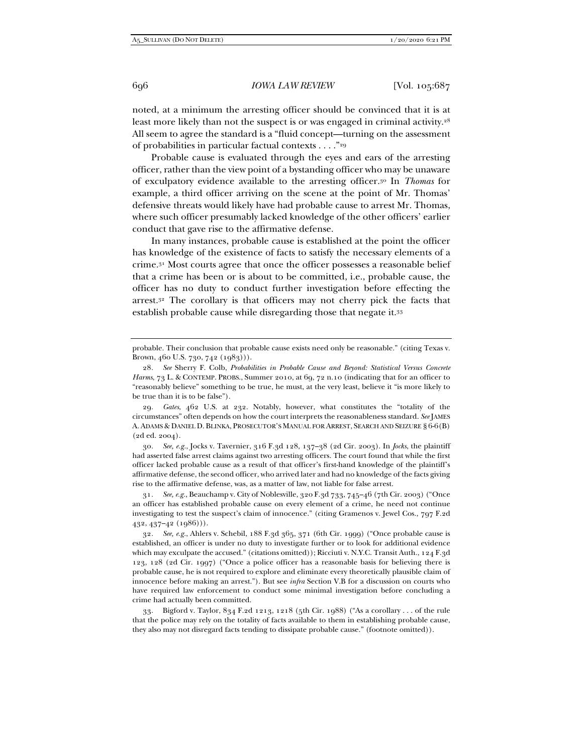noted, at a minimum the arresting officer should be convinced that it is at least more likely than not the suspect is or was engaged in criminal activity.[28] All seem to agree the standard is a "fluid concept—turning on the assessment of probabilities in particular factual contexts . . . ."[29]

Probable cause is evaluated through the eyes and ears of the arresting officer, rather than the view point of a bystanding officer who may be unaware of exculpatory evidence available to the arresting officer.[30] In *Thomas* for example, a third officer arriving on the scene at the point of Mr. Thomas' defensive threats would likely have had probable cause to arrest Mr. Thomas, where such officer presumably lacked knowledge of the other officers' earlier conduct that gave rise to the affirmative defense.

In many instances, probable cause is established at the point the officer has knowledge of the existence of facts to satisfy the necessary elements of a crime.[31] Most courts agree that once the officer possesses a reasonable belief that a crime has been or is about to be committed, i.e., probable cause, the officer has no duty to conduct further investigation before effecting the arrest.[32] The corollary is that officers may not cherry pick the facts that establish probable cause while disregarding those that negate it.[33]

---

probable. Their conclusion that probable cause exists need only be reasonable." (citing Texas v. Brown, 460 U.S. 730, 742 (1983))).

28. *See* Sherry F. Colb, *Probabilities in Probable Cause and Beyond: Statistical Versus Concrete Harms*, 73 L. & CONTEMP. PROBS., Summer 2010, at 69, 72 n.10 (indicating that for an officer to "reasonably believe" something to be true, he must, at the very least, believe it "is more likely to be true than it is to be false").

29. *Gates*, 462 U.S. at 232. Notably, however, what constitutes the "totality of the circumstances" often depends on how the court interprets the reasonableness standard. *See* JAMES A. ADAMS & DANIEL D. BLINKA, PROSECUTOR'S MANUAL FOR ARREST, SEARCH AND SEIZURE § 6-6(B) (2d ed. 2004).

30. *See, e.g.*, Jocks v. Tavernier, 316 F.3d 128, 137–38 (2d Cir. 2003). In *Jocks*, the plaintiff had asserted false arrest claims against two arresting officers. The court found that while the first officer lacked probable cause as a result of that officer's first-hand knowledge of the plaintiff's affirmative defense, the second officer, who arrived later and had no knowledge of the facts giving rise to the affirmative defense, was, as a matter of law, not liable for false arrest.

31. *See, e.g.*, Beauchamp v. City of Noblesville, 320 F.3d 733, 745–46 (7th Cir. 2003) ("Once an officer has established probable cause on every element of a crime, he need not continue investigating to test the suspect's claim of innocence." (citing Gramenos v. Jewel Cos., 797 F.2d 432, 437–42 (1986))).

32. *See, e.g.*, Ahlers v. Schebil, 188 F.3d 365, 371 (6th Cir. 1999) ("Once probable cause is established, an officer is under no duty to investigate further or to look for additional evidence which may exculpate the accused." (citations omitted)); Ricciuti v. N.Y.C. Transit Auth., 124 F.3d 123, 128 (2d Cir. 1997) ("Once a police officer has a reasonable basis for believing there is probable cause, he is not required to explore and eliminate every theoretically plausible claim of innocence before making an arrest."). But see *infra* Section V.B for a discussion on courts who have required law enforcement to conduct some minimal investigation before concluding a crime had actually been committed.

33. Bigford v. Taylor, 834 F.2d 1213, 1218 (5th Cir. 1988) ("As a corollary . . . of the rule that the police may rely on the totality of facts available to them in establishing probable cause, they also may not disregard facts tending to dissipate probable cause." (footnote omitted)).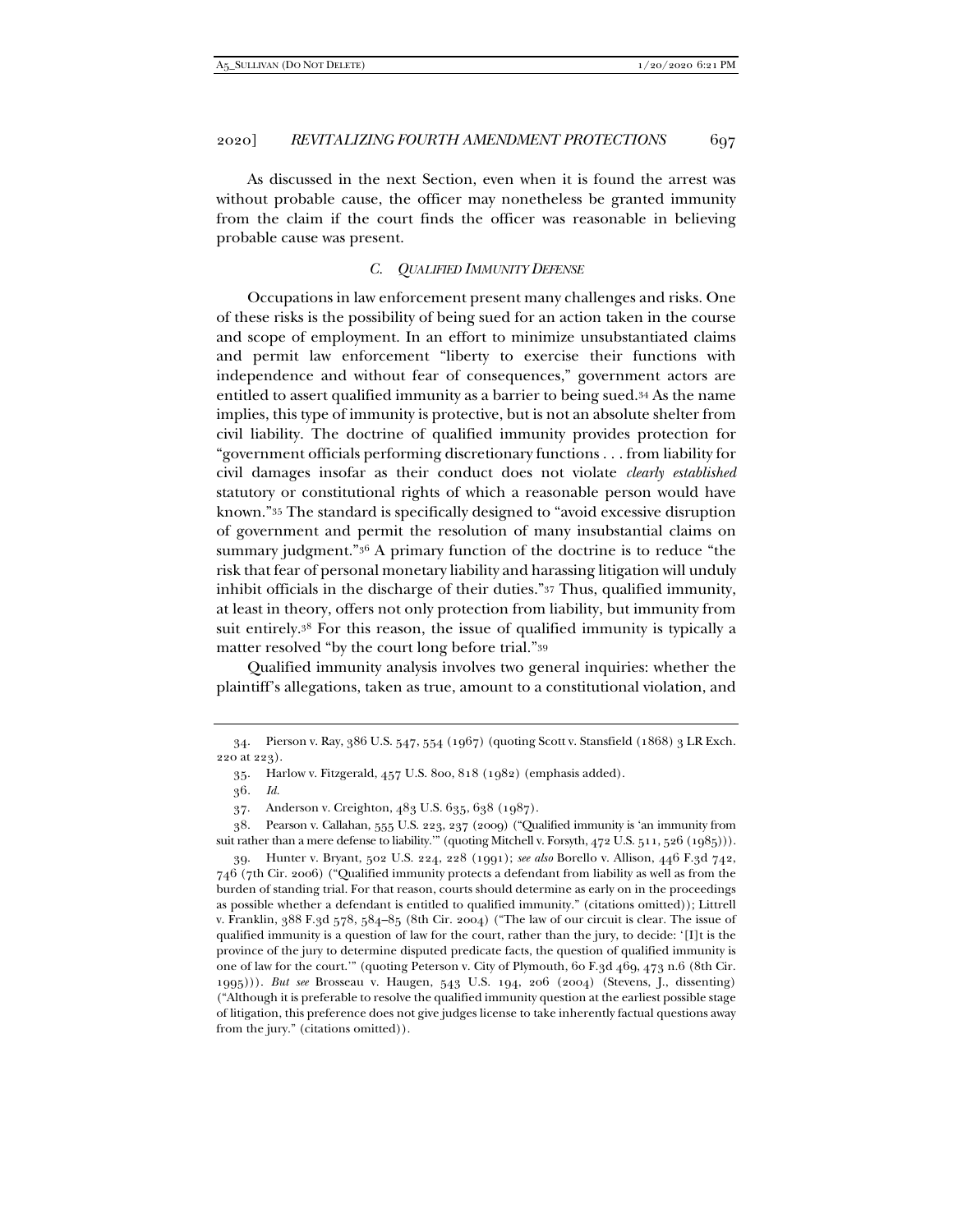As discussed in the next Section, even when it is found the arrest was without probable cause, the officer may nonetheless be granted immunity from the claim if the court finds the officer was reasonable in believing probable cause was present.

### *C. QUALIFIED IMMUNITY DEFENSE*

Occupations in law enforcement present many challenges and risks. One of these risks is the possibility of being sued for an action taken in the course and scope of employment. In an effort to minimize unsubstantiated claims and permit law enforcement "liberty to exercise their functions with independence and without fear of consequences," government actors are entitled to assert qualified immunity as a barrier to being sued.[34] As the name implies, this type of immunity is protective, but is not an absolute shelter from civil liability. The doctrine of qualified immunity provides protection for "government officials performing discretionary functions . . . from liability for civil damages insofar as their conduct does not violate *clearly established* statutory or constitutional rights of which a reasonable person would have known."[35] The standard is specifically designed to "avoid excessive disruption of government and permit the resolution of many insubstantial claims on summary judgment."[36] A primary function of the doctrine is to reduce "the risk that fear of personal monetary liability and harassing litigation will unduly inhibit officials in the discharge of their duties."[37] Thus, qualified immunity, at least in theory, offers not only protection from liability, but immunity from suit entirely.[38] For this reason, the issue of qualified immunity is typically a matter resolved "by the court long before trial."[39]

Qualified immunity analysis involves two general inquiries: whether the plaintiff's allegations, taken as true, amount to a constitutional violation, and

---

34. Pierson v. Ray, 386 U.S. 547, 554 (1967) (quoting Scott v. Stansfield (1868) 3 LR Exch. 220 at 223).

35. Harlow v. Fitzgerald, 457 U.S. 800, 818 (1982) (emphasis added).

36. *Id.*

37. Anderson v. Creighton, 483 U.S. 635, 638 (1987).

38. Pearson v. Callahan, 555 U.S. 223, 237 (2009) ("Qualified immunity is 'an immunity from suit rather than a mere defense to liability.'" (quoting Mitchell v. Forsyth, 472 U.S. 511, 526 (1985))).

39. Hunter v. Bryant, 502 U.S. 224, 228 (1991); *see also* Borello v. Allison, 446 F.3d 742, 746 (7th Cir. 2006) ("Qualified immunity protects a defendant from liability as well as from the burden of standing trial. For that reason, courts should determine as early on in the proceedings as possible whether a defendant is entitled to qualified immunity." (citations omitted)); Littrell v. Franklin, 388 F.3d 578, 584–85 (8th Cir. 2004) ("The law of our circuit is clear. The issue of qualified immunity is a question of law for the court, rather than the jury, to decide: '[I]t is the province of the jury to determine disputed predicate facts, the question of qualified immunity is one of law for the court.'" (quoting Peterson v. City of Plymouth, 60 F.3d 469, 473 n.6 (8th Cir. 1995))). *But see* Brosseau v. Haugen, 543 U.S. 194, 206 (2004) (Stevens, J., dissenting) ("Although it is preferable to resolve the qualified immunity question at the earliest possible stage of litigation, this preference does not give judges license to take inherently factual questions away from the jury." (citations omitted)).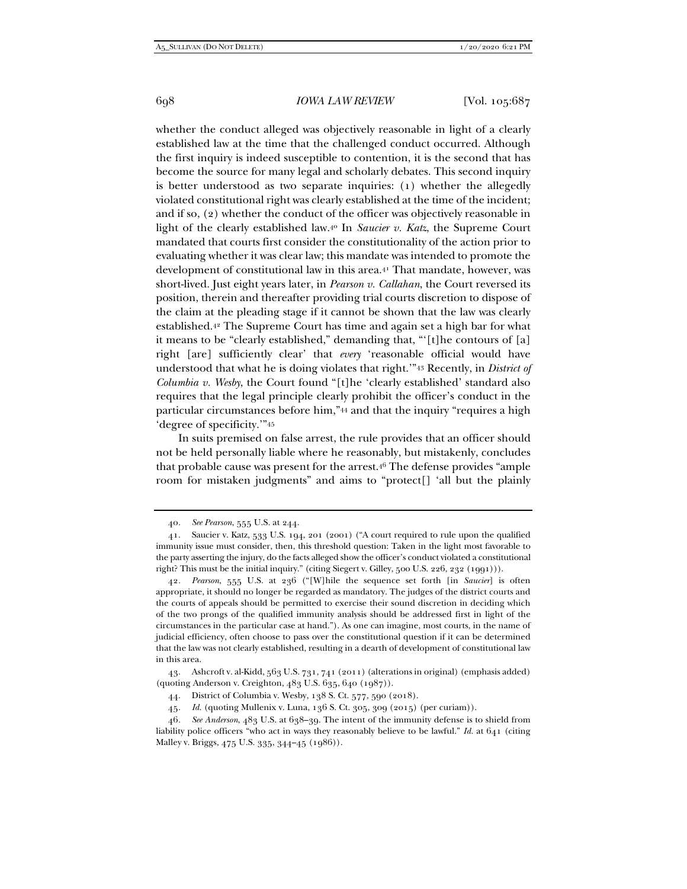whether the conduct alleged was objectively reasonable in light of a clearly established law at the time that the challenged conduct occurred. Although the first inquiry is indeed susceptible to contention, it is the second that has become the source for many legal and scholarly debates. This second inquiry is better understood as two separate inquiries: (1) whether the allegedly violated constitutional right was clearly established at the time of the incident; and if so, (2) whether the conduct of the officer was objectively reasonable in light of the clearly established law.[40] In *Saucier v. Katz*, the Supreme Court mandated that courts first consider the constitutionality of the action prior to evaluating whether it was clear law; this mandate was intended to promote the development of constitutional law in this area.[41] That mandate, however, was short-lived. Just eight years later, in *Pearson v. Callahan*, the Court reversed its position, therein and thereafter providing trial courts discretion to dispose of the claim at the pleading stage if it cannot be shown that the law was clearly established.[42] The Supreme Court has time and again set a high bar for what it means to be "clearly established," demanding that, "'[t]he contours of [a] right [are] sufficiently clear' that *every* 'reasonable official would have understood that what he is doing violates that right.'"[43] Recently, in *District of Columbia v. Wesby*, the Court found "[t]he 'clearly established' standard also requires that the legal principle clearly prohibit the officer's conduct in the particular circumstances before him,"[44] and that the inquiry "requires a high 'degree of specificity.'"[45]

In suits premised on false arrest, the rule provides that an officer should not be held personally liable where he reasonably, but mistakenly, concludes that probable cause was present for the arrest.[46] The defense provides "ample room for mistaken judgments" and aims to "protect[] 'all but the plainly

---

40. *See Pearson*, 555 U.S. at 244.

41. Saucier v. Katz, 533 U.S. 194, 201 (2001) ("A court required to rule upon the qualified immunity issue must consider, then, this threshold question: Taken in the light most favorable to the party asserting the injury, do the facts alleged show the officer's conduct violated a constitutional right? This must be the initial inquiry." (citing Siegert v. Gilley, 500 U.S. 226, 232 (1991))).

42. *Pearson*, 555 U.S. at 236 ("[W]hile the sequence set forth [in *Saucier*] is often appropriate, it should no longer be regarded as mandatory. The judges of the district courts and the courts of appeals should be permitted to exercise their sound discretion in deciding which of the two prongs of the qualified immunity analysis should be addressed first in light of the circumstances in the particular case at hand."). As one can imagine, most courts, in the name of judicial efficiency, often choose to pass over the constitutional question if it can be determined that the law was not clearly established, resulting in a dearth of development of constitutional law in this area.

43. Ashcroft v. al-Kidd, 563 U.S. 731, 741 (2011) (alterations in original) (emphasis added) (quoting Anderson v. Creighton, 483 U.S. 635, 640 (1987)).

44. District of Columbia v. Wesby, 138 S. Ct. 577, 590 (2018).

45. *Id.* (quoting Mullenix v. Luna, 136 S. Ct. 305, 309 (2015) (per curiam)).

46. *See Anderson*, 483 U.S. at 638–39. The intent of the immunity defense is to shield from liability police officers "who act in ways they reasonably believe to be lawful." *Id.* at 641 (citing Malley v. Briggs, 475 U.S. 335, 344–45 (1986)).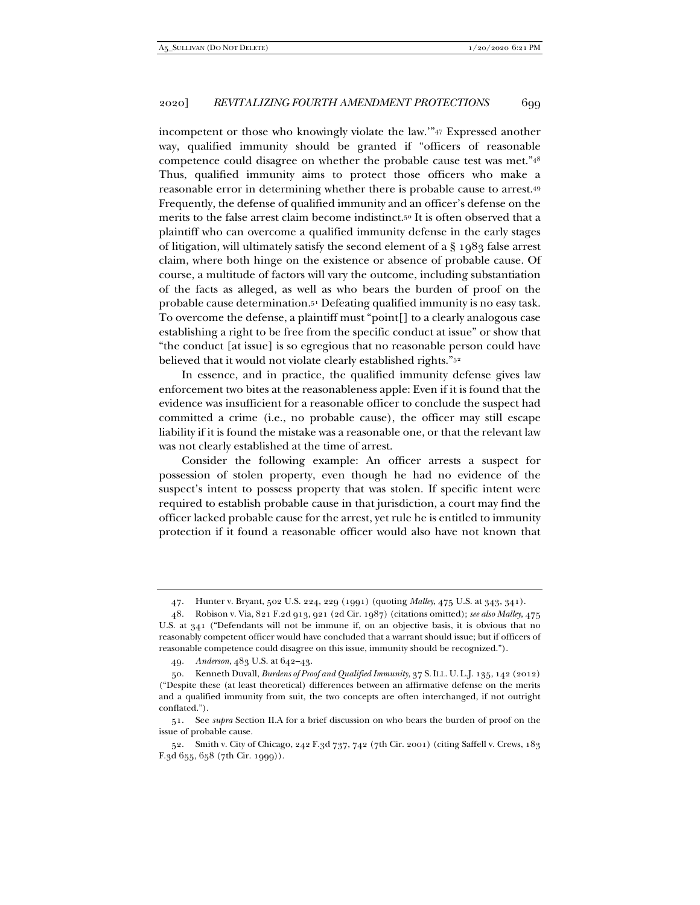incompetent or those who knowingly violate the law.'"[47] Expressed another way, qualified immunity should be granted if "officers of reasonable competence could disagree on whether the probable cause test was met."[48] Thus, qualified immunity aims to protect those officers who make a reasonable error in determining whether there is probable cause to arrest.[49] Frequently, the defense of qualified immunity and an officer's defense on the merits to the false arrest claim become indistinct.[50] It is often observed that a plaintiff who can overcome a qualified immunity defense in the early stages of litigation, will ultimately satisfy the second element of a § 1983 false arrest claim, where both hinge on the existence or absence of probable cause. Of course, a multitude of factors will vary the outcome, including substantiation of the facts as alleged, as well as who bears the burden of proof on the probable cause determination.[51] Defeating qualified immunity is no easy task. To overcome the defense, a plaintiff must "point[] to a clearly analogous case establishing a right to be free from the specific conduct at issue" or show that "the conduct [at issue] is so egregious that no reasonable person could have believed that it would not violate clearly established rights."[52]

In essence, and in practice, the qualified immunity defense gives law enforcement two bites at the reasonableness apple: Even if it is found that the evidence was insufficient for a reasonable officer to conclude the suspect had committed a crime (i.e., no probable cause), the officer may still escape liability if it is found the mistake was a reasonable one, or that the relevant law was not clearly established at the time of arrest.

Consider the following example: An officer arrests a suspect for possession of stolen property, even though he had no evidence of the suspect's intent to possess property that was stolen. If specific intent were required to establish probable cause in that jurisdiction, a court may find the officer lacked probable cause for the arrest, yet rule he is entitled to immunity protection if it found a reasonable officer would also have not known that

---

47. Hunter v. Bryant, 502 U.S. 224, 229 (1991) (quoting *Malley*, 475 U.S. at 343, 341).

48. Robison v. Via, 821 F.2d 913, 921 (2d Cir. 1987) (citations omitted); *see also Malley*, 475 U.S. at 341 ("Defendants will not be immune if, on an objective basis, it is obvious that no reasonably competent officer would have concluded that a warrant should issue; but if officers of reasonable competence could disagree on this issue, immunity should be recognized.").

49. *Anderson*, 483 U.S. at 642–43.

50. Kenneth Duvall, *Burdens of Proof and Qualified Immunity*, 37 S. ILL. U. L.J. 135, 142 (2012) ("Despite these (at least theoretical) differences between an affirmative defense on the merits and a qualified immunity from suit, the two concepts are often interchanged, if not outright conflated.").

51. See *supra* Section II.A for a brief discussion on who bears the burden of proof on the issue of probable cause.

52. Smith v. City of Chicago, 242 F.3d 737, 742 (7th Cir. 2001) (citing Saffell v. Crews, 183 F.3d 655, 658 (7th Cir. 1999)).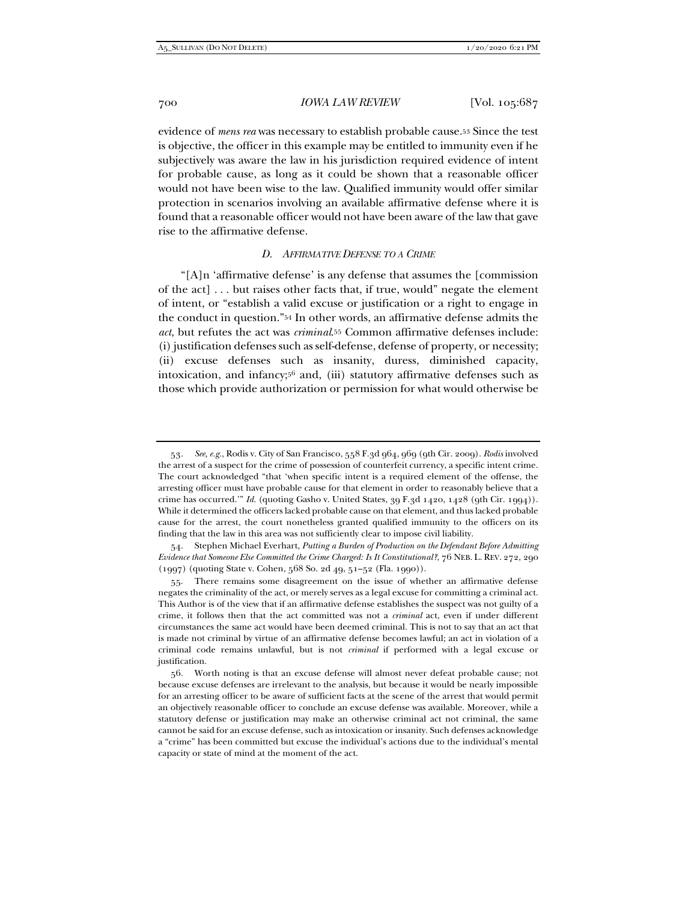evidence of *mens rea* was necessary to establish probable cause.[53] Since the test is objective, the officer in this example may be entitled to immunity even if he subjectively was aware the law in his jurisdiction required evidence of intent for probable cause, as long as it could be shown that a reasonable officer would not have been wise to the law. Qualified immunity would offer similar protection in scenarios involving an available affirmative defense where it is found that a reasonable officer would not have been aware of the law that gave rise to the affirmative defense.

### *D. Affirmative Defense to a Crime*

"[A]n 'affirmative defense' is any defense that assumes the [commission of the act] . . . but raises other facts that, if true, would" negate the element of intent, or "establish a valid excuse or justification or a right to engage in the conduct in question."[54] In other words, an affirmative defense admits the *act*, but refutes the act was *criminal*.[55] Common affirmative defenses include: (i) justification defenses such as self-defense, defense of property, or necessity; (ii) excuse defenses such as insanity, duress, diminished capacity, intoxication, and infancy;[56] and, (iii) statutory affirmative defenses such as those which provide authorization or permission for what would otherwise be

---

53. *See, e.g.*, Rodis v. City of San Francisco, 558 F.3d 964, 969 (9th Cir. 2009). *Rodis* involved the arrest of a suspect for the crime of possession of counterfeit currency, a specific intent crime. The court acknowledged "that 'when specific intent is a required element of the offense, the arresting officer must have probable cause for that element in order to reasonably believe that a crime has occurred.'" *Id.* (quoting Gasho v. United States, 39 F.3d 1420, 1428 (9th Cir. 1994)). While it determined the officers lacked probable cause on that element, and thus lacked probable cause for the arrest, the court nonetheless granted qualified immunity to the officers on its finding that the law in this area was not sufficiently clear to impose civil liability.

54. Stephen Michael Everhart, *Putting a Burden of Production on the Defendant Before Admitting Evidence that Someone Else Committed the Crime Charged: Is It Constitutional?*, 76 NEB. L. REV. 272, 290 (1997) (quoting State v. Cohen, 568 So. 2d 49, 51–52 (Fla. 1990)).

55. There remains some disagreement on the issue of whether an affirmative defense negates the criminality of the act, or merely serves as a legal excuse for committing a criminal act. This Author is of the view that if an affirmative defense establishes the suspect was not guilty of a crime, it follows then that the act committed was not a *criminal* act, even if under different circumstances the same act would have been deemed criminal. This is not to say that an act that is made not criminal by virtue of an affirmative defense becomes lawful; an act in violation of a criminal code remains unlawful, but is not *criminal* if performed with a legal excuse or justification.

56. Worth noting is that an excuse defense will almost never defeat probable cause; not because excuse defenses are irrelevant to the analysis, but because it would be nearly impossible for an arresting officer to be aware of sufficient facts at the scene of the arrest that would permit an objectively reasonable officer to conclude an excuse defense was available. Moreover, while a statutory defense or justification may make an otherwise criminal act not criminal, the same cannot be said for an excuse defense, such as intoxication or insanity. Such defenses acknowledge a "crime" has been committed but excuse the individual's actions due to the individual's mental capacity or state of mind at the moment of the act.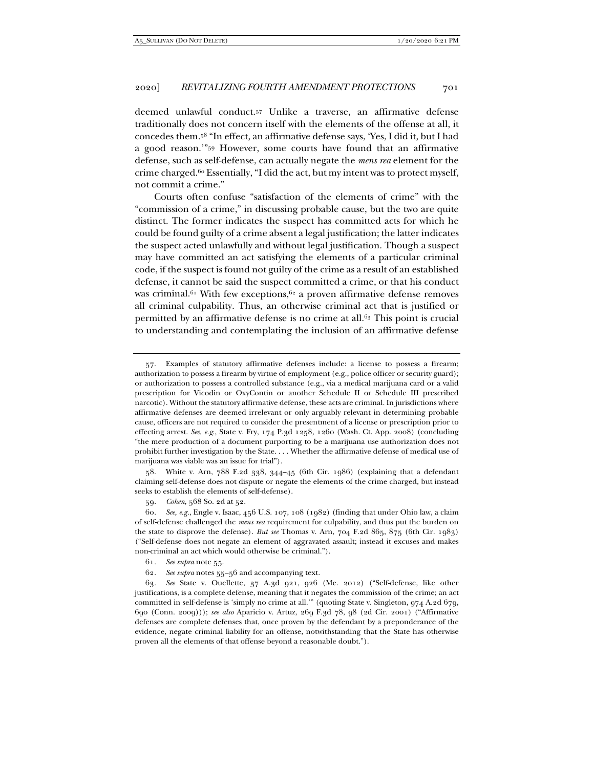deemed unlawful conduct.[57] Unlike a traverse, an affirmative defense traditionally does not concern itself with the elements of the offense at all, it concedes them.[58] "In effect, an affirmative defense says, 'Yes, I did it, but I had a good reason.'"[59] However, some courts have found that an affirmative defense, such as self-defense, can actually negate the *mens rea* element for the crime charged.[60] Essentially, "I did the act, but my intent was to protect myself, not commit a crime."

Courts often confuse "satisfaction of the elements of crime" with the "commission of a crime," in discussing probable cause, but the two are quite distinct. The former indicates the suspect has committed acts for which he could be found guilty of a crime absent a legal justification; the latter indicates the suspect acted unlawfully and without legal justification. Though a suspect may have committed an act satisfying the elements of a particular criminal code, if the suspect is found not guilty of the crime as a result of an established defense, it cannot be said the suspect committed a crime, or that his conduct was criminal.[61] With few exceptions,[62] a proven affirmative defense removes all criminal culpability. Thus, an otherwise criminal act that is justified or permitted by an affirmative defense is no crime at all.[63] This point is crucial to understanding and contemplating the inclusion of an affirmative defense

---

57. Examples of statutory affirmative defenses include: a license to possess a firearm; authorization to possess a firearm by virtue of employment (e.g., police officer or security guard); or authorization to possess a controlled substance (e.g., via a medical marijuana card or a valid prescription for Vicodin or OxyContin or another Schedule II or Schedule III prescribed narcotic). Without the statutory affirmative defense, these acts are criminal. In jurisdictions where affirmative defenses are deemed irrelevant or only arguably relevant in determining probable cause, officers are not required to consider the presentment of a license or prescription prior to effecting arrest. *See, e.g.*, State v. Fry, 174 P.3d 1258, 1260 (Wash. Ct. App. 2008) (concluding "the mere production of a document purporting to be a marijuana use authorization does not prohibit further investigation by the State. . . . Whether the affirmative defense of medical use of marijuana was viable was an issue for trial").

58. White v. Arn, 788 F.2d 338, 344–45 (6th Cir. 1986) (explaining that a defendant claiming self-defense does not dispute or negate the elements of the crime charged, but instead seeks to establish the elements of self-defense).

59. *Cohen*, 568 So. 2d at 52.

60. *See, e.g.*, Engle v. Isaac, 456 U.S. 107, 108 (1982) (finding that under Ohio law, a claim of self-defense challenged the *mens rea* requirement for culpability, and thus put the burden on the state to disprove the defense). *But see* Thomas v. Arn, 704 F.2d 865, 875 (6th Cir. 1983) ("Self-defense does not negate an element of aggravated assault; instead it excuses and makes non-criminal an act which would otherwise be criminal.").

61. *See supra* note 55.

62. *See supra* notes 55–56 and accompanying text.

63. *See* State v. Ouellette, 37 A.3d 921, 926 (Me. 2012) ("Self-defense, like other justifications, is a complete defense, meaning that it negates the commission of the crime; an act committed in self-defense is 'simply no crime at all.'" (quoting State v. Singleton, 974 A.2d 679, 690 (Conn. 2009))); *see also* Aparicio v. Artuz, 269 F.3d 78, 98 (2d Cir. 2001) ("Affirmative defenses are complete defenses that, once proven by the defendant by a preponderance of the evidence, negate criminal liability for an offense, notwithstanding that the State has otherwise proven all the elements of that offense beyond a reasonable doubt.").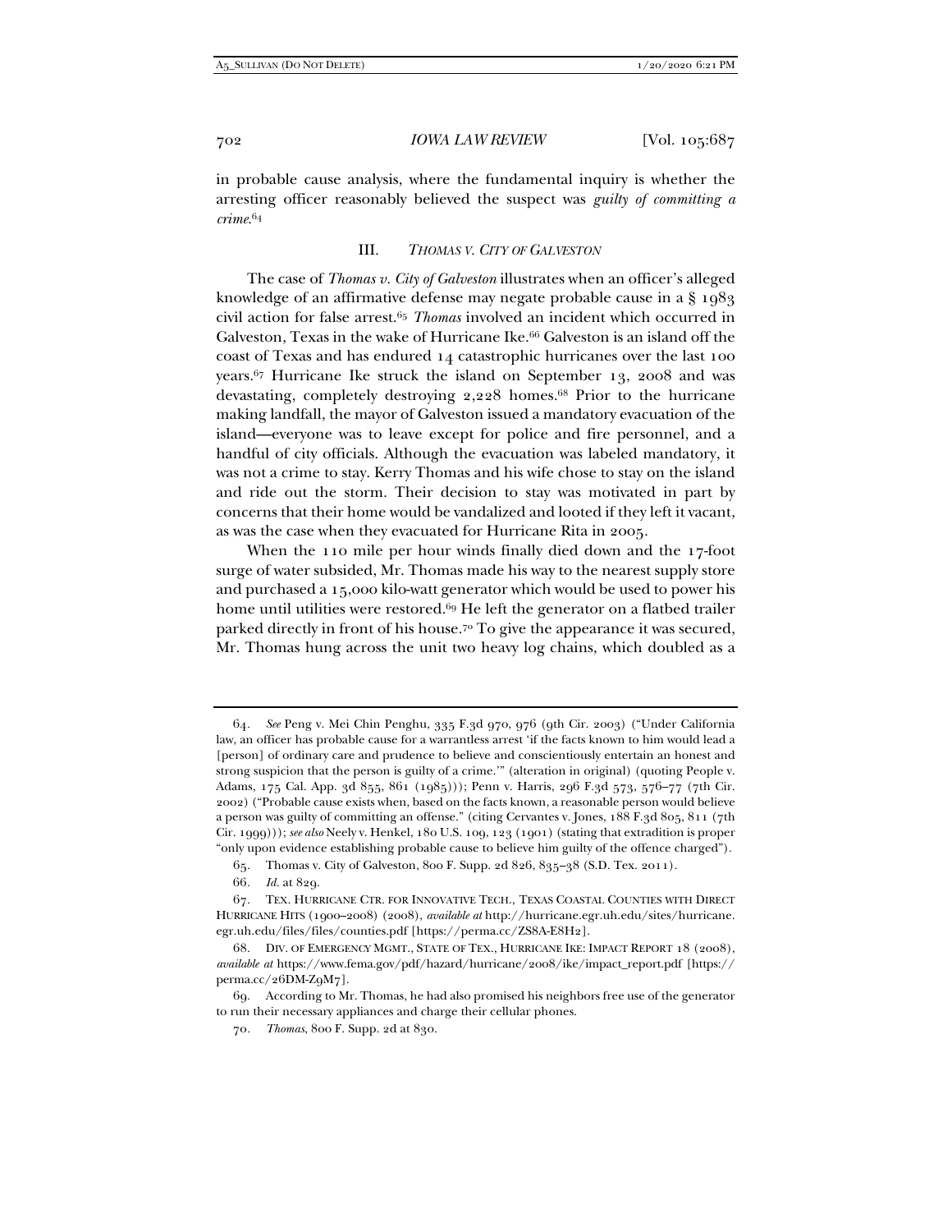in probable cause analysis, where the fundamental inquiry is whether the arresting officer reasonably believed the suspect was *guilty of committing a crime*.[64]

## III. *THOMAS V. CITY OF GALVESTON*

The case of *Thomas v. City of Galveston* illustrates when an officer's alleged knowledge of an affirmative defense may negate probable cause in a § 1983 civil action for false arrest.[65] *Thomas* involved an incident which occurred in Galveston, Texas in the wake of Hurricane Ike.[66] Galveston is an island off the coast of Texas and has endured 14 catastrophic hurricanes over the last 100 years.[67] Hurricane Ike struck the island on September 13, 2008 and was devastating, completely destroying 2,228 homes.[68] Prior to the hurricane making landfall, the mayor of Galveston issued a mandatory evacuation of the island—everyone was to leave except for police and fire personnel, and a handful of city officials. Although the evacuation was labeled mandatory, it was not a crime to stay. Kerry Thomas and his wife chose to stay on the island and ride out the storm. Their decision to stay was motivated in part by concerns that their home would be vandalized and looted if they left it vacant, as was the case when they evacuated for Hurricane Rita in 2005.

When the 110 mile per hour winds finally died down and the 17-foot surge of water subsided, Mr. Thomas made his way to the nearest supply store and purchased a 15,000 kilo-watt generator which would be used to power his home until utilities were restored.[69] He left the generator on a flatbed trailer parked directly in front of his house.[70] To give the appearance it was secured, Mr. Thomas hung across the unit two heavy log chains, which doubled as a

---

64. *See* Peng v. Mei Chin Penghu, 335 F.3d 970, 976 (9th Cir. 2003) ("Under California law, an officer has probable cause for a warrantless arrest 'if the facts known to him would lead a [person] of ordinary care and prudence to believe and conscientiously entertain an honest and strong suspicion that the person is guilty of a crime.'" (alteration in original) (quoting People v. Adams, 175 Cal. App. 3d 855, 861 (1985))); Penn v. Harris, 296 F.3d 573, 576–77 (7th Cir. 2002) ("Probable cause exists when, based on the facts known, a reasonable person would believe a person was guilty of committing an offense." (citing Cervantes v. Jones, 188 F.3d 805, 811 (7th Cir. 1999))); *see also* Neely v. Henkel, 180 U.S. 109, 123 (1901) (stating that extradition is proper "only upon evidence establishing probable cause to believe him guilty of the offence charged").

65. Thomas v. City of Galveston, 800 F. Supp. 2d 826, 835–38 (S.D. Tex. 2011).

66. *Id.* at 829.

67. TEX. HURRICANE CTR. FOR INNOVATIVE TECH., TEXAS COASTAL COUNTIES WITH DIRECT HURRICANE HITS (1900–2008) (2008), *available at* http://hurricane.egr.uh.edu/sites/hurricane.egr.uh.edu/files/files/counties.pdf [https://perma.cc/ZS8A-E8H2].

68. DIV. OF EMERGENCY MGMT., STATE OF TEX., HURRICANE IKE: IMPACT REPORT 18 (2008), *available at* https://www.fema.gov/pdf/hazard/hurricane/2008/ike/impact_report.pdf [https://perma.cc/26DM-Z9M7].

69. According to Mr. Thomas, he had also promised his neighbors free use of the generator to run their necessary appliances and charge their cellular phones.

70. *Thomas*, 800 F. Supp. 2d at 830.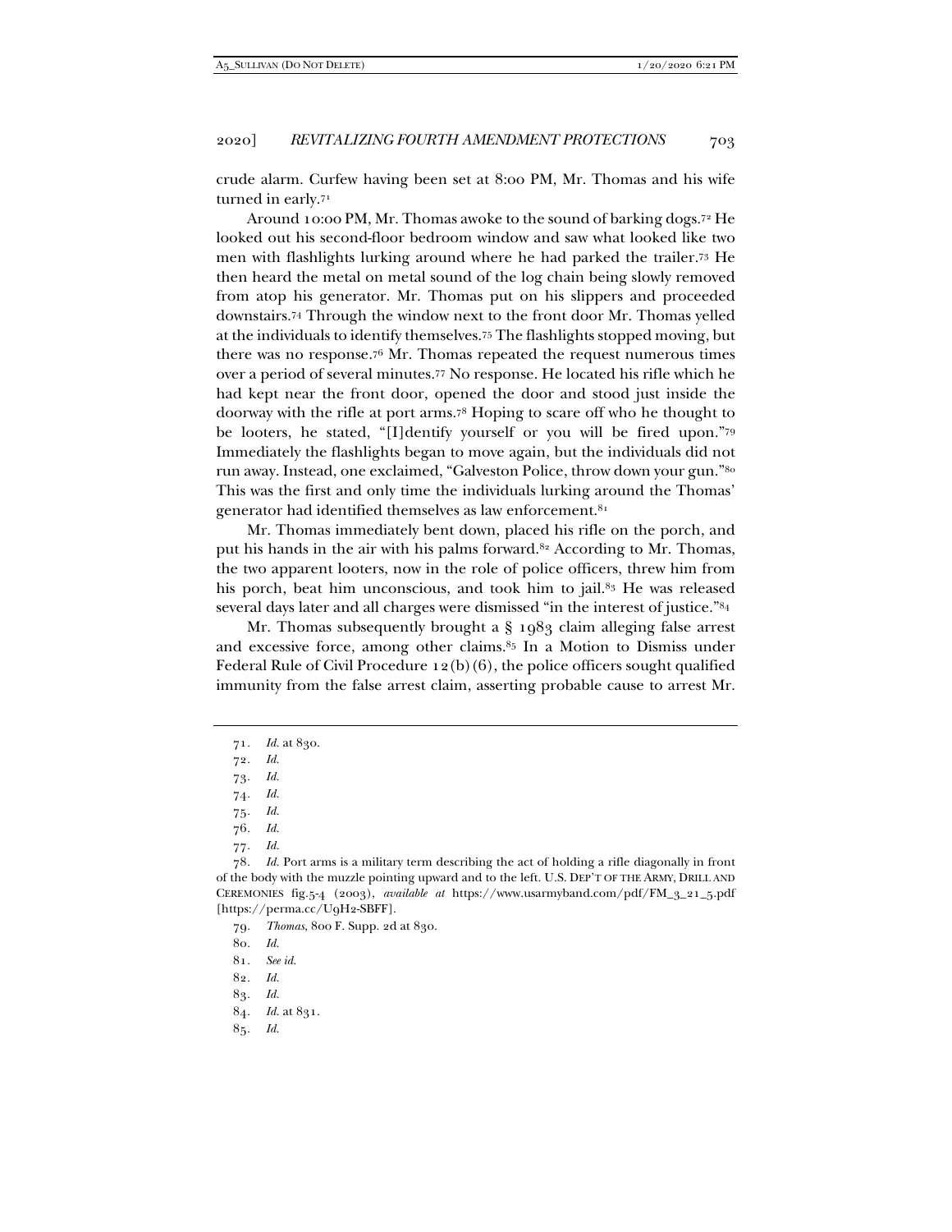crude alarm. Curfew having been set at 8:00 PM, Mr. Thomas and his wife turned in early.[71]

Around 10:00 PM, Mr. Thomas awoke to the sound of barking dogs.[72] He looked out his second-floor bedroom window and saw what looked like two men with flashlights lurking around where he had parked the trailer.[73] He then heard the metal on metal sound of the log chain being slowly removed from atop his generator. Mr. Thomas put on his slippers and proceeded downstairs.[74] Through the window next to the front door Mr. Thomas yelled at the individuals to identify themselves.[75] The flashlights stopped moving, but there was no response.[76] Mr. Thomas repeated the request numerous times over a period of several minutes.[77] No response. He located his rifle which he had kept near the front door, opened the door and stood just inside the doorway with the rifle at port arms.[78] Hoping to scare off who he thought to be looters, he stated, "[I]dentify yourself or you will be fired upon."[79] Immediately the flashlights began to move again, but the individuals did not run away. Instead, one exclaimed, "Galveston Police, throw down your gun."[80] This was the first and only time the individuals lurking around the Thomas' generator had identified themselves as law enforcement.[81]

Mr. Thomas immediately bent down, placed his rifle on the porch, and put his hands in the air with his palms forward.[82] According to Mr. Thomas, the two apparent looters, now in the role of police officers, threw him from his porch, beat him unconscious, and took him to jail.[83] He was released several days later and all charges were dismissed "in the interest of justice."[84]

Mr. Thomas subsequently brought a § 1983 claim alleging false arrest and excessive force, among other claims.[85] In a Motion to Dismiss under Federal Rule of Civil Procedure 12(b)(6), the police officers sought qualified immunity from the false arrest claim, asserting probable cause to arrest Mr.

---

71. *Id.* at 830.

72. *Id.*

73. *Id.*

74. *Id.*

75. *Id.*

76. *Id.*

77. *Id.*

78. *Id.* Port arms is a military term describing the act of holding a rifle diagonally in front of the body with the muzzle pointing upward and to the left. U.S. DEP'T OF THE ARMY, DRILL AND CEREMONIES fig.5-4 (2003), *available at* https://www.usarmyband.com/pdf/FM_3_21_5.pdf [https://perma.cc/U9H2-SBFF].

79. *Thomas*, 800 F. Supp. 2d at 830.

80. *Id.*

81. *See id.*

82. *Id.*

83. *Id.*

84. *Id.* at 831.

85. *Id.*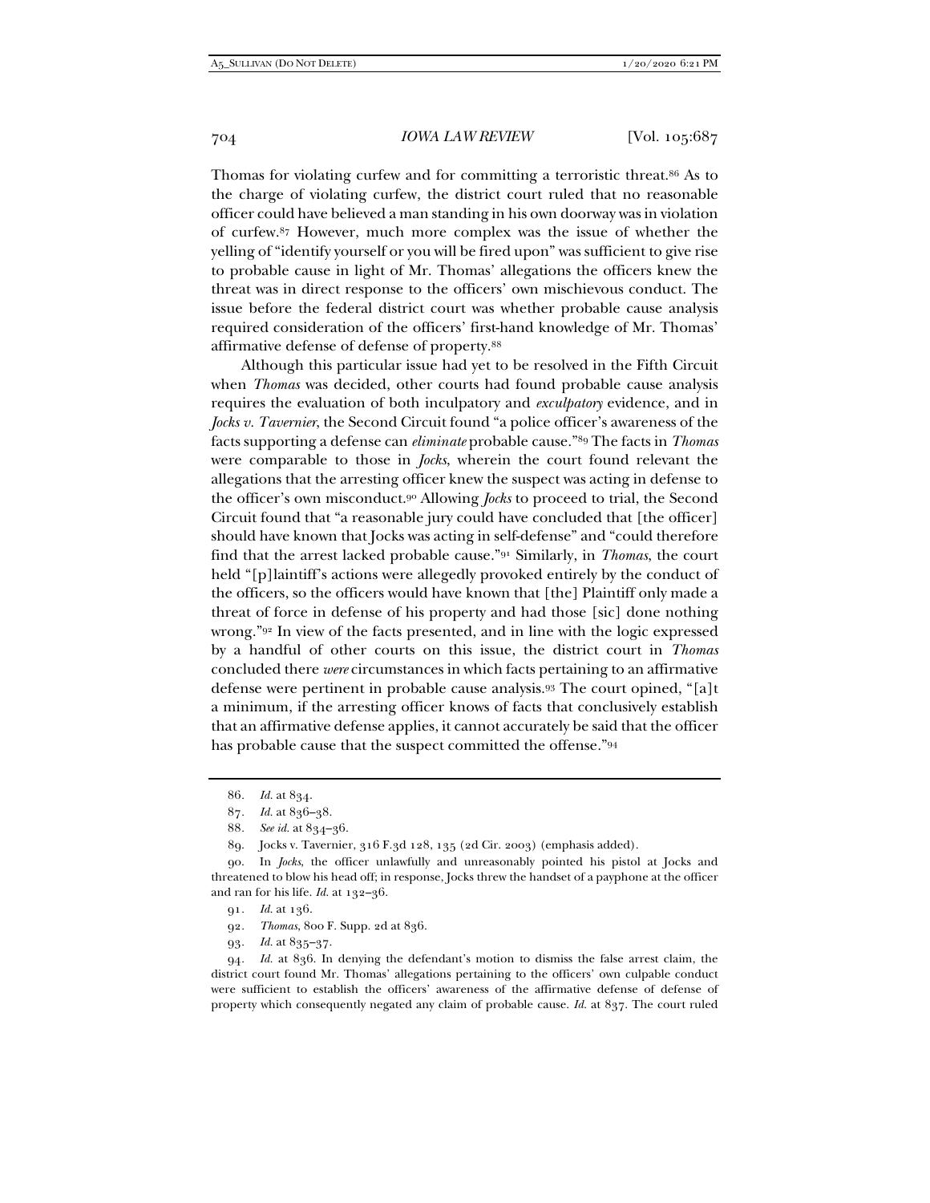Thomas for violating curfew and for committing a terroristic threat.[86] As to the charge of violating curfew, the district court ruled that no reasonable officer could have believed a man standing in his own doorway was in violation of curfew.[87] However, much more complex was the issue of whether the yelling of "identify yourself or you will be fired upon" was sufficient to give rise to probable cause in light of Mr. Thomas' allegations the officers knew the threat was in direct response to the officers' own mischievous conduct. The issue before the federal district court was whether probable cause analysis required consideration of the officers' first-hand knowledge of Mr. Thomas' affirmative defense of defense of property.[88]

Although this particular issue had yet to be resolved in the Fifth Circuit when *Thomas* was decided, other courts had found probable cause analysis requires the evaluation of both inculpatory and *exculpatory* evidence, and in *Jocks v. Tavernier*, the Second Circuit found "a police officer's awareness of the facts supporting a defense can *eliminate* probable cause."[89] The facts in *Thomas* were comparable to those in *Jocks*, wherein the court found relevant the allegations that the arresting officer knew the suspect was acting in defense to the officer's own misconduct.[90] Allowing *Jocks* to proceed to trial, the Second Circuit found that "a reasonable jury could have concluded that [the officer] should have known that Jocks was acting in self-defense" and "could therefore find that the arrest lacked probable cause."[91] Similarly, in *Thomas*, the court held "[p]laintiff's actions were allegedly provoked entirely by the conduct of the officers, so the officers would have known that [the] Plaintiff only made a threat of force in defense of his property and had those [sic] done nothing wrong."[92] In view of the facts presented, and in line with the logic expressed by a handful of other courts on this issue, the district court in *Thomas* concluded there *were* circumstances in which facts pertaining to an affirmative defense were pertinent in probable cause analysis.[93] The court opined, "[a]t a minimum, if the arresting officer knows of facts that conclusively establish that an affirmative defense applies, it cannot accurately be said that the officer has probable cause that the suspect committed the offense."[94]

---

86. *Id.* at 834.

87. *Id.* at 836–38.

88. *See id.* at 834–36.

89. Jocks v. Tavernier, 316 F.3d 128, 135 (2d Cir. 2003) (emphasis added).

90. In *Jocks*, the officer unlawfully and unreasonably pointed his pistol at Jocks and threatened to blow his head off; in response, Jocks threw the handset of a payphone at the officer and ran for his life. *Id.* at 132–36.

91. *Id.* at 136.

92. *Thomas*, 800 F. Supp. 2d at 836.

93. *Id.* at 835–37.

94. *Id.* at 836. In denying the defendant's motion to dismiss the false arrest claim, the district court found Mr. Thomas' allegations pertaining to the officers' own culpable conduct were sufficient to establish the officers' awareness of the affirmative defense of defense of property which consequently negated any claim of probable cause. *Id.* at 837. The court ruled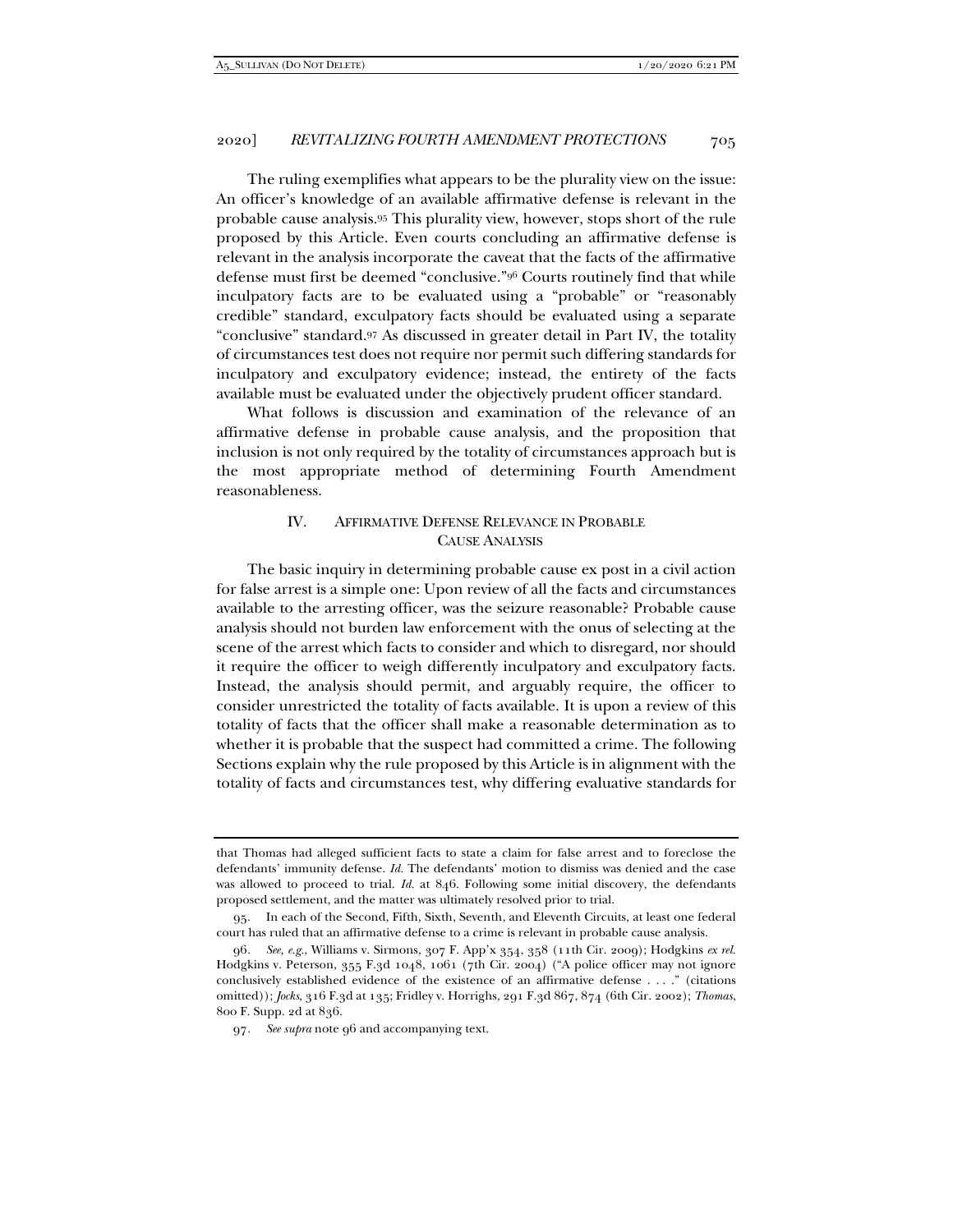The ruling exemplifies what appears to be the plurality view on the issue: An officer's knowledge of an available affirmative defense is relevant in the probable cause analysis.[95] This plurality view, however, stops short of the rule proposed by this Article. Even courts concluding an affirmative defense is relevant in the analysis incorporate the caveat that the facts of the affirmative defense must first be deemed "conclusive."[96] Courts routinely find that while inculpatory facts are to be evaluated using a "probable" or "reasonably credible" standard, exculpatory facts should be evaluated using a separate "conclusive" standard.[97] As discussed in greater detail in Part IV, the totality of circumstances test does not require nor permit such differing standards for inculpatory and exculpatory evidence; instead, the entirety of the facts available must be evaluated under the objectively prudent officer standard.

What follows is discussion and examination of the relevance of an affirmative defense in probable cause analysis, and the proposition that inclusion is not only required by the totality of circumstances approach but is the most appropriate method of determining Fourth Amendment reasonableness.

## IV. AFFIRMATIVE DEFENSE RELEVANCE IN PROBABLE CAUSE ANALYSIS

The basic inquiry in determining probable cause ex post in a civil action for false arrest is a simple one: Upon review of all the facts and circumstances available to the arresting officer, was the seizure reasonable? Probable cause analysis should not burden law enforcement with the onus of selecting at the scene of the arrest which facts to consider and which to disregard, nor should it require the officer to weigh differently inculpatory and exculpatory facts. Instead, the analysis should permit, and arguably require, the officer to consider unrestricted the totality of facts available. It is upon a review of this totality of facts that the officer shall make a reasonable determination as to whether it is probable that the suspect had committed a crime. The following Sections explain why the rule proposed by this Article is in alignment with the totality of facts and circumstances test, why differing evaluative standards for

---

that Thomas had alleged sufficient facts to state a claim for false arrest and to foreclose the defendants' immunity defense. *Id.* The defendants' motion to dismiss was denied and the case was allowed to proceed to trial. *Id.* at 846. Following some initial discovery, the defendants proposed settlement, and the matter was ultimately resolved prior to trial.

95. In each of the Second, Fifth, Sixth, Seventh, and Eleventh Circuits, at least one federal court has ruled that an affirmative defense to a crime is relevant in probable cause analysis.

96. *See, e.g.*, Williams v. Sirmons, 307 F. App'x 354, 358 (11th Cir. 2009); Hodgkins *ex rel.* Hodgkins v. Peterson, 355 F.3d 1048, 1061 (7th Cir. 2004) ("A police officer may not ignore conclusively established evidence of the existence of an affirmative defense . . . ." (citations omitted)); *Jocks*, 316 F.3d at 135; Fridley v. Horrighs, 291 F.3d 867, 874 (6th Cir. 2002); *Thomas*, 800 F. Supp. 2d at 836.

97. *See supra* note 96 and accompanying text.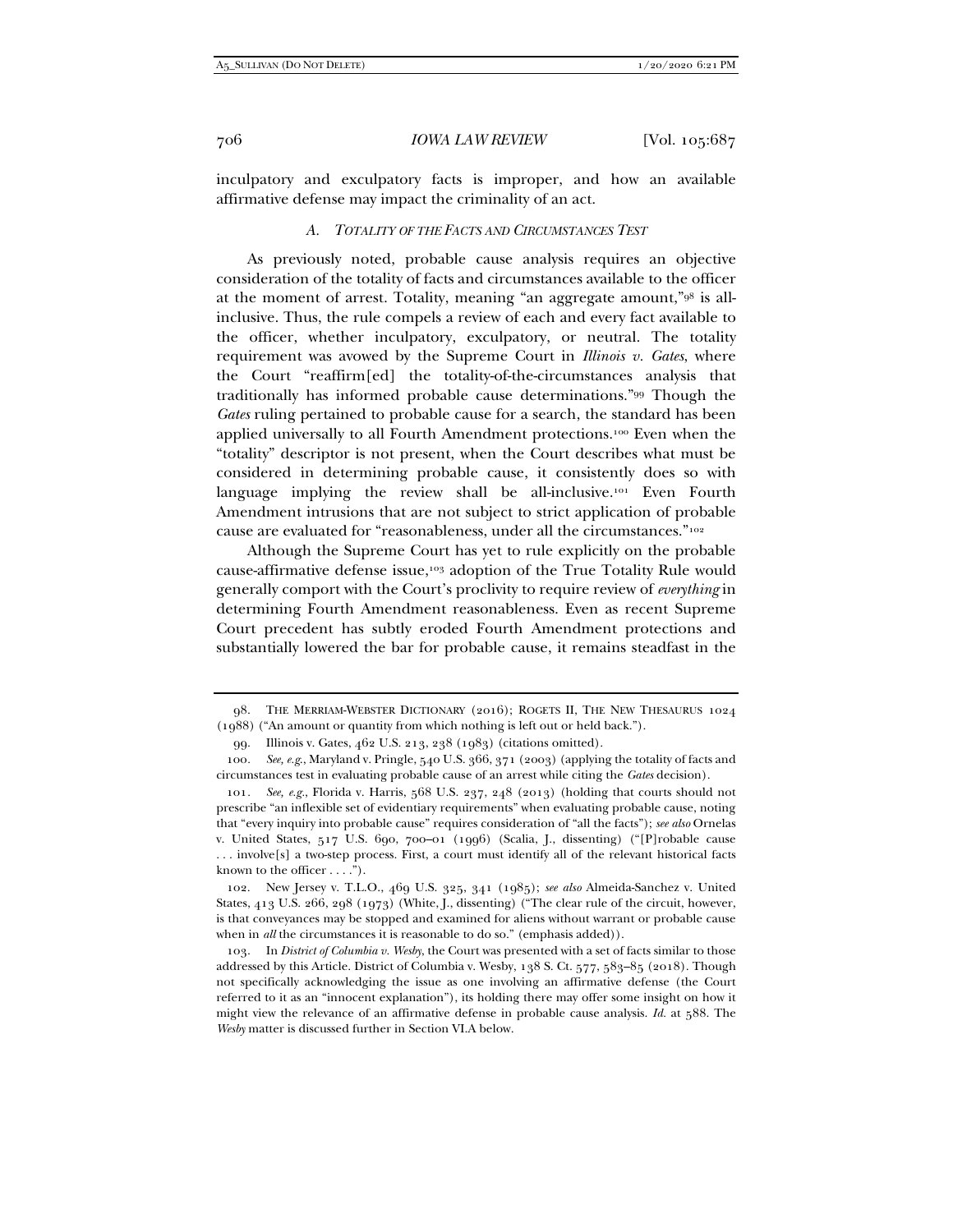inculpatory and exculpatory facts is improper, and how an available affirmative defense may impact the criminality of an act.

### *A. Totality of the Facts and Circumstances Test*

As previously noted, probable cause analysis requires an objective consideration of the totality of facts and circumstances available to the officer at the moment of arrest. Totality, meaning "an aggregate amount,"[98] is all-inclusive. Thus, the rule compels a review of each and every fact available to the officer, whether inculpatory, exculpatory, or neutral. The totality requirement was avowed by the Supreme Court in *Illinois v. Gates*, where the Court "reaffirm[ed] the totality-of-the-circumstances analysis that traditionally has informed probable cause determinations."[99] Though the *Gates* ruling pertained to probable cause for a search, the standard has been applied universally to all Fourth Amendment protections.[100] Even when the "totality" descriptor is not present, when the Court describes what must be considered in determining probable cause, it consistently does so with language implying the review shall be all-inclusive.[101] Even Fourth Amendment intrusions that are not subject to strict application of probable cause are evaluated for "reasonableness, under all the circumstances."[102]

Although the Supreme Court has yet to rule explicitly on the probable cause-affirmative defense issue,[103] adoption of the True Totality Rule would generally comport with the Court's proclivity to require review of *everything* in determining Fourth Amendment reasonableness. Even as recent Supreme Court precedent has subtly eroded Fourth Amendment protections and substantially lowered the bar for probable cause, it remains steadfast in the

---

98. The Merriam-Webster Dictionary (2016); Rogets II, The New Thesaurus 1024 (1988) ("An amount or quantity from which nothing is left out or held back.").

99. Illinois v. Gates, 462 U.S. 213, 238 (1983) (citations omitted).

100. *See, e.g.*, Maryland v. Pringle, 540 U.S. 366, 371 (2003) (applying the totality of facts and circumstances test in evaluating probable cause of an arrest while citing the *Gates* decision).

101. *See, e.g.*, Florida v. Harris, 568 U.S. 237, 248 (2013) (holding that courts should not prescribe "an inflexible set of evidentiary requirements" when evaluating probable cause, noting that "every inquiry into probable cause" requires consideration of "all the facts"); *see also* Ornelas v. United States, 517 U.S. 690, 700–01 (1996) (Scalia, J., dissenting) ("[P]robable cause . . . involve[s] a two-step process. First, a court must identify all of the relevant historical facts known to the officer . . . .").

102. New Jersey v. T.L.O., 469 U.S. 325, 341 (1985); *see also* Almeida-Sanchez v. United States, 413 U.S. 266, 298 (1973) (White, J., dissenting) ("The clear rule of the circuit, however, is that conveyances may be stopped and examined for aliens without warrant or probable cause when in *all* the circumstances it is reasonable to do so." (emphasis added)).

103. In *District of Columbia v. Wesby*, the Court was presented with a set of facts similar to those addressed by this Article. District of Columbia v. Wesby, 138 S. Ct. 577, 583–85 (2018). Though not specifically acknowledging the issue as one involving an affirmative defense (the Court referred to it as an "innocent explanation"), its holding there may offer some insight on how it might view the relevance of an affirmative defense in probable cause analysis. *Id.* at 588. The *Wesby* matter is discussed further in Section VI.A below.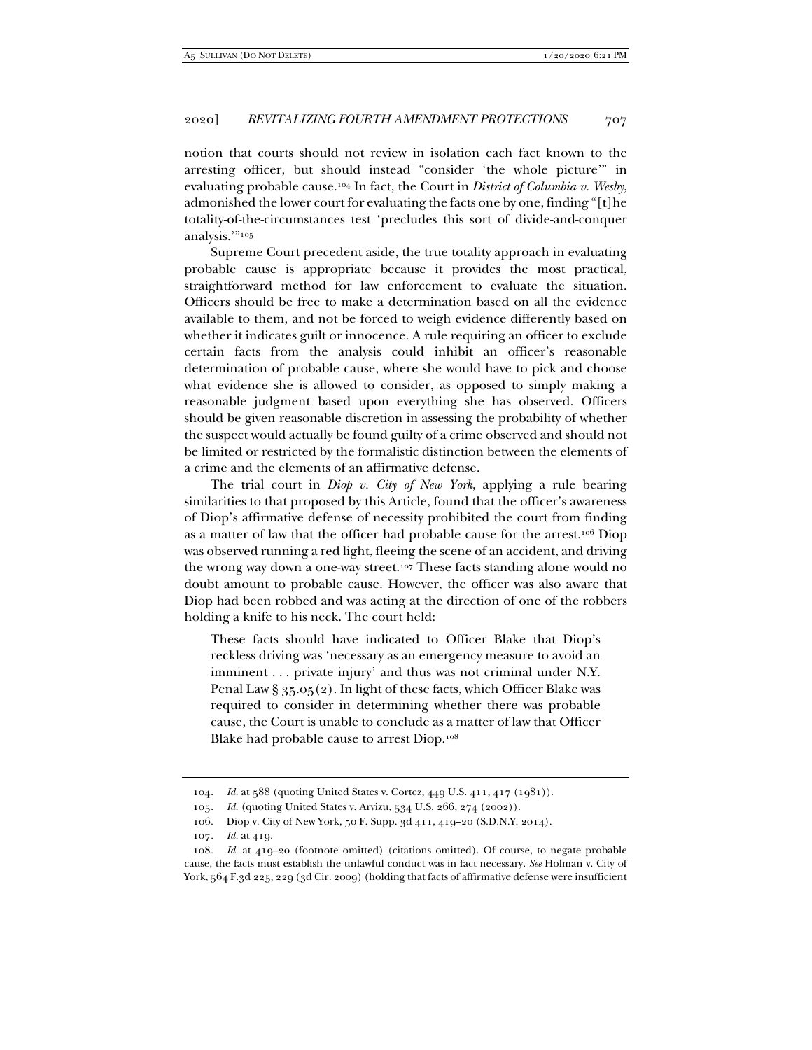notion that courts should not review in isolation each fact known to the arresting officer, but should instead "consider 'the whole picture'" in evaluating probable cause.[104] In fact, the Court in *District of Columbia v. Wesby*, admonished the lower court for evaluating the facts one by one, finding "[t]he totality-of-the-circumstances test 'precludes this sort of divide-and-conquer analysis.'"[105]

Supreme Court precedent aside, the true totality approach in evaluating probable cause is appropriate because it provides the most practical, straightforward method for law enforcement to evaluate the situation. Officers should be free to make a determination based on all the evidence available to them, and not be forced to weigh evidence differently based on whether it indicates guilt or innocence. A rule requiring an officer to exclude certain facts from the analysis could inhibit an officer's reasonable determination of probable cause, where she would have to pick and choose what evidence she is allowed to consider, as opposed to simply making a reasonable judgment based upon everything she has observed. Officers should be given reasonable discretion in assessing the probability of whether the suspect would actually be found guilty of a crime observed and should not be limited or restricted by the formalistic distinction between the elements of a crime and the elements of an affirmative defense.

The trial court in *Diop v. City of New York*, applying a rule bearing similarities to that proposed by this Article, found that the officer's awareness of Diop's affirmative defense of necessity prohibited the court from finding as a matter of law that the officer had probable cause for the arrest.[106] Diop was observed running a red light, fleeing the scene of an accident, and driving the wrong way down a one-way street.[107] These facts standing alone would no doubt amount to probable cause. However, the officer was also aware that Diop had been robbed and was acting at the direction of one of the robbers holding a knife to his neck. The court held:

> These facts should have indicated to Officer Blake that Diop's reckless driving was 'necessary as an emergency measure to avoid an imminent . . . private injury' and thus was not criminal under N.Y. Penal Law § 35.05(2). In light of these facts, which Officer Blake was required to consider in determining whether there was probable cause, the Court is unable to conclude as a matter of law that Officer Blake had probable cause to arrest Diop.[108]

---

104. *Id.* at 588 (quoting United States v. Cortez, 449 U.S. 411, 417 (1981)).

105. *Id.* (quoting United States v. Arvizu, 534 U.S. 266, 274 (2002)).

106. Diop v. City of New York, 50 F. Supp. 3d 411, 419–20 (S.D.N.Y. 2014).

107. *Id.* at 419.

108. *Id.* at 419–20 (footnote omitted) (citations omitted). Of course, to negate probable cause, the facts must establish the unlawful conduct was in fact necessary. *See* Holman v. City of York, 564 F.3d 225, 229 (3d Cir. 2009) (holding that facts of affirmative defense were insufficient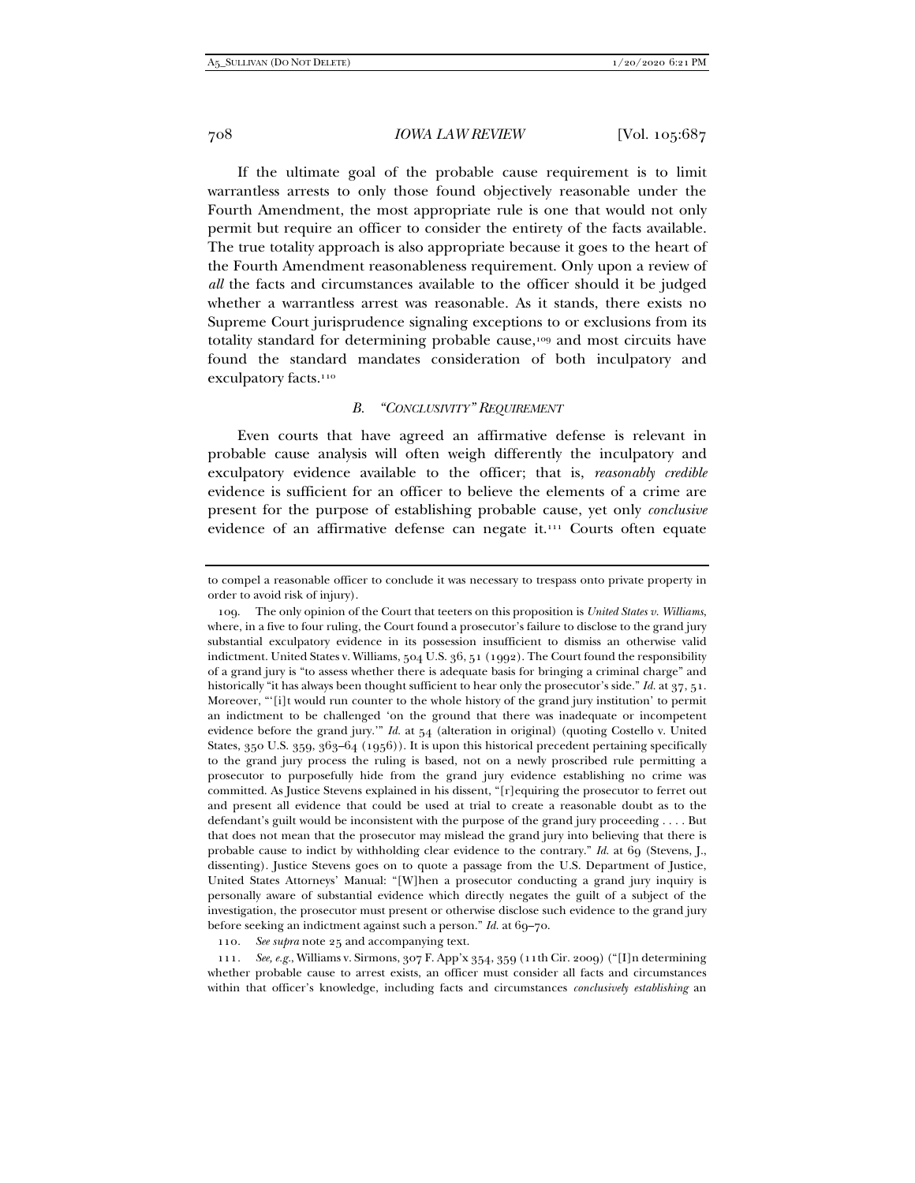If the ultimate goal of the probable cause requirement is to limit warrantless arrests to only those found objectively reasonable under the Fourth Amendment, the most appropriate rule is one that would not only permit but require an officer to consider the entirety of the facts available. The true totality approach is also appropriate because it goes to the heart of the Fourth Amendment reasonableness requirement. Only upon a review of *all* the facts and circumstances available to the officer should it be judged whether a warrantless arrest was reasonable. As it stands, there exists no Supreme Court jurisprudence signaling exceptions to or exclusions from its totality standard for determining probable cause,[109] and most circuits have found the standard mandates consideration of both inculpatory and exculpatory facts.[110]

### *B. "Conclusivity" Requirement*

Even courts that have agreed an affirmative defense is relevant in probable cause analysis will often weigh differently the inculpatory and exculpatory evidence available to the officer; that is, *reasonably credible* evidence is sufficient for an officer to believe the elements of a crime are present for the purpose of establishing probable cause, yet only *conclusive* evidence of an affirmative defense can negate it.[111] Courts often equate

---

to compel a reasonable officer to conclude it was necessary to trespass onto private property in order to avoid risk of injury).

109. The only opinion of the Court that teeters on this proposition is *United States v. Williams*, where, in a five to four ruling, the Court found a prosecutor's failure to disclose to the grand jury substantial exculpatory evidence in its possession insufficient to dismiss an otherwise valid indictment. United States v. Williams, 504 U.S. 36, 51 (1992). The Court found the responsibility of a grand jury is "to assess whether there is adequate basis for bringing a criminal charge" and historically "it has always been thought sufficient to hear only the prosecutor's side." *Id.* at 37, 51. Moreover, "'[i]t would run counter to the whole history of the grand jury institution' to permit an indictment to be challenged 'on the ground that there was inadequate or incompetent evidence before the grand jury.'" *Id.* at 54 (alteration in original) (quoting Costello v. United States, 350 U.S. 359, 363–64 (1956)). It is upon this historical precedent pertaining specifically to the grand jury process the ruling is based, not on a newly proscribed rule permitting a prosecutor to purposefully hide from the grand jury evidence establishing no crime was committed. As Justice Stevens explained in his dissent, "[r]equiring the prosecutor to ferret out and present all evidence that could be used at trial to create a reasonable doubt as to the defendant's guilt would be inconsistent with the purpose of the grand jury proceeding . . . . But that does not mean that the prosecutor may mislead the grand jury into believing that there is probable cause to indict by withholding clear evidence to the contrary." *Id.* at 69 (Stevens, J., dissenting). Justice Stevens goes on to quote a passage from the U.S. Department of Justice, United States Attorneys' Manual: "[W]hen a prosecutor conducting a grand jury inquiry is personally aware of substantial evidence which directly negates the guilt of a subject of the investigation, the prosecutor must present or otherwise disclose such evidence to the grand jury before seeking an indictment against such a person." *Id.* at 69–70.

110. *See supra* note 25 and accompanying text.

111. *See, e.g.*, Williams v. Sirmons, 307 F. App'x 354, 359 (11th Cir. 2009) ("[I]n determining whether probable cause to arrest exists, an officer must consider all facts and circumstances within that officer's knowledge, including facts and circumstances *conclusively establishing* an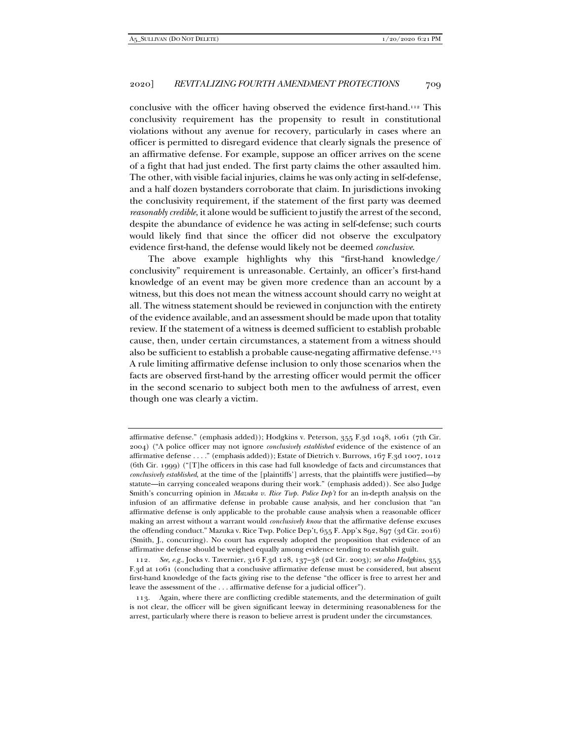conclusive with the officer having observed the evidence first-hand.[112] This conclusivity requirement has the propensity to result in constitutional violations without any avenue for recovery, particularly in cases where an officer is permitted to disregard evidence that clearly signals the presence of an affirmative defense. For example, suppose an officer arrives on the scene of a fight that had just ended. The first party claims the other assaulted him. The other, with visible facial injuries, claims he was only acting in self-defense, and a half dozen bystanders corroborate that claim. In jurisdictions invoking the conclusivity requirement, if the statement of the first party was deemed *reasonably credible*, it alone would be sufficient to justify the arrest of the second, despite the abundance of evidence he was acting in self-defense; such courts would likely find that since the officer did not observe the exculpatory evidence first-hand, the defense would likely not be deemed *conclusive*.

The above example highlights why this "first-hand knowledge/ conclusivity" requirement is unreasonable. Certainly, an officer's first-hand knowledge of an event may be given more credence than an account by a witness, but this does not mean the witness account should carry no weight at all. The witness statement should be reviewed in conjunction with the entirety of the evidence available, and an assessment should be made upon that totality review. If the statement of a witness is deemed sufficient to establish probable cause, then, under certain circumstances, a statement from a witness should also be sufficient to establish a probable cause-negating affirmative defense.[113] A rule limiting affirmative defense inclusion to only those scenarios when the facts are observed first-hand by the arresting officer would permit the officer in the second scenario to subject both men to the awfulness of arrest, even though one was clearly a victim.

---

affirmative defense." (emphasis added)); Hodgkins v. Peterson, 355 F.3d 1048, 1061 (7th Cir. 2004) ("A police officer may not ignore *conclusively established* evidence of the existence of an affirmative defense . . . ." (emphasis added)); Estate of Dietrich v. Burrows, 167 F.3d 1007, 1012 (6th Cir. 1999) ("[T]he officers in this case had full knowledge of facts and circumstances that *conclusively established*, at the time of the [plaintiffs'] arrests, that the plaintiffs were justified—by statute—in carrying concealed weapons during their work." (emphasis added)). See also Judge Smith's concurring opinion in *Mazuka v. Rice Twp. Police Dep't* for an in-depth analysis on the infusion of an affirmative defense in probable cause analysis, and her conclusion that "an affirmative defense is only applicable to the probable cause analysis when a reasonable officer making an arrest without a warrant would *conclusively know* that the affirmative defense excuses the offending conduct." Mazuka v. Rice Twp. Police Dep't, 655 F. App'x 892, 897 (3d Cir. 2016) (Smith, J., concurring). No court has expressly adopted the proposition that evidence of an affirmative defense should be weighed equally among evidence tending to establish guilt.

112. *See, e.g.*, Jocks v. Tavernier, 316 F.3d 128, 137–38 (2d Cir. 2003); *see also Hodgkins*, 355 F.3d at 1061 (concluding that a conclusive affirmative defense must be considered, but absent first-hand knowledge of the facts giving rise to the defense "the officer is free to arrest her and leave the assessment of the . . . affirmative defense for a judicial officer").

113. Again, where there are conflicting credible statements, and the determination of guilt is not clear, the officer will be given significant leeway in determining reasonableness for the arrest, particularly where there is reason to believe arrest is prudent under the circumstances.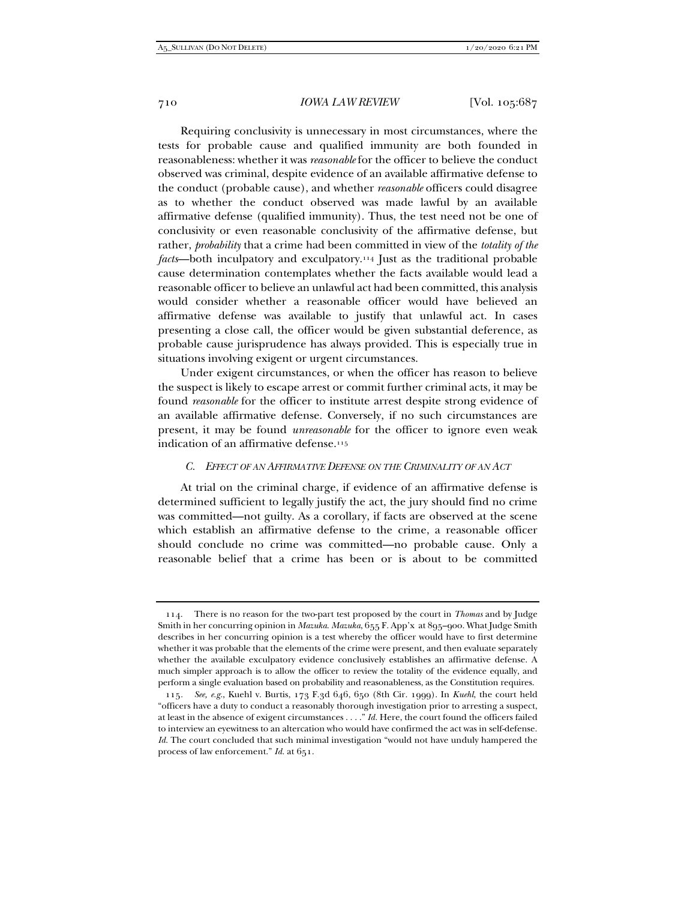Requiring conclusivity is unnecessary in most circumstances, where the tests for probable cause and qualified immunity are both founded in reasonableness: whether it was *reasonable* for the officer to believe the conduct observed was criminal, despite evidence of an available affirmative defense to the conduct (probable cause), and whether *reasonable* officers could disagree as to whether the conduct observed was made lawful by an available affirmative defense (qualified immunity). Thus, the test need not be one of conclusivity or even reasonable conclusivity of the affirmative defense, but rather, *probability* that a crime had been committed in view of the *totality of the facts*—both inculpatory and exculpatory.[114] Just as the traditional probable cause determination contemplates whether the facts available would lead a reasonable officer to believe an unlawful act had been committed, this analysis would consider whether a reasonable officer would have believed an affirmative defense was available to justify that unlawful act. In cases presenting a close call, the officer would be given substantial deference, as probable cause jurisprudence has always provided. This is especially true in situations involving exigent or urgent circumstances.

Under exigent circumstances, or when the officer has reason to believe the suspect is likely to escape arrest or commit further criminal acts, it may be found *reasonable* for the officer to institute arrest despite strong evidence of an available affirmative defense. Conversely, if no such circumstances are present, it may be found *unreasonable* for the officer to ignore even weak indication of an affirmative defense.[115]

### *C. Effect of an Affirmative Defense on the Criminality of an Act*

At trial on the criminal charge, if evidence of an affirmative defense is determined sufficient to legally justify the act, the jury should find no crime was committed—not guilty. As a corollary, if facts are observed at the scene which establish an affirmative defense to the crime, a reasonable officer should conclude no crime was committed—no probable cause. Only a reasonable belief that a crime has been or is about to be committed

---

114. There is no reason for the two-part test proposed by the court in *Thomas* and by Judge Smith in her concurring opinion in *Mazuka*. *Mazuka*, 655 F. App'x at 895–900. What Judge Smith describes in her concurring opinion is a test whereby the officer would have to first determine whether it was probable that the elements of the crime were present, and then evaluate separately whether the available exculpatory evidence conclusively establishes an affirmative defense. A much simpler approach is to allow the officer to review the totality of the evidence equally, and perform a single evaluation based on probability and reasonableness, as the Constitution requires.

115. *See, e.g.*, Kuehl v. Burtis, 173 F.3d 646, 650 (8th Cir. 1999). In *Kuehl*, the court held "officers have a duty to conduct a reasonably thorough investigation prior to arresting a suspect, at least in the absence of exigent circumstances . . . ." *Id.* Here, the court found the officers failed to interview an eyewitness to an altercation who would have confirmed the act was in self-defense. *Id.* The court concluded that such minimal investigation "would not have unduly hampered the process of law enforcement." *Id.* at 651.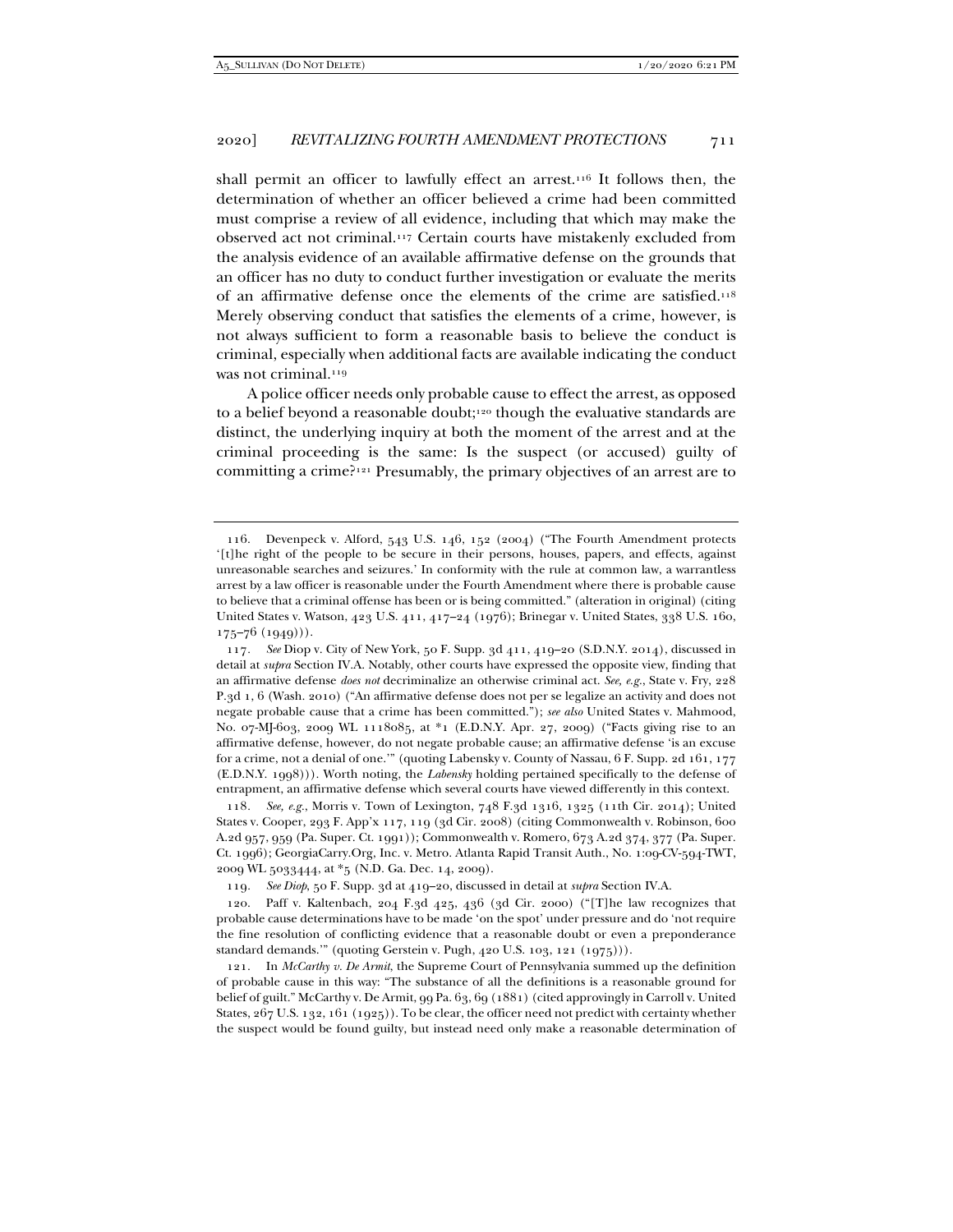shall permit an officer to lawfully effect an arrest.[116] It follows then, the determination of whether an officer believed a crime had been committed must comprise a review of all evidence, including that which may make the observed act not criminal.[117] Certain courts have mistakenly excluded from the analysis evidence of an available affirmative defense on the grounds that an officer has no duty to conduct further investigation or evaluate the merits of an affirmative defense once the elements of the crime are satisfied.[118] Merely observing conduct that satisfies the elements of a crime, however, is not always sufficient to form a reasonable basis to believe the conduct is criminal, especially when additional facts are available indicating the conduct was not criminal.[119]

A police officer needs only probable cause to effect the arrest, as opposed to a belief beyond a reasonable doubt;[120] though the evaluative standards are distinct, the underlying inquiry at both the moment of the arrest and at the criminal proceeding is the same: Is the suspect (or accused) guilty of committing a crime?[121] Presumably, the primary objectives of an arrest are to

---

116. Devenpeck v. Alford, 543 U.S. 146, 152 (2004) ("The Fourth Amendment protects '[t]he right of the people to be secure in their persons, houses, papers, and effects, against unreasonable searches and seizures.' In conformity with the rule at common law, a warrantless arrest by a law officer is reasonable under the Fourth Amendment where there is probable cause to believe that a criminal offense has been or is being committed." (alteration in original) (citing United States v. Watson, 423 U.S. 411, 417–24 (1976); Brinegar v. United States, 338 U.S. 160, 175–76 (1949))).

117. *See* Diop v. City of New York, 50 F. Supp. 3d 411, 419–20 (S.D.N.Y. 2014), discussed in detail at *supra* Section IV.A. Notably, other courts have expressed the opposite view, finding that an affirmative defense *does not* decriminalize an otherwise criminal act. *See, e.g.*, State v. Fry, 228 P.3d 1, 6 (Wash. 2010) ("An affirmative defense does not per se legalize an activity and does not negate probable cause that a crime has been committed."); *see also* United States v. Mahmood, No. 07-MJ-603, 2009 WL 1118085, at *1 (E.D.N.Y. Apr. 27, 2009) ("Facts giving rise to an affirmative defense, however, do not negate probable cause; an affirmative defense 'is an excuse for a crime, not a denial of one.'" (quoting Labensky v. County of Nassau, 6 F. Supp. 2d 161, 177 (E.D.N.Y. 1998))). Worth noting, the *Labensky* holding pertained specifically to the defense of entrapment, an affirmative defense which several courts have viewed differently in this context.

118. *See, e.g.*, Morris v. Town of Lexington, 748 F.3d 1316, 1325 (11th Cir. 2014); United States v. Cooper, 293 F. App'x 117, 119 (3d Cir. 2008) (citing Commonwealth v. Robinson, 600 A.2d 957, 959 (Pa. Super. Ct. 1991)); Commonwealth v. Romero, 673 A.2d 374, 377 (Pa. Super. Ct. 1996); GeorgiaCarry.Org, Inc. v. Metro. Atlanta Rapid Transit Auth., No. 1:09-CV-594-TWT, 2009 WL 5033444, at *5 (N.D. Ga. Dec. 14, 2009).

119. *See Diop*, 50 F. Supp. 3d at 419–20, discussed in detail at *supra* Section IV.A.

120. Paff v. Kaltenbach, 204 F.3d 425, 436 (3d Cir. 2000) ("[T]he law recognizes that probable cause determinations have to be made 'on the spot' under pressure and do 'not require the fine resolution of conflicting evidence that a reasonable doubt or even a preponderance standard demands.'" (quoting Gerstein v. Pugh, 420 U.S. 103, 121 (1975))).

121. In *McCarthy v. De Armit*, the Supreme Court of Pennsylvania summed up the definition of probable cause in this way: "The substance of all the definitions is a reasonable ground for belief of guilt." McCarthy v. De Armit, 99 Pa. 63, 69 (1881) (cited approvingly in Carroll v. United States, 267 U.S. 132, 161 (1925)). To be clear, the officer need not predict with certainty whether the suspect would be found guilty, but instead need only make a reasonable determination of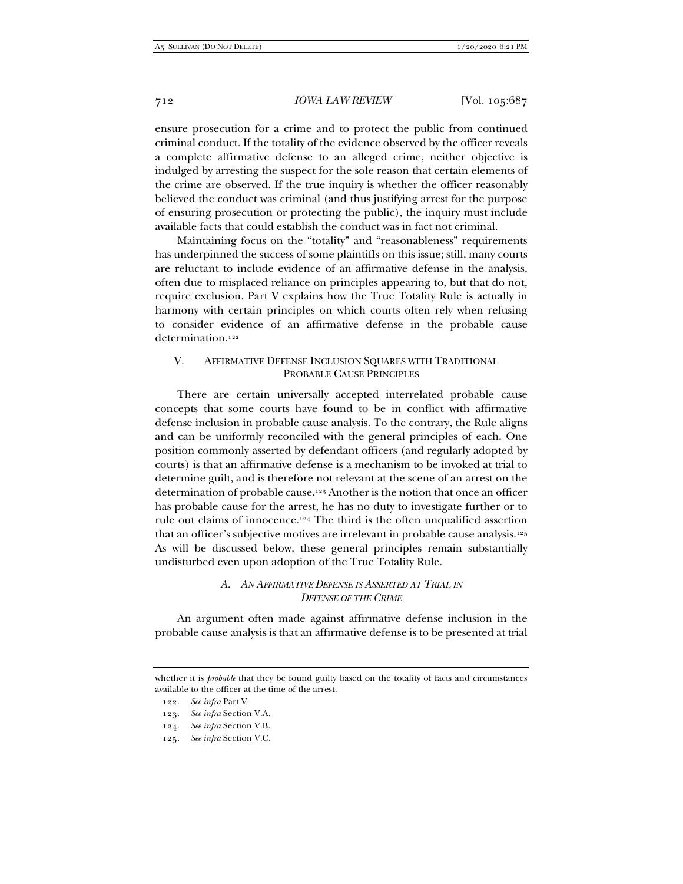ensure prosecution for a crime and to protect the public from continued criminal conduct. If the totality of the evidence observed by the officer reveals a complete affirmative defense to an alleged crime, neither objective is indulged by arresting the suspect for the sole reason that certain elements of the crime are observed. If the true inquiry is whether the officer reasonably believed the conduct was criminal (and thus justifying arrest for the purpose of ensuring prosecution or protecting the public), the inquiry must include available facts that could establish the conduct was in fact not criminal.

Maintaining focus on the "totality" and "reasonableness" requirements has underpinned the success of some plaintiffs on this issue; still, many courts are reluctant to include evidence of an affirmative defense in the analysis, often due to misplaced reliance on principles appearing to, but that do not, require exclusion. Part V explains how the True Totality Rule is actually in harmony with certain principles on which courts often rely when refusing to consider evidence of an affirmative defense in the probable cause determination.[122]

## V. AFFIRMATIVE DEFENSE INCLUSION SQUARES WITH TRADITIONAL PROBABLE CAUSE PRINCIPLES

There are certain universally accepted interrelated probable cause concepts that some courts have found to be in conflict with affirmative defense inclusion in probable cause analysis. To the contrary, the Rule aligns and can be uniformly reconciled with the general principles of each. One position commonly asserted by defendant officers (and regularly adopted by courts) is that an affirmative defense is a mechanism to be invoked at trial to determine guilt, and is therefore not relevant at the scene of an arrest on the determination of probable cause.[123] Another is the notion that once an officer has probable cause for the arrest, he has no duty to investigate further or to rule out claims of innocence.[124] The third is the often unqualified assertion that an officer's subjective motives are irrelevant in probable cause analysis.[125] As will be discussed below, these general principles remain substantially undisturbed even upon adoption of the True Totality Rule.

### A. *AN AFFIRMATIVE DEFENSE IS ASSERTED AT TRIAL IN DEFENSE OF THE CRIME*

An argument often made against affirmative defense inclusion in the probable cause analysis is that an affirmative defense is to be presented at trial

---

whether it is *probable* that they be found guilty based on the totality of facts and circumstances available to the officer at the time of the arrest.

122. *See infra* Part V.

123. *See infra* Section V.A.

124. *See infra* Section V.B.

125. *See infra* Section V.C.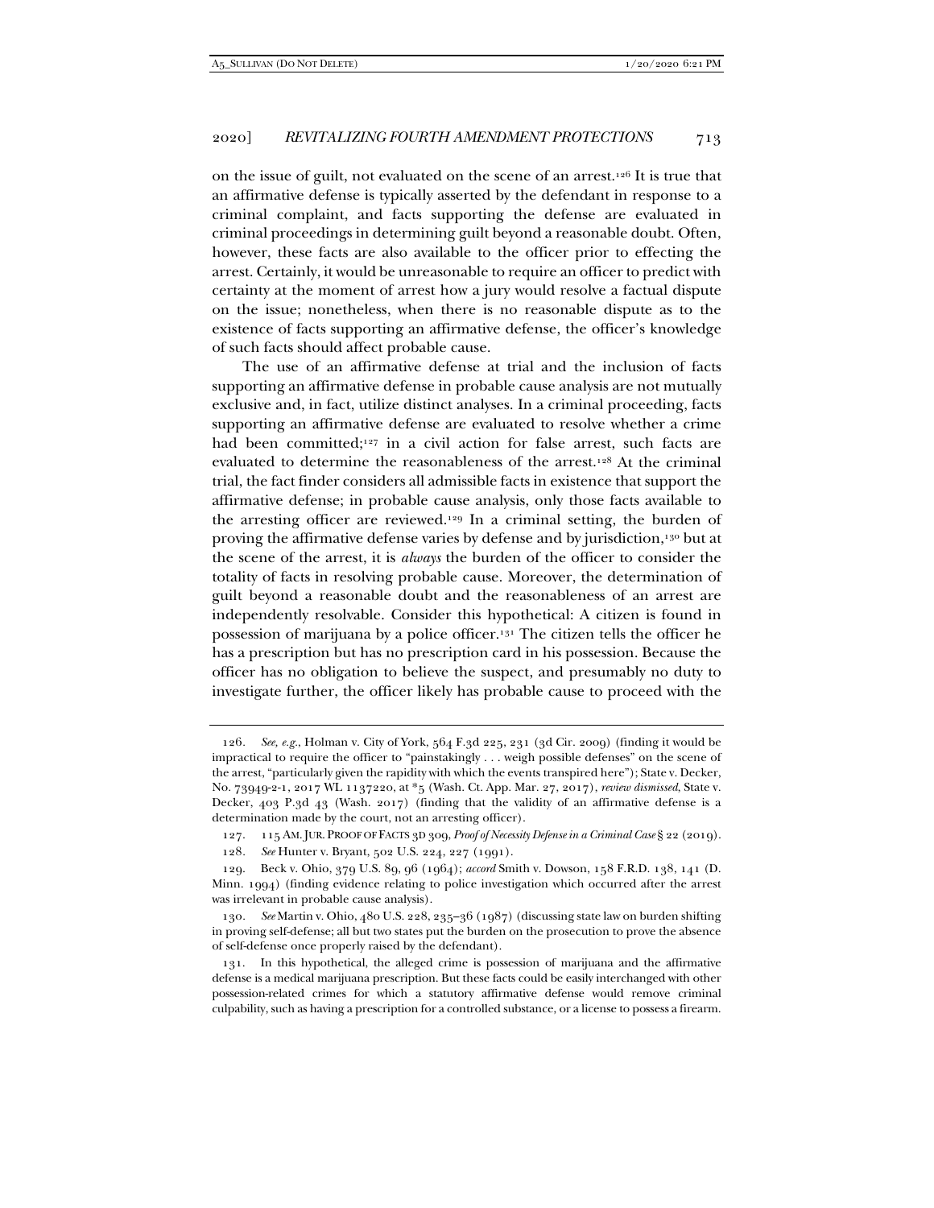on the issue of guilt, not evaluated on the scene of an arrest.[126] It is true that an affirmative defense is typically asserted by the defendant in response to a criminal complaint, and facts supporting the defense are evaluated in criminal proceedings in determining guilt beyond a reasonable doubt. Often, however, these facts are also available to the officer prior to effecting the arrest. Certainly, it would be unreasonable to require an officer to predict with certainty at the moment of arrest how a jury would resolve a factual dispute on the issue; nonetheless, when there is no reasonable dispute as to the existence of facts supporting an affirmative defense, the officer's knowledge of such facts should affect probable cause.

The use of an affirmative defense at trial and the inclusion of facts supporting an affirmative defense in probable cause analysis are not mutually exclusive and, in fact, utilize distinct analyses. In a criminal proceeding, facts supporting an affirmative defense are evaluated to resolve whether a crime had been committed;[127] in a civil action for false arrest, such facts are evaluated to determine the reasonableness of the arrest.[128] At the criminal trial, the fact finder considers all admissible facts in existence that support the affirmative defense; in probable cause analysis, only those facts available to the arresting officer are reviewed.[129] In a criminal setting, the burden of proving the affirmative defense varies by defense and by jurisdiction,[130] but at the scene of the arrest, it is *always* the burden of the officer to consider the totality of facts in resolving probable cause. Moreover, the determination of guilt beyond a reasonable doubt and the reasonableness of an arrest are independently resolvable. Consider this hypothetical: A citizen is found in possession of marijuana by a police officer.[131] The citizen tells the officer he has a prescription but has no prescription card in his possession. Because the officer has no obligation to believe the suspect, and presumably no duty to investigate further, the officer likely has probable cause to proceed with the

---

126. *See, e.g.*, Holman v. City of York, 564 F.3d 225, 231 (3d Cir. 2009) (finding it would be impractical to require the officer to "painstakingly . . . weigh possible defenses" on the scene of the arrest, "particularly given the rapidity with which the events transpired here"); State v. Decker, No. 73949-2-1, 2017 WL 1137220, at *5 (Wash. Ct. App. Mar. 27, 2017), *review dismissed*, State v. Decker, 403 P.3d 43 (Wash. 2017) (finding that the validity of an affirmative defense is a determination made by the court, not an arresting officer).

127. 115 AM. JUR. PROOF OF FACTS 3D 309, *Proof of Necessity Defense in a Criminal Case* § 22 (2019).

128. *See* Hunter v. Bryant, 502 U.S. 224, 227 (1991).

129. Beck v. Ohio, 379 U.S. 89, 96 (1964); *accord* Smith v. Dowson, 158 F.R.D. 138, 141 (D. Minn. 1994) (finding evidence relating to police investigation which occurred after the arrest was irrelevant in probable cause analysis).

130. *See* Martin v. Ohio, 480 U.S. 228, 235–36 (1987) (discussing state law on burden shifting in proving self-defense; all but two states put the burden on the prosecution to prove the absence of self-defense once properly raised by the defendant).

131. In this hypothetical, the alleged crime is possession of marijuana and the affirmative defense is a medical marijuana prescription. But these facts could be easily interchanged with other possession-related crimes for which a statutory affirmative defense would remove criminal culpability, such as having a prescription for a controlled substance, or a license to possess a firearm.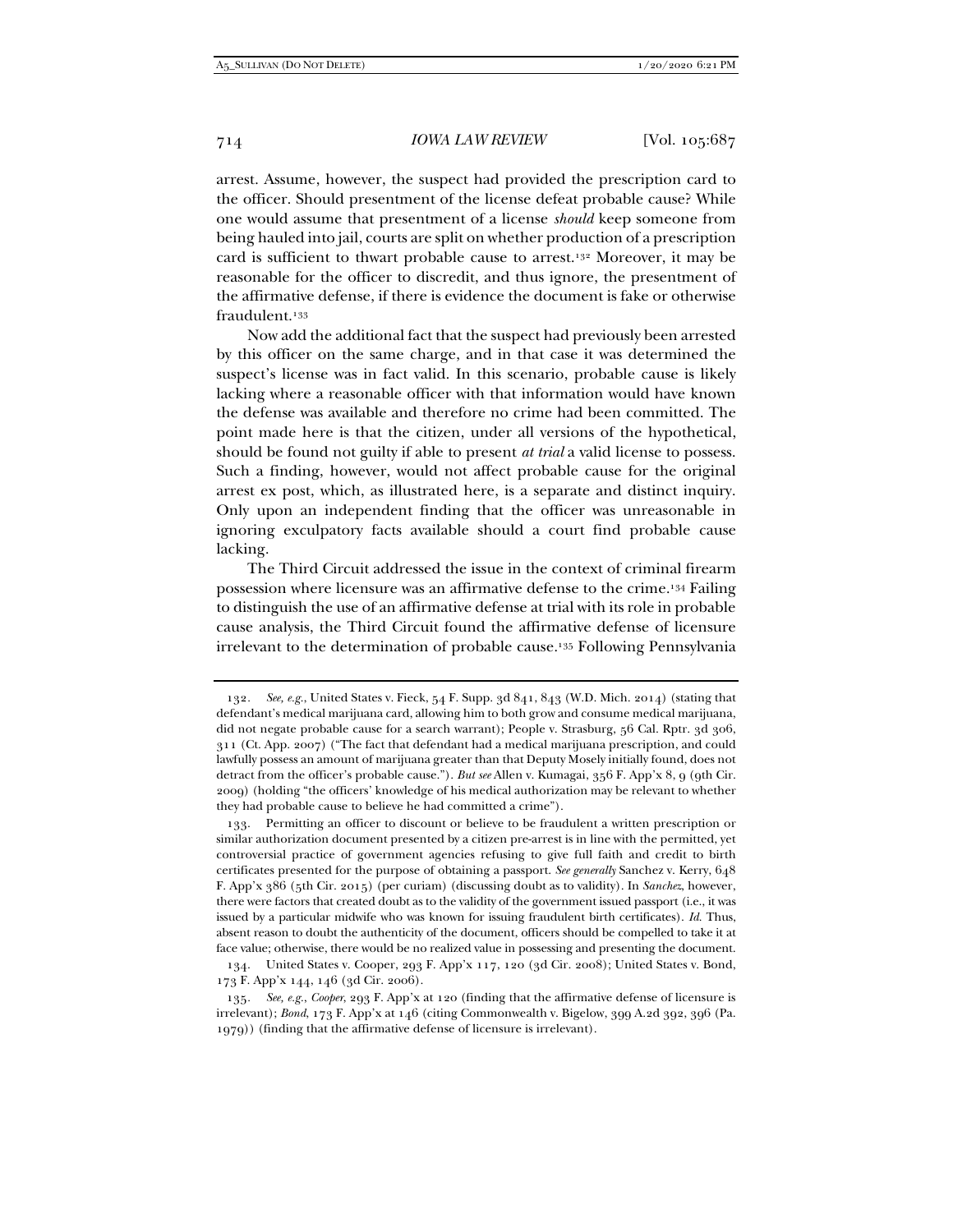arrest. Assume, however, the suspect had provided the prescription card to the officer. Should presentment of the license defeat probable cause? While one would assume that presentment of a license *should* keep someone from being hauled into jail, courts are split on whether production of a prescription card is sufficient to thwart probable cause to arrest.[132] Moreover, it may be reasonable for the officer to discredit, and thus ignore, the presentment of the affirmative defense, if there is evidence the document is fake or otherwise fraudulent.[133]

Now add the additional fact that the suspect had previously been arrested by this officer on the same charge, and in that case it was determined the suspect's license was in fact valid. In this scenario, probable cause is likely lacking where a reasonable officer with that information would have known the defense was available and therefore no crime had been committed. The point made here is that the citizen, under all versions of the hypothetical, should be found not guilty if able to present *at trial* a valid license to possess. Such a finding, however, would not affect probable cause for the original arrest ex post, which, as illustrated here, is a separate and distinct inquiry. Only upon an independent finding that the officer was unreasonable in ignoring exculpatory facts available should a court find probable cause lacking.

The Third Circuit addressed the issue in the context of criminal firearm possession where licensure was an affirmative defense to the crime.[134] Failing to distinguish the use of an affirmative defense at trial with its role in probable cause analysis, the Third Circuit found the affirmative defense of licensure irrelevant to the determination of probable cause.[135] Following Pennsylvania

---

132. *See, e.g.*, United States v. Fieck, 54 F. Supp. 3d 841, 843 (W.D. Mich. 2014) (stating that defendant's medical marijuana card, allowing him to both grow and consume medical marijuana, did not negate probable cause for a search warrant); People v. Strasburg, 56 Cal. Rptr. 3d 306, 311 (Ct. App. 2007) ("The fact that defendant had a medical marijuana prescription, and could lawfully possess an amount of marijuana greater than that Deputy Mosely initially found, does not detract from the officer's probable cause."). *But see* Allen v. Kumagai, 356 F. App'x 8, 9 (9th Cir. 2009) (holding "the officers' knowledge of his medical authorization may be relevant to whether they had probable cause to believe he had committed a crime").

133. Permitting an officer to discount or believe to be fraudulent a written prescription or similar authorization document presented by a citizen pre-arrest is in line with the permitted, yet controversial practice of government agencies refusing to give full faith and credit to birth certificates presented for the purpose of obtaining a passport. *See generally* Sanchez v. Kerry, 648 F. App'x 386 (5th Cir. 2015) (per curiam) (discussing doubt as to validity). In *Sanchez*, however, there were factors that created doubt as to the validity of the government issued passport (i.e., it was issued by a particular midwife who was known for issuing fraudulent birth certificates). *Id.* Thus, absent reason to doubt the authenticity of the document, officers should be compelled to take it at face value; otherwise, there would be no realized value in possessing and presenting the document.

134. United States v. Cooper, 293 F. App'x 117, 120 (3d Cir. 2008); United States v. Bond, 173 F. App'x 144, 146 (3d Cir. 2006).

135. *See, e.g.*, *Cooper*, 293 F. App'x at 120 (finding that the affirmative defense of licensure is irrelevant); *Bond*, 173 F. App'x at 146 (citing Commonwealth v. Bigelow, 399 A.2d 392, 396 (Pa. 1979)) (finding that the affirmative defense of licensure is irrelevant).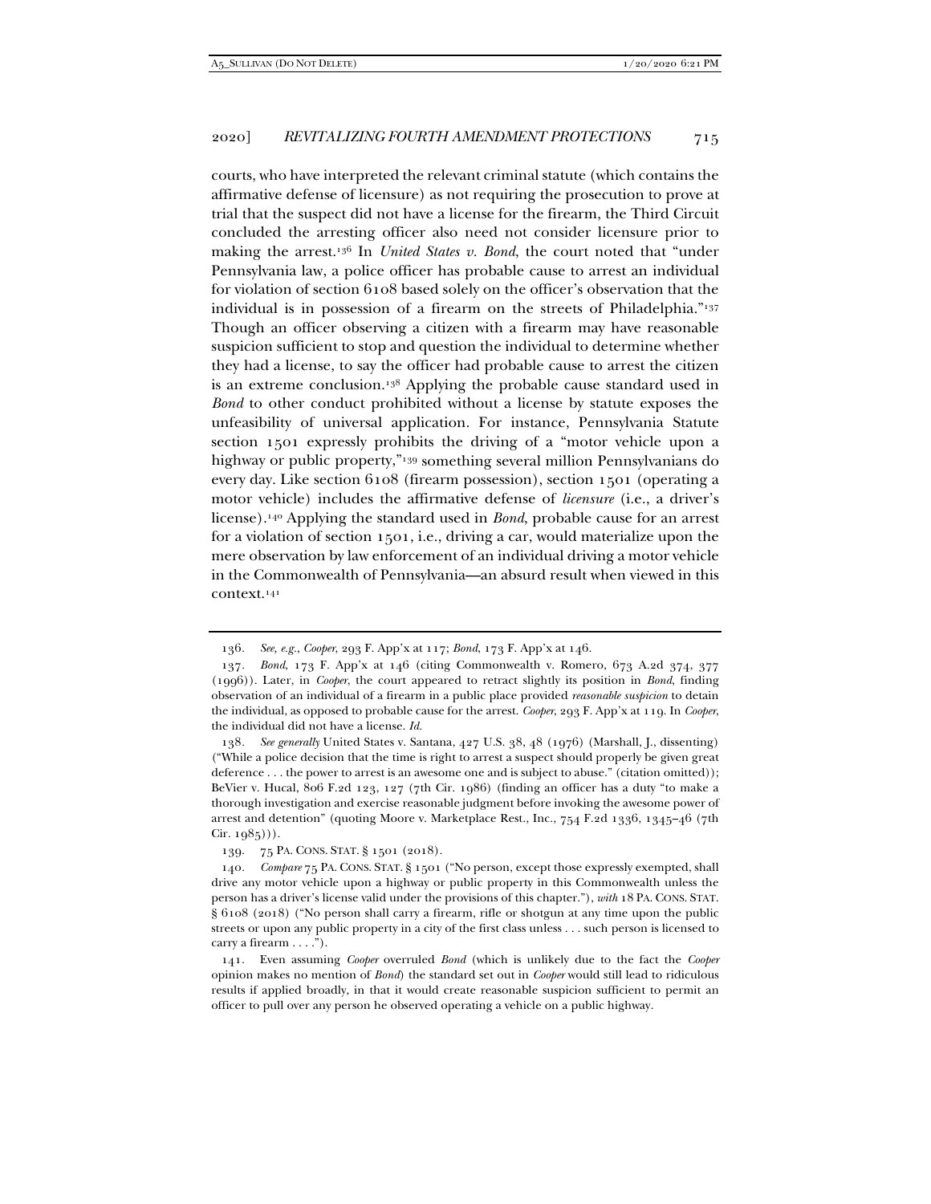courts, who have interpreted the relevant criminal statute (which contains the affirmative defense of licensure) as not requiring the prosecution to prove at trial that the suspect did not have a license for the firearm, the Third Circuit concluded the arresting officer also need not consider licensure prior to making the arrest.[136] In *United States v. Bond*, the court noted that "under Pennsylvania law, a police officer has probable cause to arrest an individual for violation of section 6108 based solely on the officer's observation that the individual is in possession of a firearm on the streets of Philadelphia."[137] Though an officer observing a citizen with a firearm may have reasonable suspicion sufficient to stop and question the individual to determine whether they had a license, to say the officer had probable cause to arrest the citizen is an extreme conclusion.[138] Applying the probable cause standard used in *Bond* to other conduct prohibited without a license by statute exposes the unfeasibility of universal application. For instance, Pennsylvania Statute section 1501 expressly prohibits the driving of a "motor vehicle upon a highway or public property,"[139] something several million Pennsylvanians do every day. Like section 6108 (firearm possession), section 1501 (operating a motor vehicle) includes the affirmative defense of *licensure* (i.e., a driver's license).[140] Applying the standard used in *Bond*, probable cause for an arrest for a violation of section 1501, i.e., driving a car, would materialize upon the mere observation by law enforcement of an individual driving a motor vehicle in the Commonwealth of Pennsylvania—an absurd result when viewed in this context.[141]

---

136. *See, e.g.*, *Cooper*, 293 F. App'x at 117; *Bond*, 173 F. App'x at 146.

137. *Bond*, 173 F. App'x at 146 (citing Commonwealth v. Romero, 673 A.2d 374, 377 (1996)). Later, in *Cooper*, the court appeared to retract slightly its position in *Bond*, finding observation of an individual of a firearm in a public place provided *reasonable suspicion* to detain the individual, as opposed to probable cause for the arrest. *Cooper*, 293 F. App'x at 119. In *Cooper*, the individual did not have a license. *Id.*

138. *See generally* United States v. Santana, 427 U.S. 38, 48 (1976) (Marshall, J., dissenting) ("While a police decision that the time is right to arrest a suspect should properly be given great deference . . . the power to arrest is an awesome one and is subject to abuse." (citation omitted)); BeVier v. Hucal, 806 F.2d 123, 127 (7th Cir. 1986) (finding an officer has a duty "to make a thorough investigation and exercise reasonable judgment before invoking the awesome power of arrest and detention" (quoting Moore v. Marketplace Rest., Inc., 754 F.2d 1336, 1345–46 (7th Cir. 1985))).

139. 75 PA. CONS. STAT. § 1501 (2018).

140. *Compare* 75 PA. CONS. STAT. § 1501 ("No person, except those expressly exempted, shall drive any motor vehicle upon a highway or public property in this Commonwealth unless the person has a driver's license valid under the provisions of this chapter."), *with* 18 PA. CONS. STAT. § 6108 (2018) ("No person shall carry a firearm, rifle or shotgun at any time upon the public streets or upon any public property in a city of the first class unless . . . such person is licensed to carry a firearm . . . .").

141. Even assuming *Cooper* overruled *Bond* (which is unlikely due to the fact the *Cooper* opinion makes no mention of *Bond*) the standard set out in *Cooper* would still lead to ridiculous results if applied broadly, in that it would create reasonable suspicion sufficient to permit an officer to pull over any person he observed operating a vehicle on a public highway.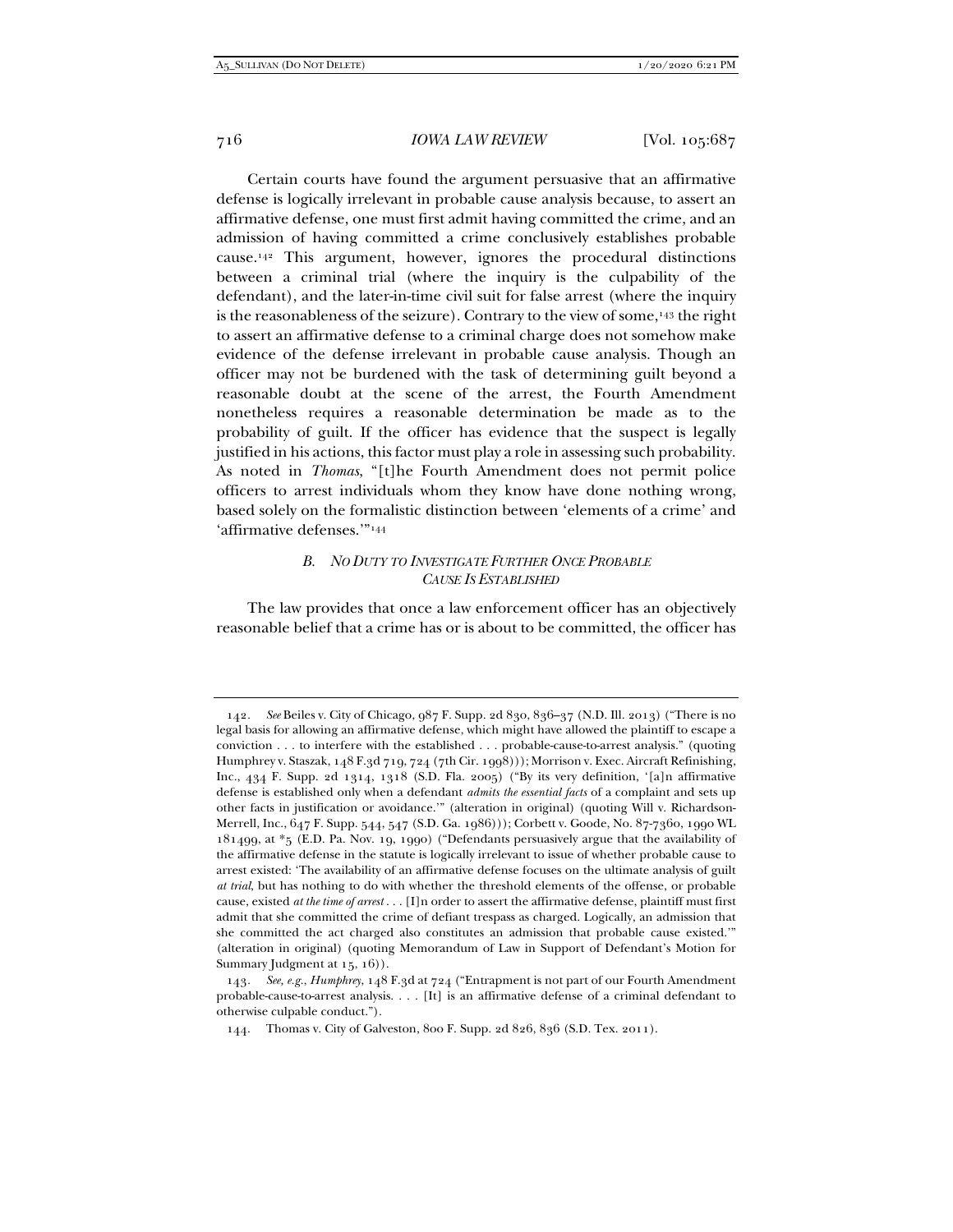Certain courts have found the argument persuasive that an affirmative defense is logically irrelevant in probable cause analysis because, to assert an affirmative defense, one must first admit having committed the crime, and an admission of having committed a crime conclusively establishes probable cause.[142] This argument, however, ignores the procedural distinctions between a criminal trial (where the inquiry is the culpability of the defendant), and the later-in-time civil suit for false arrest (where the inquiry is the reasonableness of the seizure). Contrary to the view of some,[143] the right to assert an affirmative defense to a criminal charge does not somehow make evidence of the defense irrelevant in probable cause analysis. Though an officer may not be burdened with the task of determining guilt beyond a reasonable doubt at the scene of the arrest, the Fourth Amendment nonetheless requires a reasonable determination be made as to the probability of guilt. If the officer has evidence that the suspect is legally justified in his actions, this factor must play a role in assessing such probability. As noted in *Thomas*, "[t]he Fourth Amendment does not permit police officers to arrest individuals whom they know have done nothing wrong, based solely on the formalistic distinction between 'elements of a crime' and 'affirmative defenses.'"[144]

### *B. No Duty to Investigate Further Once Probable Cause Is Established*

The law provides that once a law enforcement officer has an objectively reasonable belief that a crime has or is about to be committed, the officer has

---

142. *See* Beiles v. City of Chicago, 987 F. Supp. 2d 830, 836–37 (N.D. Ill. 2013) ("There is no legal basis for allowing an affirmative defense, which might have allowed the plaintiff to escape a conviction . . . to interfere with the established . . . probable-cause-to-arrest analysis." (quoting Humphrey v. Staszak, 148 F.3d 719, 724 (7th Cir. 1998))); Morrison v. Exec. Aircraft Refinishing, Inc., 434 F. Supp. 2d 1314, 1318 (S.D. Fla. 2005) ("By its very definition, '[a]n affirmative defense is established only when a defendant *admits the essential facts* of a complaint and sets up other facts in justification or avoidance.'" (alteration in original) (quoting Will v. Richardson-Merrell, Inc., 647 F. Supp. 544, 547 (S.D. Ga. 1986))); Corbett v. Goode, No. 87-7360, 1990 WL 181499, at *5 (E.D. Pa. Nov. 19, 1990) ("Defendants persuasively argue that the availability of the affirmative defense in the statute is logically irrelevant to issue of whether probable cause to arrest existed: 'The availability of an affirmative defense focuses on the ultimate analysis of guilt *at trial*, but has nothing to do with whether the threshold elements of the offense, or probable cause, existed *at the time of arrest* . . . [I]n order to assert the affirmative defense, plaintiff must first admit that she committed the crime of defiant trespass as charged. Logically, an admission that she committed the act charged also constitutes an admission that probable cause existed.'" (alteration in original) (quoting Memorandum of Law in Support of Defendant's Motion for Summary Judgment at 15, 16)).

143. *See, e.g.*, *Humphrey*, 148 F.3d at 724 ("Entrapment is not part of our Fourth Amendment probable-cause-to-arrest analysis. . . . [It] is an affirmative defense of a criminal defendant to otherwise culpable conduct.").

144. Thomas v. City of Galveston, 800 F. Supp. 2d 826, 836 (S.D. Tex. 2011).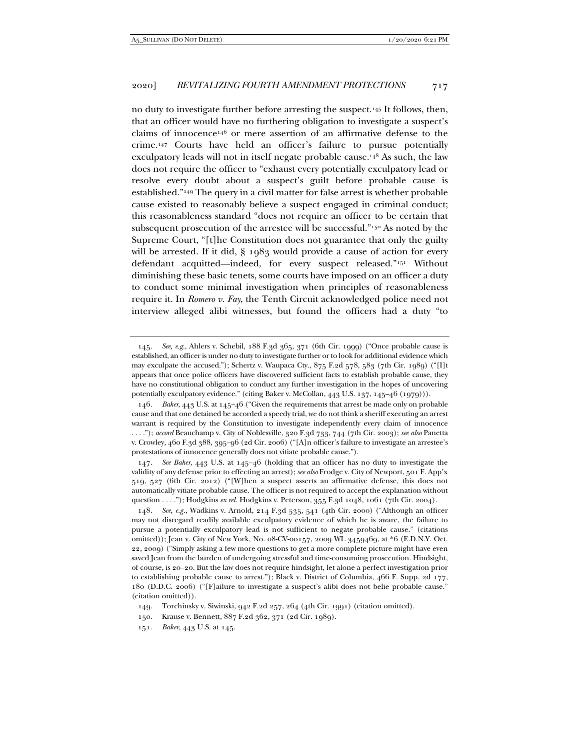no duty to investigate further before arresting the suspect.[145] It follows, then, that an officer would have no furthering obligation to investigate a suspect's claims of innocence[146] or mere assertion of an affirmative defense to the crime.[147] Courts have held an officer's failure to pursue potentially exculpatory leads will not in itself negate probable cause.[148] As such, the law does not require the officer to "exhaust every potentially exculpatory lead or resolve every doubt about a suspect's guilt before probable cause is established."[149] The query in a civil matter for false arrest is whether probable cause existed to reasonably believe a suspect engaged in criminal conduct; this reasonableness standard "does not require an officer to be certain that subsequent prosecution of the arrestee will be successful."[150] As noted by the Supreme Court, "[t]he Constitution does not guarantee that only the guilty will be arrested. If it did, § 1983 would provide a cause of action for every defendant acquitted—indeed, for every suspect released."[151] Without diminishing these basic tenets, some courts have imposed on an officer a duty to conduct some minimal investigation when principles of reasonableness require it. In *Romero v. Fay*, the Tenth Circuit acknowledged police need not interview alleged alibi witnesses, but found the officers had a duty "to

---

145. *See, e.g.*, Ahlers v. Schebil, 188 F.3d 365, 371 (6th Cir. 1999) ("Once probable cause is established, an officer is under no duty to investigate further or to look for additional evidence which may exculpate the accused."); Schertz v. Waupaca Cty., 875 F.2d 578, 583 (7th Cir. 1989) ("[I]t appears that once police officers have discovered sufficient facts to establish probable cause, they have no constitutional obligation to conduct any further investigation in the hopes of uncovering potentially exculpatory evidence." (citing Baker v. McCollan, 443 U.S. 137, 145–46 (1979))).

146. *Baker*, 443 U.S. at 145–46 ("Given the requirements that arrest be made only on probable cause and that one detained be accorded a speedy trial, we do not think a sheriff executing an arrest warrant is required by the Constitution to investigate independently every claim of innocence . . . ."); *accord* Beauchamp v. City of Noblesville, 320 F.3d 733, 744 (7th Cir. 2003); *see also* Panetta v. Crowley, 460 F.3d 388, 395–96 (2d Cir. 2006) ("[A]n officer's failure to investigate an arrestee's protestations of innocence generally does not vitiate probable cause.").

147. *See Baker*, 443 U.S. at 145–46 (holding that an officer has no duty to investigate the validity of any defense prior to effecting an arrest); *see also* Frodge v. City of Newport, 501 F. App'x 519, 527 (6th Cir. 2012) ("[W]hen a suspect asserts an affirmative defense, this does not automatically vitiate probable cause. The officer is not required to accept the explanation without question . . . ."); Hodgkins *ex rel.* Hodgkins v. Peterson, 355 F.3d 1048, 1061 (7th Cir. 2004).

148. *See, e.g.*, Wadkins v. Arnold, 214 F.3d 535, 541 (4th Cir. 2000) ("Although an officer may not disregard readily available exculpatory evidence of which he is aware, the failure to pursue a potentially exculpatory lead is not sufficient to negate probable cause." (citations omitted)); Jean v. City of New York, No. 08-CV-00157, 2009 WL 3459469, at *6 (E.D.N.Y. Oct. 22, 2009) ("Simply asking a few more questions to get a more complete picture might have even saved Jean from the burden of undergoing stressful and time-consuming prosecution. Hindsight, of course, is 20–20. But the law does not require hindsight, let alone a perfect investigation prior to establishing probable cause to arrest."); Black v. District of Columbia, 466 F. Supp. 2d 177, 180 (D.D.C. 2006) ("[F]ailure to investigate a suspect's alibi does not belie probable cause." (citation omitted)).

149. Torchinsky v. Siwinski, 942 F.2d 257, 264 (4th Cir. 1991) (citation omitted).

150. Krause v. Bennett, 887 F.2d 362, 371 (2d Cir. 1989).

151. *Baker*, 443 U.S. at 145.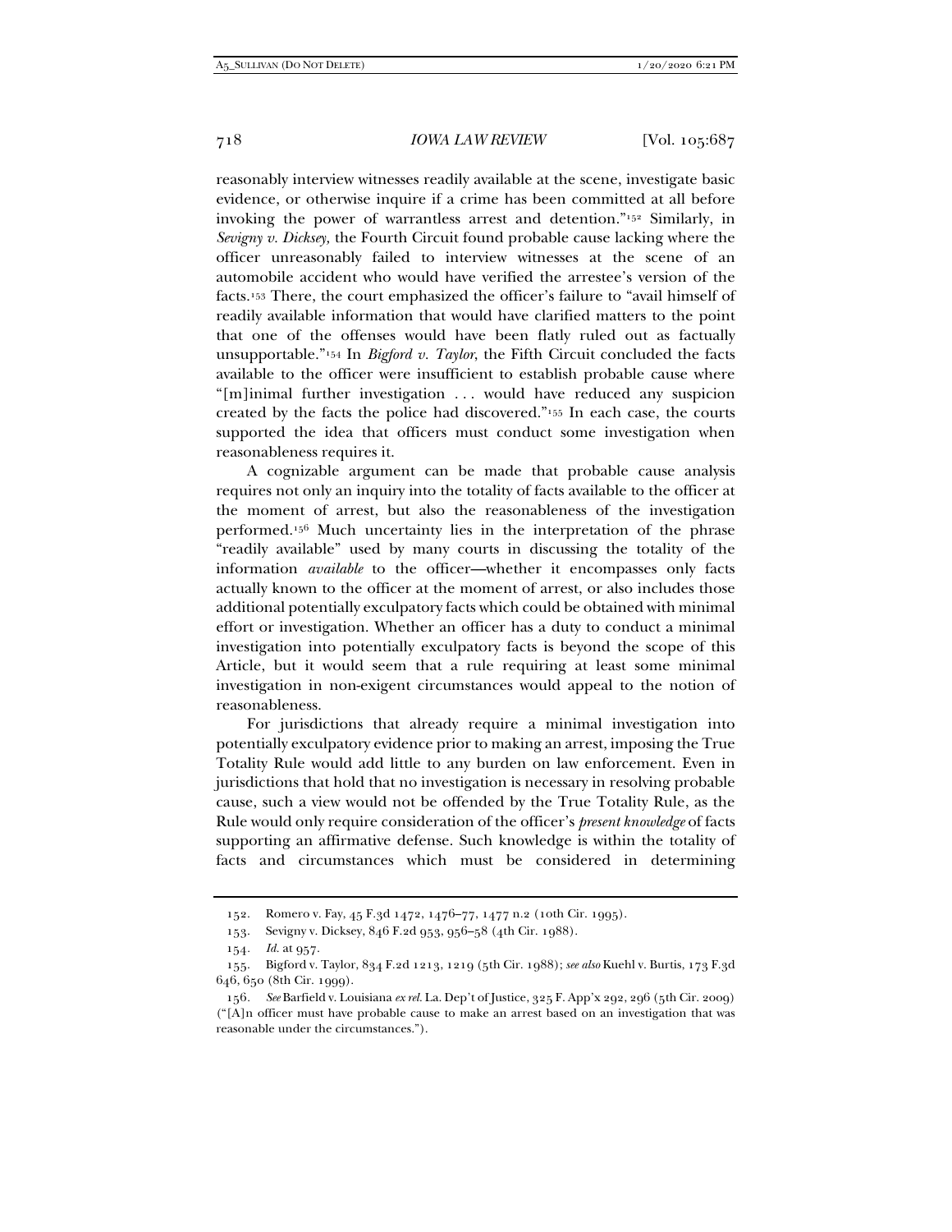reasonably interview witnesses readily available at the scene, investigate basic evidence, or otherwise inquire if a crime has been committed at all before invoking the power of warrantless arrest and detention."[152] Similarly, in *Sevigny v. Dicksey,* the Fourth Circuit found probable cause lacking where the officer unreasonably failed to interview witnesses at the scene of an automobile accident who would have verified the arrestee's version of the facts.[153] There, the court emphasized the officer's failure to "avail himself of readily available information that would have clarified matters to the point that one of the offenses would have been flatly ruled out as factually unsupportable."[154] In *Bigford v. Taylor*, the Fifth Circuit concluded the facts available to the officer were insufficient to establish probable cause where "[m]inimal further investigation . . . would have reduced any suspicion created by the facts the police had discovered."[155] In each case, the courts supported the idea that officers must conduct some investigation when reasonableness requires it.

A cognizable argument can be made that probable cause analysis requires not only an inquiry into the totality of facts available to the officer at the moment of arrest, but also the reasonableness of the investigation performed.[156] Much uncertainty lies in the interpretation of the phrase "readily available" used by many courts in discussing the totality of the information *available* to the officer—whether it encompasses only facts actually known to the officer at the moment of arrest, or also includes those additional potentially exculpatory facts which could be obtained with minimal effort or investigation. Whether an officer has a duty to conduct a minimal investigation into potentially exculpatory facts is beyond the scope of this Article, but it would seem that a rule requiring at least some minimal investigation in non-exigent circumstances would appeal to the notion of reasonableness.

For jurisdictions that already require a minimal investigation into potentially exculpatory evidence prior to making an arrest, imposing the True Totality Rule would add little to any burden on law enforcement. Even in jurisdictions that hold that no investigation is necessary in resolving probable cause, such a view would not be offended by the True Totality Rule, as the Rule would only require consideration of the officer's *present knowledge* of facts supporting an affirmative defense. Such knowledge is within the totality of facts and circumstances which must be considered in determining

---

152. Romero v. Fay, 45 F.3d 1472, 1476–77, 1477 n.2 (10th Cir. 1995).

153. Sevigny v. Dicksey, 846 F.2d 953, 956–58 (4th Cir. 1988).

154. *Id.* at 957.

155. Bigford v. Taylor, 834 F.2d 1213, 1219 (5th Cir. 1988); *see also* Kuehl v. Burtis, 173 F.3d 646, 650 (8th Cir. 1999).

156. *See* Barfield v. Louisiana *ex rel.* La. Dep't of Justice, 325 F. App'x 292, 296 (5th Cir. 2009) ("[A]n officer must have probable cause to make an arrest based on an investigation that was reasonable under the circumstances.").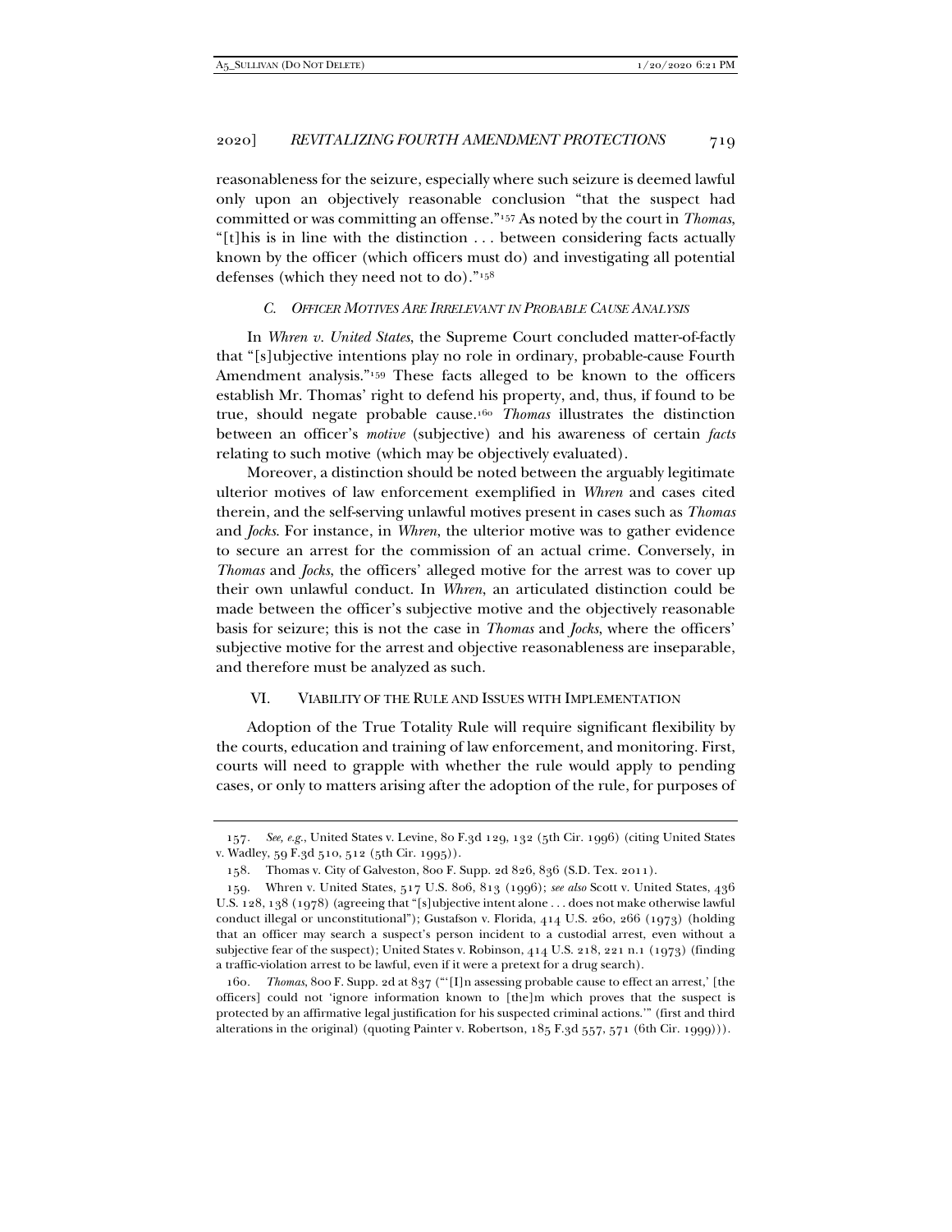reasonableness for the seizure, especially where such seizure is deemed lawful only upon an objectively reasonable conclusion "that the suspect had committed or was committing an offense."[157] As noted by the court in *Thomas*, "[t]his is in line with the distinction . . . between considering facts actually known by the officer (which officers must do) and investigating all potential defenses (which they need not to do)."[158]

### *C. Officer Motives Are Irrelevant in Probable Cause Analysis*

In *Whren v. United States*, the Supreme Court concluded matter-of-factly that "[s]ubjective intentions play no role in ordinary, probable-cause Fourth Amendment analysis."[159] These facts alleged to be known to the officers establish Mr. Thomas' right to defend his property, and, thus, if found to be true, should negate probable cause.[160] *Thomas* illustrates the distinction between an officer's *motive* (subjective) and his awareness of certain *facts* relating to such motive (which may be objectively evaluated).

Moreover, a distinction should be noted between the arguably legitimate ulterior motives of law enforcement exemplified in *Whren* and cases cited therein, and the self-serving unlawful motives present in cases such as *Thomas* and *Jocks*. For instance, in *Whren*, the ulterior motive was to gather evidence to secure an arrest for the commission of an actual crime. Conversely, in *Thomas* and *Jocks*, the officers' alleged motive for the arrest was to cover up their own unlawful conduct. In *Whren*, an articulated distinction could be made between the officer's subjective motive and the objectively reasonable basis for seizure; this is not the case in *Thomas* and *Jocks*, where the officers' subjective motive for the arrest and objective reasonableness are inseparable, and therefore must be analyzed as such.

## VI. Viability of the Rule and Issues with Implementation

Adoption of the True Totality Rule will require significant flexibility by the courts, education and training of law enforcement, and monitoring. First, courts will need to grapple with whether the rule would apply to pending cases, or only to matters arising after the adoption of the rule, for purposes of

---

157. *See, e.g.*, United States v. Levine, 80 F.3d 129, 132 (5th Cir. 1996) (citing United States v. Wadley, 59 F.3d 510, 512 (5th Cir. 1995)).

158. Thomas v. City of Galveston, 800 F. Supp. 2d 826, 836 (S.D. Tex. 2011).

159. Whren v. United States, 517 U.S. 806, 813 (1996); *see also* Scott v. United States, 436 U.S. 128, 138 (1978) (agreeing that "[s]ubjective intent alone . . . does not make otherwise lawful conduct illegal or unconstitutional"); Gustafson v. Florida, 414 U.S. 260, 266 (1973) (holding that an officer may search a suspect's person incident to a custodial arrest, even without a subjective fear of the suspect); United States v. Robinson, 414 U.S. 218, 221 n.1 (1973) (finding a traffic-violation arrest to be lawful, even if it were a pretext for a drug search).

160. *Thomas*, 800 F. Supp. 2d at 837 ("'[I]n assessing probable cause to effect an arrest,' [the officers] could not 'ignore information known to [the]m which proves that the suspect is protected by an affirmative legal justification for his suspected criminal actions.'" (first and third alterations in the original) (quoting Painter v. Robertson, 185 F.3d 557, 571 (6th Cir. 1999))).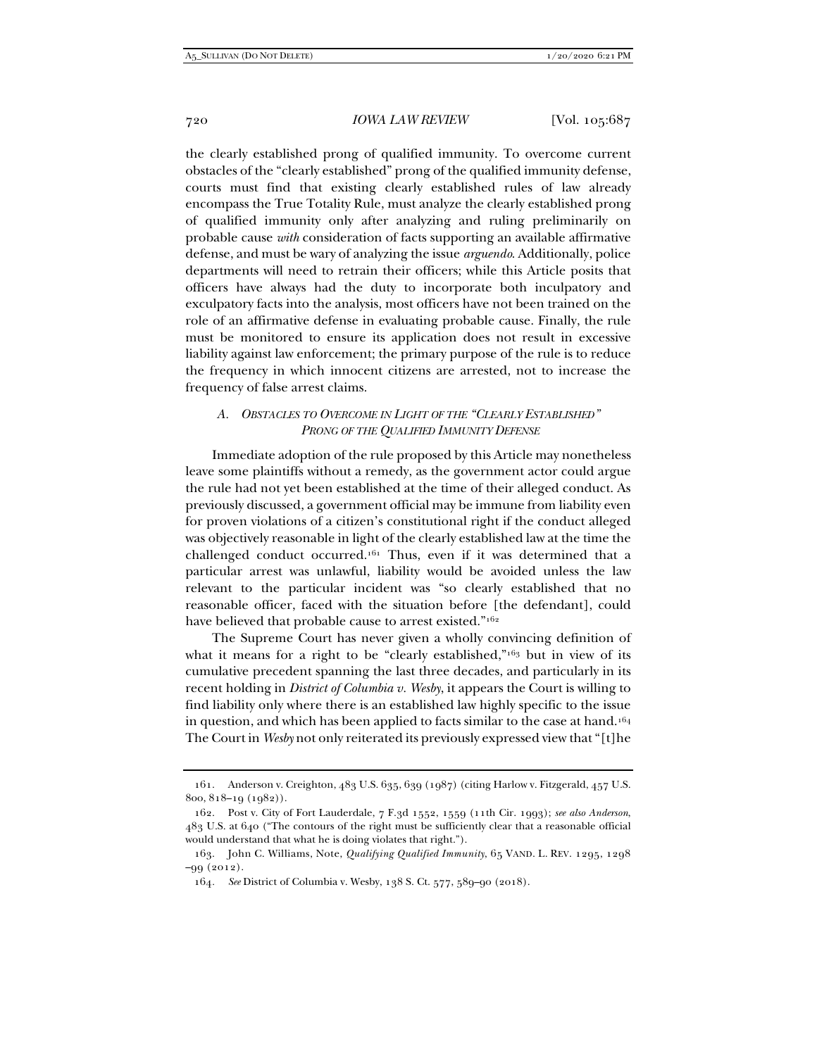the clearly established prong of qualified immunity. To overcome current obstacles of the "clearly established" prong of the qualified immunity defense, courts must find that existing clearly established rules of law already encompass the True Totality Rule, must analyze the clearly established prong of qualified immunity only after analyzing and ruling preliminarily on probable cause *with* consideration of facts supporting an available affirmative defense, and must be wary of analyzing the issue *arguendo*. Additionally, police departments will need to retrain their officers; while this Article posits that officers have always had the duty to incorporate both inculpatory and exculpatory facts into the analysis, most officers have not been trained on the role of an affirmative defense in evaluating probable cause. Finally, the rule must be monitored to ensure its application does not result in excessive liability against law enforcement; the primary purpose of the rule is to reduce the frequency in which innocent citizens are arrested, not to increase the frequency of false arrest claims.

### *A. Obstacles to Overcome in Light of the "Clearly Established" Prong of the Qualified Immunity Defense*

Immediate adoption of the rule proposed by this Article may nonetheless leave some plaintiffs without a remedy, as the government actor could argue the rule had not yet been established at the time of their alleged conduct. As previously discussed, a government official may be immune from liability even for proven violations of a citizen's constitutional right if the conduct alleged was objectively reasonable in light of the clearly established law at the time the challenged conduct occurred.[161] Thus, even if it was determined that a particular arrest was unlawful, liability would be avoided unless the law relevant to the particular incident was "so clearly established that no reasonable officer, faced with the situation before [the defendant], could have believed that probable cause to arrest existed."[162]

The Supreme Court has never given a wholly convincing definition of what it means for a right to be "clearly established,"[163] but in view of its cumulative precedent spanning the last three decades, and particularly in its recent holding in *District of Columbia v. Wesby*, it appears the Court is willing to find liability only where there is an established law highly specific to the issue in question, and which has been applied to facts similar to the case at hand.[164] The Court in *Wesby* not only reiterated its previously expressed view that "[t]he

---

161. Anderson v. Creighton, 483 U.S. 635, 639 (1987) (citing Harlow v. Fitzgerald, 457 U.S. 800, 818–19 (1982)).

162. Post v. City of Fort Lauderdale, 7 F.3d 1552, 1559 (11th Cir. 1993); *see also Anderson*, 483 U.S. at 640 ("The contours of the right must be sufficiently clear that a reasonable official would understand that what he is doing violates that right.").

163. John C. Williams, Note, *Qualifying Qualified Immunity*, 65 VAND. L. REV. 1295, 1298–99 (2012).

164. *See* District of Columbia v. Wesby, 138 S. Ct. 577, 589–90 (2018).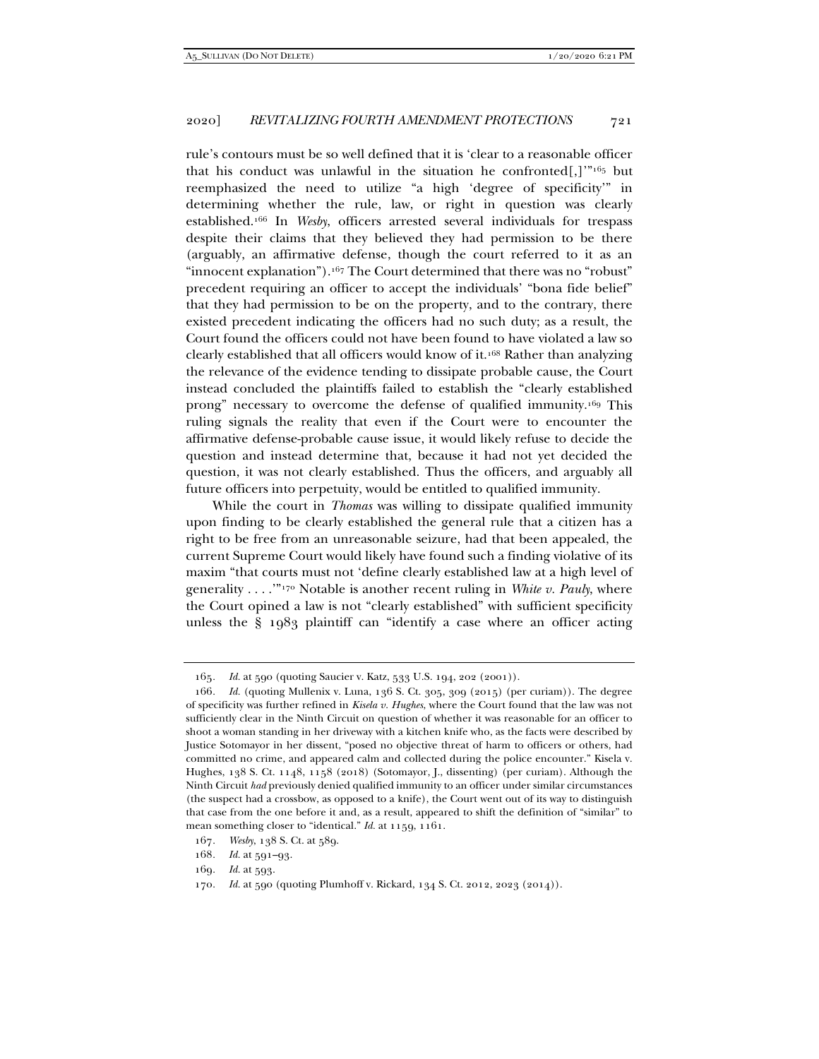rule's contours must be so well defined that it is 'clear to a reasonable officer that his conduct was unlawful in the situation he confronted[,]'"[165] but reemphasized the need to utilize "a high 'degree of specificity'" in determining whether the rule, law, or right in question was clearly established.[166] In *Wesby*, officers arrested several individuals for trespass despite their claims that they believed they had permission to be there (arguably, an affirmative defense, though the court referred to it as an "innocent explanation").[167] The Court determined that there was no "robust" precedent requiring an officer to accept the individuals' "bona fide belief" that they had permission to be on the property, and to the contrary, there existed precedent indicating the officers had no such duty; as a result, the Court found the officers could not have been found to have violated a law so clearly established that all officers would know of it.[168] Rather than analyzing the relevance of the evidence tending to dissipate probable cause, the Court instead concluded the plaintiffs failed to establish the "clearly established prong" necessary to overcome the defense of qualified immunity.[169] This ruling signals the reality that even if the Court were to encounter the affirmative defense-probable cause issue, it would likely refuse to decide the question and instead determine that, because it had not yet decided the question, it was not clearly established. Thus the officers, and arguably all future officers into perpetuity, would be entitled to qualified immunity.

While the court in *Thomas* was willing to dissipate qualified immunity upon finding to be clearly established the general rule that a citizen has a right to be free from an unreasonable seizure, had that been appealed, the current Supreme Court would likely have found such a finding violative of its maxim "that courts must not 'define clearly established law at a high level of generality . . . .'"[170] Notable is another recent ruling in *White v. Pauly*, where the Court opined a law is not "clearly established" with sufficient specificity unless the § 1983 plaintiff can "identify a case where an officer acting

---

165. *Id.* at 590 (quoting Saucier v. Katz, 533 U.S. 194, 202 (2001)).

166. *Id.* (quoting Mullenix v. Luna, 136 S. Ct. 305, 309 (2015) (per curiam)). The degree of specificity was further refined in *Kisela v. Hughes*, where the Court found that the law was not sufficiently clear in the Ninth Circuit on question of whether it was reasonable for an officer to shoot a woman standing in her driveway with a kitchen knife who, as the facts were described by Justice Sotomayor in her dissent, "posed no objective threat of harm to officers or others, had committed no crime, and appeared calm and collected during the police encounter." Kisela v. Hughes, 138 S. Ct. 1148, 1158 (2018) (Sotomayor, J., dissenting) (per curiam). Although the Ninth Circuit *had* previously denied qualified immunity to an officer under similar circumstances (the suspect had a crossbow, as opposed to a knife), the Court went out of its way to distinguish that case from the one before it and, as a result, appeared to shift the definition of "similar" to mean something closer to "identical." *Id.* at 1159, 1161.

167. *Wesby*, 138 S. Ct. at 589.

168. *Id.* at 591–93.

169. *Id.* at 593.

170. *Id.* at 590 (quoting Plumhoff v. Rickard, 134 S. Ct. 2012, 2023 (2014)).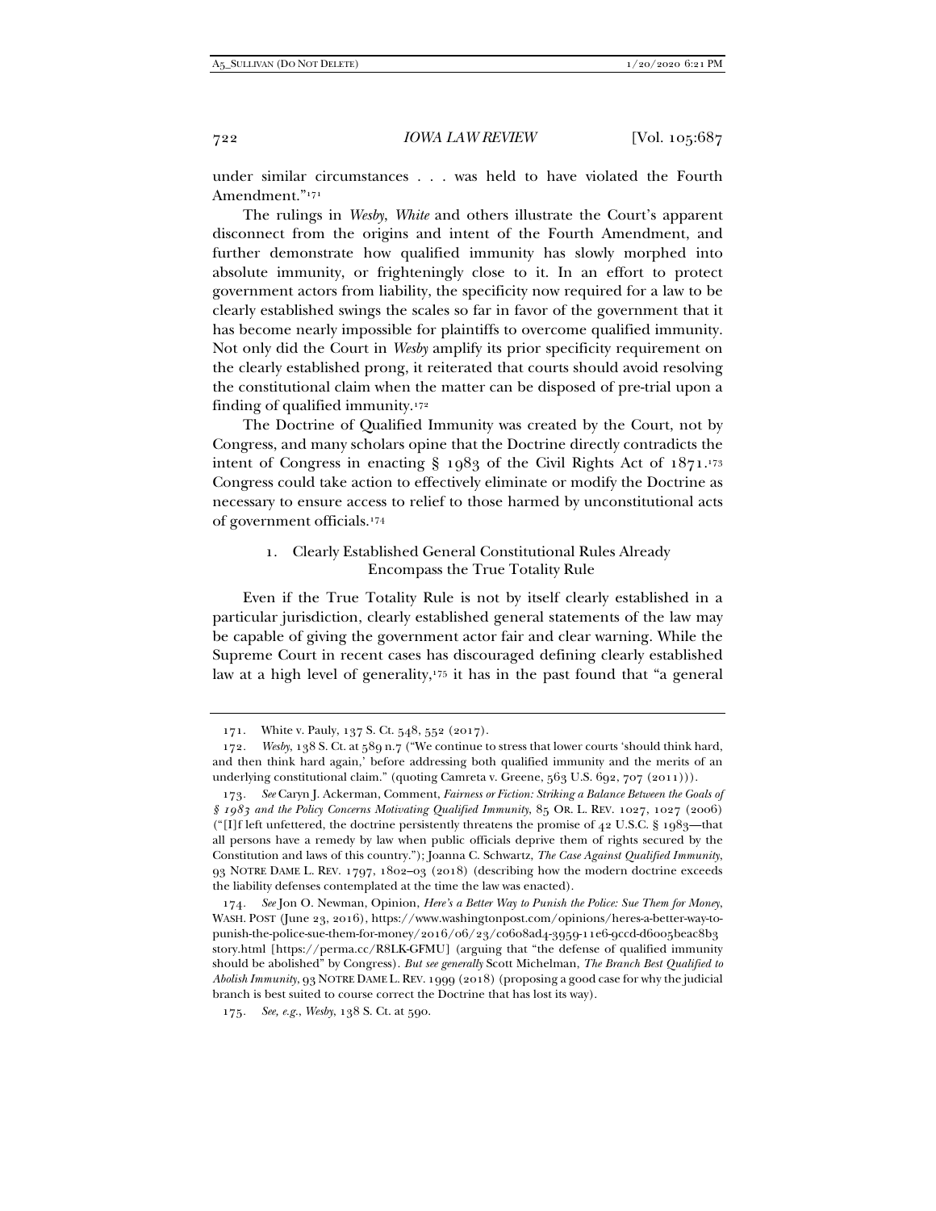under similar circumstances . . . was held to have violated the Fourth Amendment."[171]

The rulings in *Wesby*, *White* and others illustrate the Court's apparent disconnect from the origins and intent of the Fourth Amendment, and further demonstrate how qualified immunity has slowly morphed into absolute immunity, or frighteningly close to it. In an effort to protect government actors from liability, the specificity now required for a law to be clearly established swings the scales so far in favor of the government that it has become nearly impossible for plaintiffs to overcome qualified immunity. Not only did the Court in *Wesby* amplify its prior specificity requirement on the clearly established prong, it reiterated that courts should avoid resolving the constitutional claim when the matter can be disposed of pre-trial upon a finding of qualified immunity.[172]

The Doctrine of Qualified Immunity was created by the Court, not by Congress, and many scholars opine that the Doctrine directly contradicts the intent of Congress in enacting § 1983 of the Civil Rights Act of 1871.[173] Congress could take action to effectively eliminate or modify the Doctrine as necessary to ensure access to relief to those harmed by unconstitutional acts of government officials.[174]

### 1. Clearly Established General Constitutional Rules Already Encompass the True Totality Rule

Even if the True Totality Rule is not by itself clearly established in a particular jurisdiction, clearly established general statements of the law may be capable of giving the government actor fair and clear warning. While the Supreme Court in recent cases has discouraged defining clearly established law at a high level of generality,[175] it has in the past found that "a general

---

171. White v. Pauly, 137 S. Ct. 548, 552 (2017).

172. *Wesby*, 138 S. Ct. at 589 n.7 ("We continue to stress that lower courts 'should think hard, and then think hard again,' before addressing both qualified immunity and the merits of an underlying constitutional claim." (quoting Camreta v. Greene, 563 U.S. 692, 707 (2011))).

173. *See* Caryn J. Ackerman, Comment, *Fairness or Fiction: Striking a Balance Between the Goals of § 1983 and the Policy Concerns Motivating Qualified Immunity*, 85 OR. L. REV. 1027, 1027 (2006) ("[I]f left unfettered, the doctrine persistently threatens the promise of 42 U.S.C. § 1983—that all persons have a remedy by law when public officials deprive them of rights secured by the Constitution and laws of this country."); Joanna C. Schwartz, *The Case Against Qualified Immunity*, 93 NOTRE DAME L. REV. 1797, 1802–03 (2018) (describing how the modern doctrine exceeds the liability defenses contemplated at the time the law was enacted).

174. *See* Jon O. Newman, Opinion, *Here's a Better Way to Punish the Police: Sue Them for Money*, WASH. POST (June 23, 2016), https://www.washingtonpost.com/opinions/heres-a-better-way-to-punish-the-police-sue-them-for-money/2016/06/23/c0608ad4-3959-11e6-9ccd-d6005beac8b3 story.html [https://perma.cc/R8LK-GFMU] (arguing that "the defense of qualified immunity should be abolished" by Congress). *But see generally* Scott Michelman, *The Branch Best Qualified to Abolish Immunity*, 93 NOTRE DAME L. REV. 1999 (2018) (proposing a good case for why the judicial branch is best suited to course correct the Doctrine that has lost its way).

175. *See, e.g.*, *Wesby*, 138 S. Ct. at 590.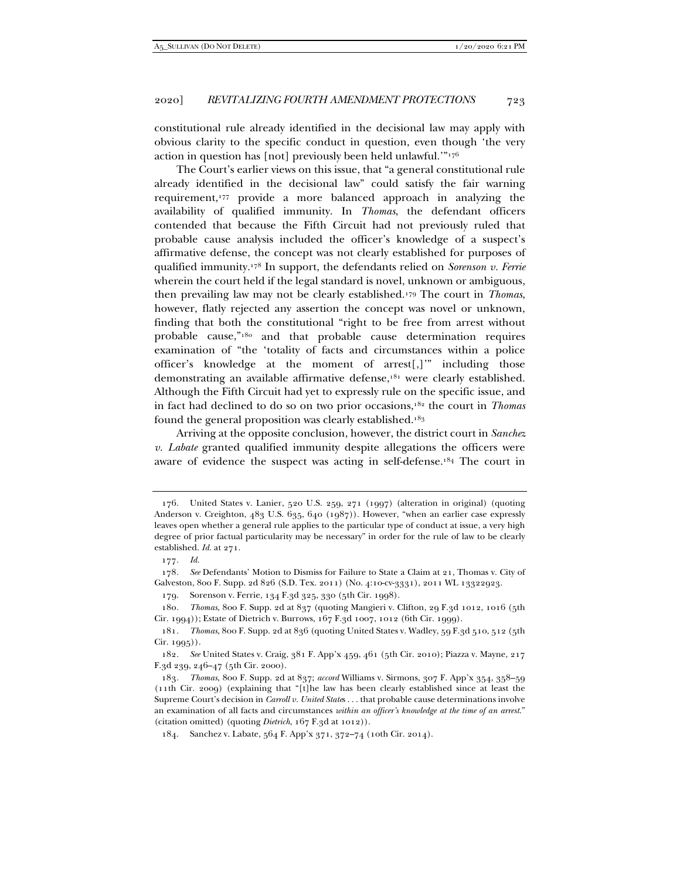constitutional rule already identified in the decisional law may apply with obvious clarity to the specific conduct in question, even though 'the very action in question has [not] previously been held unlawful.'"[176]

The Court's earlier views on this issue, that "a general constitutional rule already identified in the decisional law" could satisfy the fair warning requirement,[177] provide a more balanced approach in analyzing the availability of qualified immunity. In *Thomas*, the defendant officers contended that because the Fifth Circuit had not previously ruled that probable cause analysis included the officer's knowledge of a suspect's affirmative defense, the concept was not clearly established for purposes of qualified immunity.[178] In support, the defendants relied on *Sorenson v. Ferrie* wherein the court held if the legal standard is novel, unknown or ambiguous, then prevailing law may not be clearly established.[179] The court in *Thomas*, however, flatly rejected any assertion the concept was novel or unknown, finding that both the constitutional "right to be free from arrest without probable cause,"[180] and that probable cause determination requires examination of "the 'totality of facts and circumstances within a police officer's knowledge at the moment of arrest[,]'" including those demonstrating an available affirmative defense,[181] were clearly established. Although the Fifth Circuit had yet to expressly rule on the specific issue, and in fact had declined to do so on two prior occasions,[182] the court in *Thomas* found the general proposition was clearly established.[183]

Arriving at the opposite conclusion, however, the district court in *Sanchez v. Labate* granted qualified immunity despite allegations the officers were aware of evidence the suspect was acting in self-defense.[184] The court in

---

176. United States v. Lanier, 520 U.S. 259, 271 (1997) (alteration in original) (quoting Anderson v. Creighton, 483 U.S. 635, 640 (1987)). However, "when an earlier case expressly leaves open whether a general rule applies to the particular type of conduct at issue, a very high degree of prior factual particularity may be necessary" in order for the rule of law to be clearly established. *Id.* at 271.

177. *Id.*

178. *See* Defendants' Motion to Dismiss for Failure to State a Claim at 21, Thomas v. City of Galveston, 800 F. Supp. 2d 826 (S.D. Tex. 2011) (No. 4:10-cv-3331), 2011 WL 13322923.

179. Sorenson v. Ferrie, 134 F.3d 325, 330 (5th Cir. 1998).

180. *Thomas*, 800 F. Supp. 2d at 837 (quoting Mangieri v. Clifton, 29 F.3d 1012, 1016 (5th Cir. 1994)); Estate of Dietrich v. Burrows, 167 F.3d 1007, 1012 (6th Cir. 1999).

181. *Thomas*, 800 F. Supp. 2d at 836 (quoting United States v. Wadley, 59 F.3d 510, 512 (5th Cir. 1995)).

182. *See* United States v. Craig, 381 F. App'x 459, 461 (5th Cir. 2010); Piazza v. Mayne, 217 F.3d 239, 246–47 (5th Cir. 2000).

183. *Thomas*, 800 F. Supp. 2d at 837; *accord* Williams v. Sirmons, 307 F. App'x 354, 358–59 (11th Cir. 2009) (explaining that "[t]he law has been clearly established since at least the Supreme Court's decision in *Carroll v. United States* . . . that probable cause determinations involve an examination of all facts and circumstances *within an officer's knowledge at the time of an arrest*." (citation omitted) (quoting *Dietrich*, 167 F.3d at 1012)).

184. Sanchez v. Labate, 564 F. App'x 371, 372–74 (10th Cir. 2014).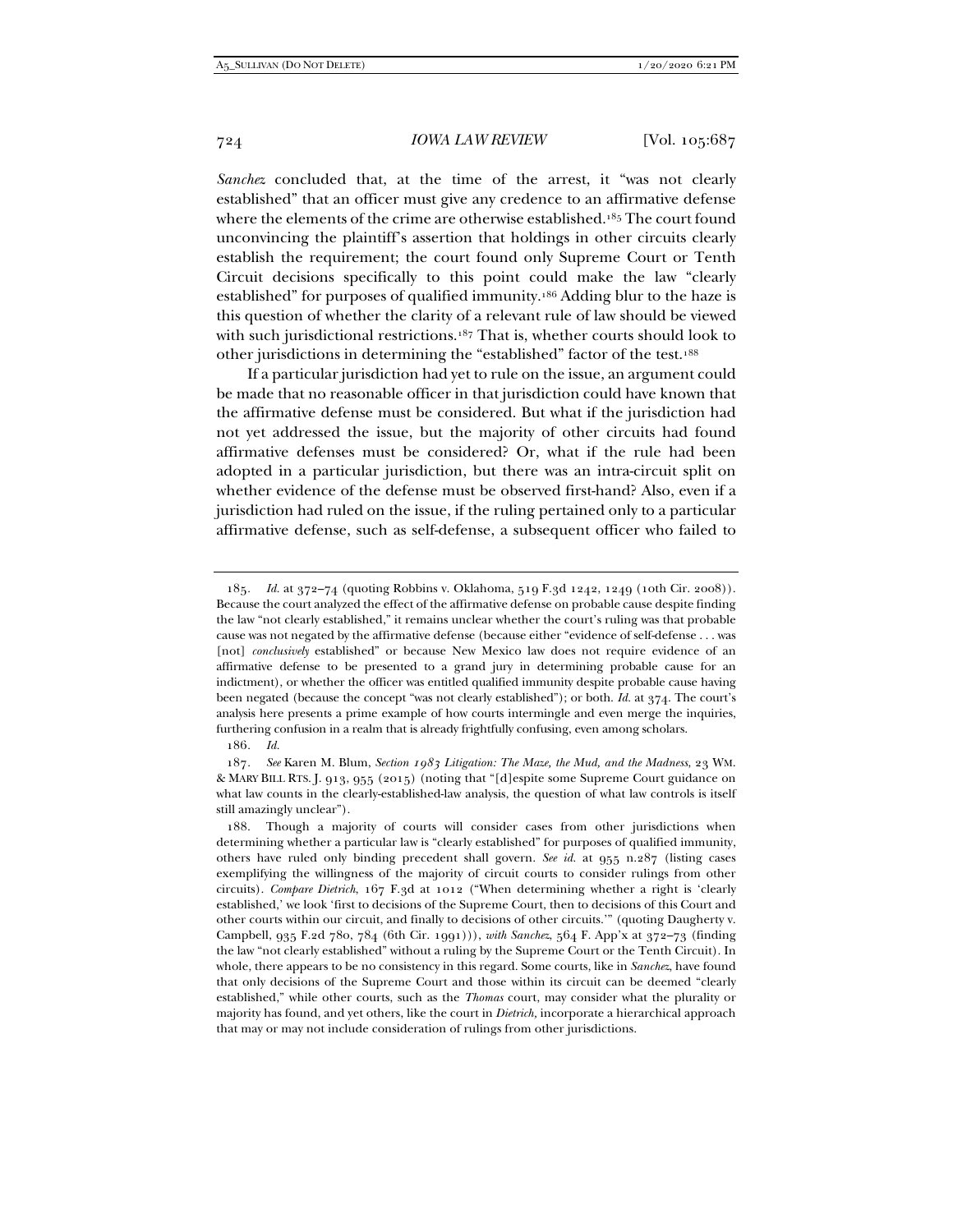*Sanchez* concluded that, at the time of the arrest, it "was not clearly established" that an officer must give any credence to an affirmative defense where the elements of the crime are otherwise established.[185] The court found unconvincing the plaintiff's assertion that holdings in other circuits clearly establish the requirement; the court found only Supreme Court or Tenth Circuit decisions specifically to this point could make the law "clearly established" for purposes of qualified immunity.[186] Adding blur to the haze is this question of whether the clarity of a relevant rule of law should be viewed with such jurisdictional restrictions.[187] That is, whether courts should look to other jurisdictions in determining the "established" factor of the test.[188]

If a particular jurisdiction had yet to rule on the issue, an argument could be made that no reasonable officer in that jurisdiction could have known that the affirmative defense must be considered. But what if the jurisdiction had not yet addressed the issue, but the majority of other circuits had found affirmative defenses must be considered? Or, what if the rule had been adopted in a particular jurisdiction, but there was an intra-circuit split on whether evidence of the defense must be observed first-hand? Also, even if a jurisdiction had ruled on the issue, if the ruling pertained only to a particular affirmative defense, such as self-defense, a subsequent officer who failed to

---

185. *Id.* at 372–74 (quoting Robbins v. Oklahoma, 519 F.3d 1242, 1249 (10th Cir. 2008)). Because the court analyzed the effect of the affirmative defense on probable cause despite finding the law "not clearly established," it remains unclear whether the court's ruling was that probable cause was not negated by the affirmative defense (because either "evidence of self-defense . . . was [not] *conclusively* established" or because New Mexico law does not require evidence of an affirmative defense to be presented to a grand jury in determining probable cause for an indictment), or whether the officer was entitled qualified immunity despite probable cause having been negated (because the concept "was not clearly established"); or both. *Id.* at 374. The court's analysis here presents a prime example of how courts intermingle and even merge the inquiries, furthering confusion in a realm that is already frightfully confusing, even among scholars.

186. *Id.*

187. *See* Karen M. Blum, *Section 1983 Litigation: The Maze, the Mud, and the Madness*, 23 WM. & MARY BILL RTS. J. 913, 955 (2015) (noting that "[d]espite some Supreme Court guidance on what law counts in the clearly-established-law analysis, the question of what law controls is itself still amazingly unclear").

188. Though a majority of courts will consider cases from other jurisdictions when determining whether a particular law is "clearly established" for purposes of qualified immunity, others have ruled only binding precedent shall govern. *See id.* at 955 n.287 (listing cases exemplifying the willingness of the majority of circuit courts to consider rulings from other circuits). *Compare Dietrich*, 167 F.3d at 1012 ("When determining whether a right is 'clearly established,' we look 'first to decisions of the Supreme Court, then to decisions of this Court and other courts within our circuit, and finally to decisions of other circuits.'" (quoting Daugherty v. Campbell, 935 F.2d 780, 784 (6th Cir. 1991))), *with Sanchez*, 564 F. App'x at 372–73 (finding the law "not clearly established" without a ruling by the Supreme Court or the Tenth Circuit). In whole, there appears to be no consistency in this regard. Some courts, like in *Sanchez*, have found that only decisions of the Supreme Court and those within its circuit can be deemed "clearly established," while other courts, such as the *Thomas* court, may consider what the plurality or majority has found, and yet others, like the court in *Dietrich*, incorporate a hierarchical approach that may or may not include consideration of rulings from other jurisdictions.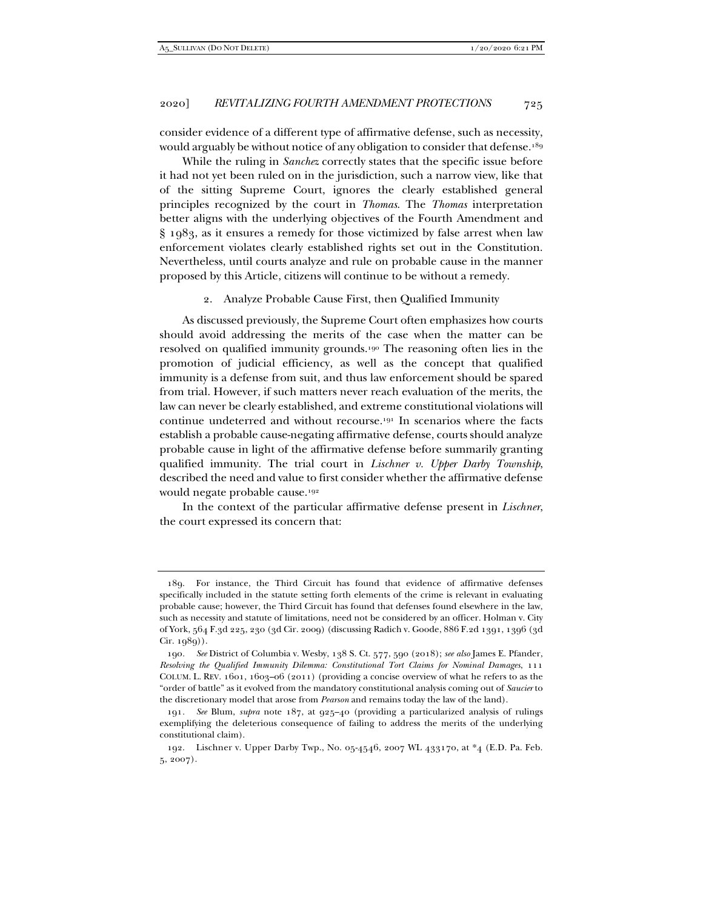consider evidence of a different type of affirmative defense, such as necessity, would arguably be without notice of any obligation to consider that defense.[189]

While the ruling in *Sanchez* correctly states that the specific issue before it had not yet been ruled on in the jurisdiction, such a narrow view, like that of the sitting Supreme Court, ignores the clearly established general principles recognized by the court in *Thomas*. The *Thomas* interpretation better aligns with the underlying objectives of the Fourth Amendment and § 1983, as it ensures a remedy for those victimized by false arrest when law enforcement violates clearly established rights set out in the Constitution. Nevertheless, until courts analyze and rule on probable cause in the manner proposed by this Article, citizens will continue to be without a remedy.

### 2. Analyze Probable Cause First, then Qualified Immunity

As discussed previously, the Supreme Court often emphasizes how courts should avoid addressing the merits of the case when the matter can be resolved on qualified immunity grounds.[190] The reasoning often lies in the promotion of judicial efficiency, as well as the concept that qualified immunity is a defense from suit, and thus law enforcement should be spared from trial. However, if such matters never reach evaluation of the merits, the law can never be clearly established, and extreme constitutional violations will continue undeterred and without recourse.[191] In scenarios where the facts establish a probable cause-negating affirmative defense, courts should analyze probable cause in light of the affirmative defense before summarily granting qualified immunity. The trial court in *Lischner v. Upper Darby Township*, described the need and value to first consider whether the affirmative defense would negate probable cause.[192]

In the context of the particular affirmative defense present in *Lischner*, the court expressed its concern that:

---

189. For instance, the Third Circuit has found that evidence of affirmative defenses specifically included in the statute setting forth elements of the crime is relevant in evaluating probable cause; however, the Third Circuit has found that defenses found elsewhere in the law, such as necessity and statute of limitations, need not be considered by an officer. Holman v. City of York, 564 F.3d 225, 230 (3d Cir. 2009) (discussing Radich v. Goode, 886 F.2d 1391, 1396 (3d Cir. 1989)).

190. *See* District of Columbia v. Wesby, 138 S. Ct. 577, 590 (2018); *see also* James E. Pfander, *Resolving the Qualified Immunity Dilemma: Constitutional Tort Claims for Nominal Damages*, 111 COLUM. L. REV. 1601, 1603–06 (2011) (providing a concise overview of what he refers to as the "order of battle" as it evolved from the mandatory constitutional analysis coming out of *Saucier* to the discretionary model that arose from *Pearson* and remains today the law of the land).

191. *See* Blum, *supra* note 187, at 925–40 (providing a particularized analysis of rulings exemplifying the deleterious consequence of failing to address the merits of the underlying constitutional claim).

192. Lischner v. Upper Darby Twp., No. 05-4546, 2007 WL 433170, at *4 (E.D. Pa. Feb. 5, 2007).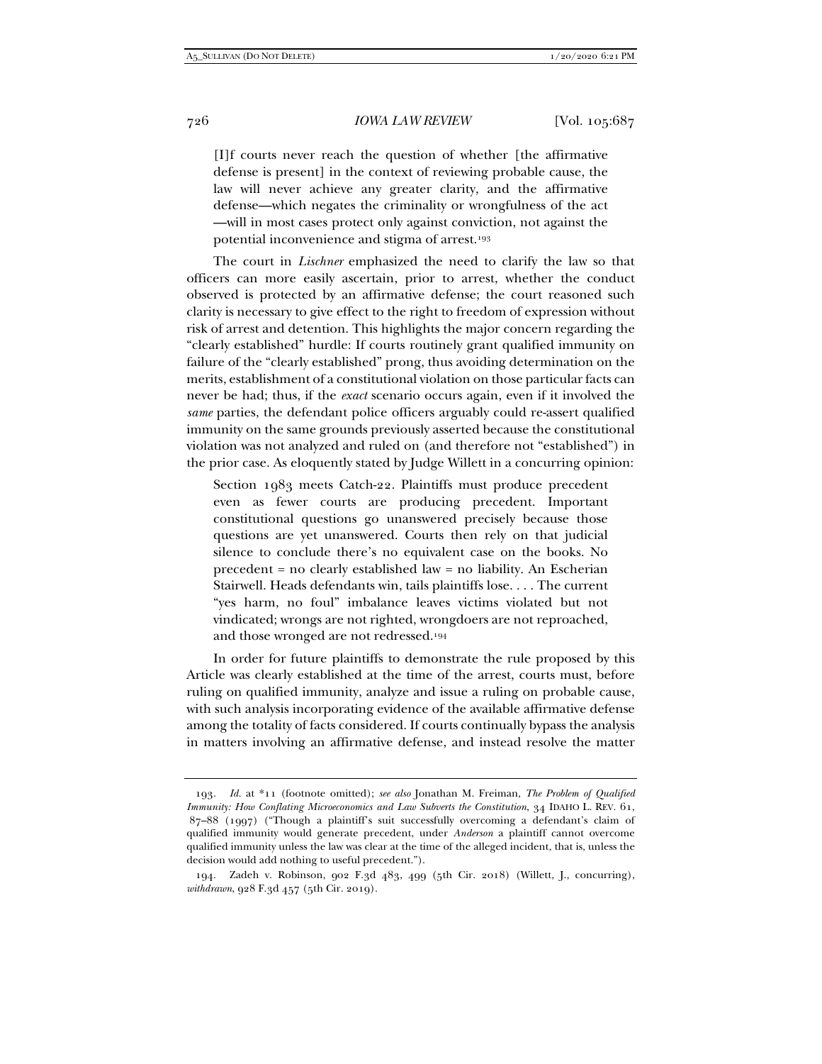> [I]f courts never reach the question of whether [the affirmative defense is present] in the context of reviewing probable cause, the law will never achieve any greater clarity, and the affirmative defense—which negates the criminality or wrongfulness of the act—will in most cases protect only against conviction, not against the potential inconvenience and stigma of arrest.[193]

The court in *Lischner* emphasized the need to clarify the law so that officers can more easily ascertain, prior to arrest, whether the conduct observed is protected by an affirmative defense; the court reasoned such clarity is necessary to give effect to the right to freedom of expression without risk of arrest and detention. This highlights the major concern regarding the "clearly established" hurdle: If courts routinely grant qualified immunity on failure of the "clearly established" prong, thus avoiding determination on the merits, establishment of a constitutional violation on those particular facts can never be had; thus, if the *exact* scenario occurs again, even if it involved the *same* parties, the defendant police officers arguably could re-assert qualified immunity on the same grounds previously asserted because the constitutional violation was not analyzed and ruled on (and therefore not "established") in the prior case. As eloquently stated by Judge Willett in a concurring opinion:

> Section 1983 meets Catch-22. Plaintiffs must produce precedent even as fewer courts are producing precedent. Important constitutional questions go unanswered precisely because those questions are yet unanswered. Courts then rely on that judicial silence to conclude there's no equivalent case on the books. No precedent = no clearly established law = no liability. An Escherian Stairwell. Heads defendants win, tails plaintiffs lose. . . . The current "yes harm, no foul" imbalance leaves victims violated but not vindicated; wrongs are not righted, wrongdoers are not reproached, and those wronged are not redressed.[194]

In order for future plaintiffs to demonstrate the rule proposed by this Article was clearly established at the time of the arrest, courts must, before ruling on qualified immunity, analyze and issue a ruling on probable cause, with such analysis incorporating evidence of the available affirmative defense among the totality of facts considered. If courts continually bypass the analysis in matters involving an affirmative defense, and instead resolve the matter

---

193. *Id.* at *11 (footnote omitted); *see also* Jonathan M. Freiman, *The Problem of Qualified Immunity: How Conflating Microeconomics and Law Subverts the Constitution*, 34 IDAHO L. REV. 61, 87–88 (1997) ("Though a plaintiff's suit successfully overcoming a defendant's claim of qualified immunity would generate precedent, under *Anderson* a plaintiff cannot overcome qualified immunity unless the law was clear at the time of the alleged incident, that is, unless the decision would add nothing to useful precedent.").

194. Zadeh v. Robinson, 902 F.3d 483, 499 (5th Cir. 2018) (Willett, J., concurring), *withdrawn*, 928 F.3d 457 (5th Cir. 2019).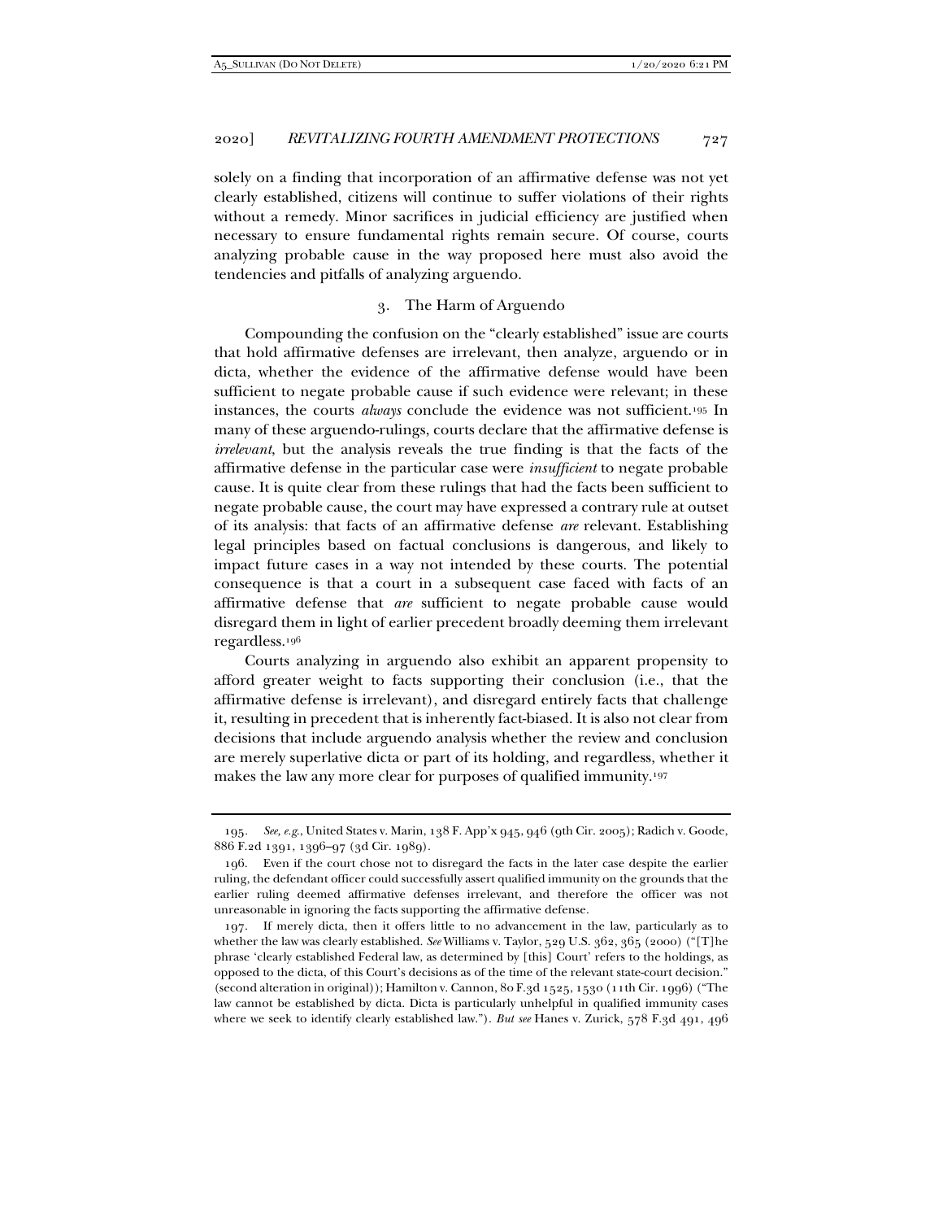solely on a finding that incorporation of an affirmative defense was not yet clearly established, citizens will continue to suffer violations of their rights without a remedy. Minor sacrifices in judicial efficiency are justified when necessary to ensure fundamental rights remain secure. Of course, courts analyzing probable cause in the way proposed here must also avoid the tendencies and pitfalls of analyzing arguendo.

### 3. The Harm of Arguendo

Compounding the confusion on the "clearly established" issue are courts that hold affirmative defenses are irrelevant, then analyze, arguendo or in dicta, whether the evidence of the affirmative defense would have been sufficient to negate probable cause if such evidence were relevant; in these instances, the courts *always* conclude the evidence was not sufficient.[195] In many of these arguendo-rulings, courts declare that the affirmative defense is *irrelevant*, but the analysis reveals the true finding is that the facts of the affirmative defense in the particular case were *insufficient* to negate probable cause. It is quite clear from these rulings that had the facts been sufficient to negate probable cause, the court may have expressed a contrary rule at outset of its analysis: that facts of an affirmative defense *are* relevant. Establishing legal principles based on factual conclusions is dangerous, and likely to impact future cases in a way not intended by these courts. The potential consequence is that a court in a subsequent case faced with facts of an affirmative defense that *are* sufficient to negate probable cause would disregard them in light of earlier precedent broadly deeming them irrelevant regardless.[196]

Courts analyzing in arguendo also exhibit an apparent propensity to afford greater weight to facts supporting their conclusion (i.e., that the affirmative defense is irrelevant), and disregard entirely facts that challenge it, resulting in precedent that is inherently fact-biased. It is also not clear from decisions that include arguendo analysis whether the review and conclusion are merely superlative dicta or part of its holding, and regardless, whether it makes the law any more clear for purposes of qualified immunity.[197]

---

195. *See, e.g.*, United States v. Marin, 138 F. App'x 945, 946 (9th Cir. 2005); Radich v. Goode, 886 F.2d 1391, 1396–97 (3d Cir. 1989).

196. Even if the court chose not to disregard the facts in the later case despite the earlier ruling, the defendant officer could successfully assert qualified immunity on the grounds that the earlier ruling deemed affirmative defenses irrelevant, and therefore the officer was not unreasonable in ignoring the facts supporting the affirmative defense.

197. If merely dicta, then it offers little to no advancement in the law, particularly as to whether the law was clearly established. *See* Williams v. Taylor, 529 U.S. 362, 365 (2000) ("[T]he phrase 'clearly established Federal law, as determined by [this] Court' refers to the holdings, as opposed to the dicta, of this Court's decisions as of the time of the relevant state-court decision." (second alteration in original)); Hamilton v. Cannon, 80 F.3d 1525, 1530 (11th Cir. 1996) ("The law cannot be established by dicta. Dicta is particularly unhelpful in qualified immunity cases where we seek to identify clearly established law."). *But see* Hanes v. Zurick, 578 F.3d 491, 496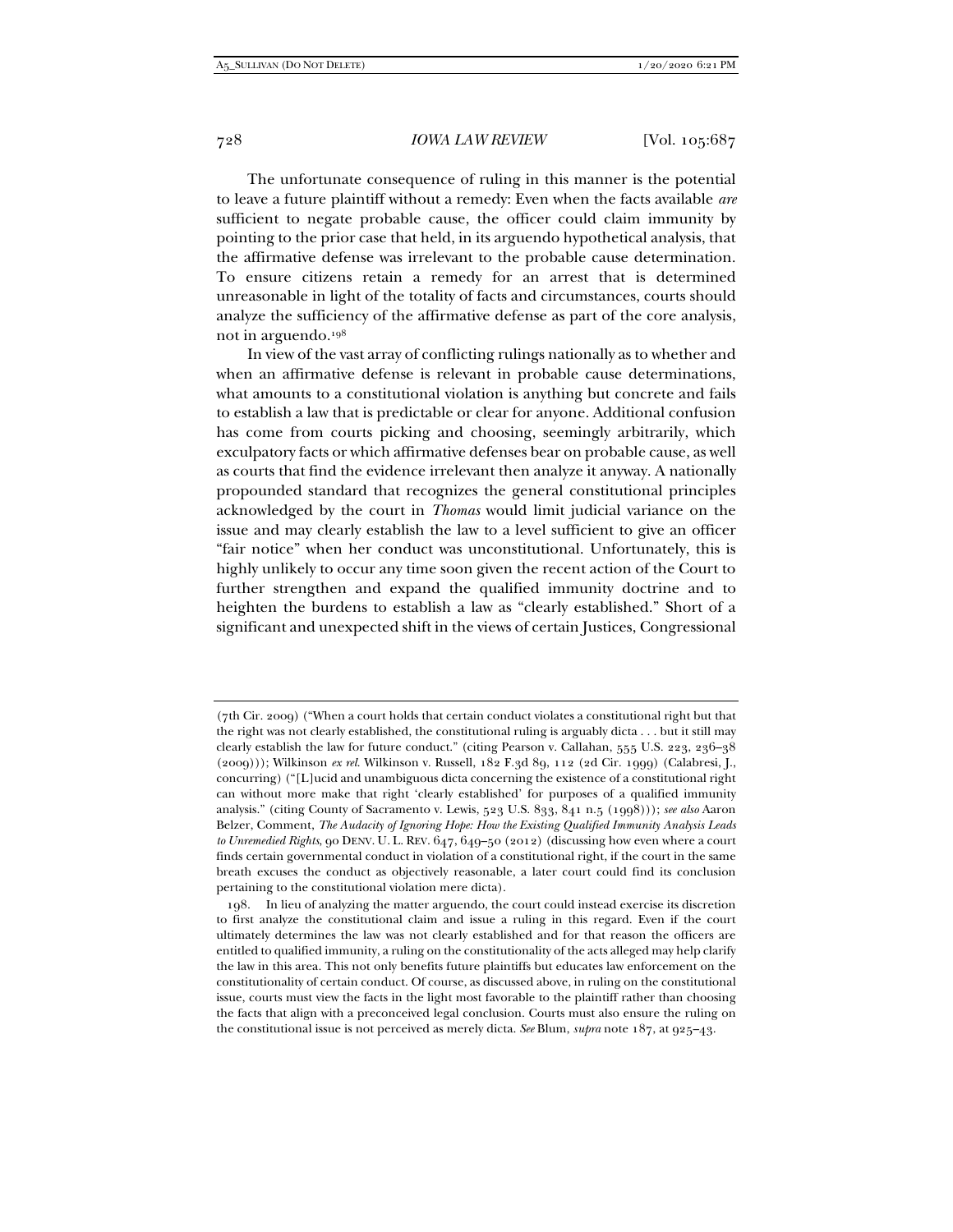The unfortunate consequence of ruling in this manner is the potential to leave a future plaintiff without a remedy: Even when the facts available *are* sufficient to negate probable cause, the officer could claim immunity by pointing to the prior case that held, in its arguendo hypothetical analysis, that the affirmative defense was irrelevant to the probable cause determination. To ensure citizens retain a remedy for an arrest that is determined unreasonable in light of the totality of facts and circumstances, courts should analyze the sufficiency of the affirmative defense as part of the core analysis, not in arguendo.[198]

In view of the vast array of conflicting rulings nationally as to whether and when an affirmative defense is relevant in probable cause determinations, what amounts to a constitutional violation is anything but concrete and fails to establish a law that is predictable or clear for anyone. Additional confusion has come from courts picking and choosing, seemingly arbitrarily, which exculpatory facts or which affirmative defenses bear on probable cause, as well as courts that find the evidence irrelevant then analyze it anyway. A nationally propounded standard that recognizes the general constitutional principles acknowledged by the court in *Thomas* would limit judicial variance on the issue and may clearly establish the law to a level sufficient to give an officer "fair notice" when her conduct was unconstitutional. Unfortunately, this is highly unlikely to occur any time soon given the recent action of the Court to further strengthen and expand the qualified immunity doctrine and to heighten the burdens to establish a law as "clearly established." Short of a significant and unexpected shift in the views of certain Justices, Congressional

---

(7th Cir. 2009) ("When a court holds that certain conduct violates a constitutional right but that the right was not clearly established, the constitutional ruling is arguably dicta . . . but it still may clearly establish the law for future conduct." (citing Pearson v. Callahan, 555 U.S. 223, 236–38 (2009))); Wilkinson *ex rel.* Wilkinson v. Russell, 182 F.3d 89, 112 (2d Cir. 1999) (Calabresi, J., concurring) ("[L]ucid and unambiguous dicta concerning the existence of a constitutional right can without more make that right 'clearly established' for purposes of a qualified immunity analysis." (citing County of Sacramento v. Lewis, 523 U.S. 833, 841 n.5 (1998))); *see also* Aaron Belzer, Comment, *The Audacity of Ignoring Hope: How the Existing Qualified Immunity Analysis Leads to Unremedied Rights*, 90 DENV. U. L. REV. 647, 649–50 (2012) (discussing how even where a court finds certain governmental conduct in violation of a constitutional right, if the court in the same breath excuses the conduct as objectively reasonable, a later court could find its conclusion pertaining to the constitutional violation mere dicta).

198. In lieu of analyzing the matter arguendo, the court could instead exercise its discretion to first analyze the constitutional claim and issue a ruling in this regard. Even if the court ultimately determines the law was not clearly established and for that reason the officers are entitled to qualified immunity, a ruling on the constitutionality of the acts alleged may help clarify the law in this area. This not only benefits future plaintiffs but educates law enforcement on the constitutionality of certain conduct. Of course, as discussed above, in ruling on the constitutional issue, courts must view the facts in the light most favorable to the plaintiff rather than choosing the facts that align with a preconceived legal conclusion. Courts must also ensure the ruling on the constitutional issue is not perceived as merely dicta. *See* Blum, *supra* note 187, at 925–43.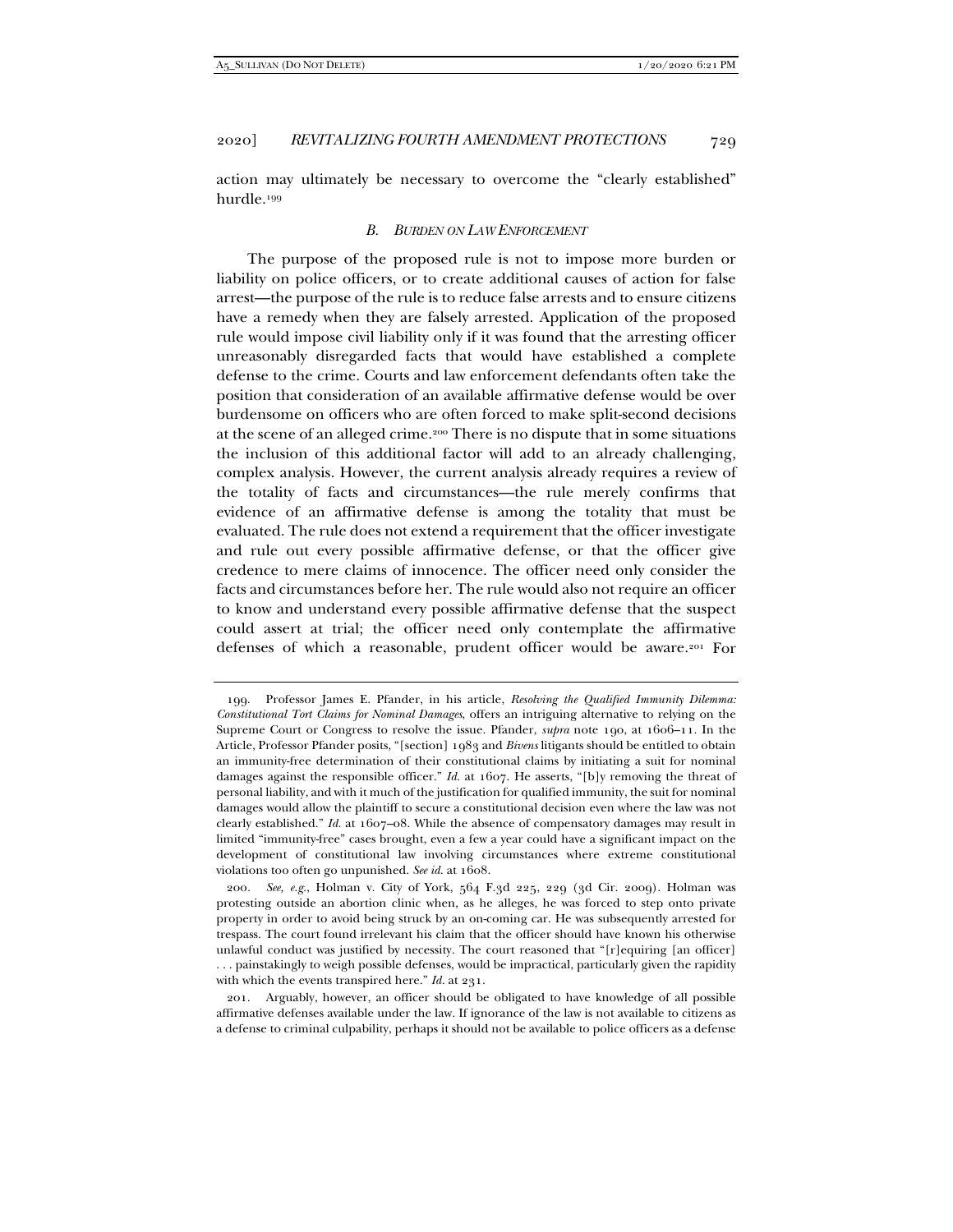action may ultimately be necessary to overcome the "clearly established" hurdle.[199]

### *B. Burden on Law Enforcement*

The purpose of the proposed rule is not to impose more burden or liability on police officers, or to create additional causes of action for false arrest—the purpose of the rule is to reduce false arrests and to ensure citizens have a remedy when they are falsely arrested. Application of the proposed rule would impose civil liability only if it was found that the arresting officer unreasonably disregarded facts that would have established a complete defense to the crime. Courts and law enforcement defendants often take the position that consideration of an available affirmative defense would be over burdensome on officers who are often forced to make split-second decisions at the scene of an alleged crime.[200] There is no dispute that in some situations the inclusion of this additional factor will add to an already challenging, complex analysis. However, the current analysis already requires a review of the totality of facts and circumstances—the rule merely confirms that evidence of an affirmative defense is among the totality that must be evaluated. The rule does not extend a requirement that the officer investigate and rule out every possible affirmative defense, or that the officer give credence to mere claims of innocence. The officer need only consider the facts and circumstances before her. The rule would also not require an officer to know and understand every possible affirmative defense that the suspect could assert at trial; the officer need only contemplate the affirmative defenses of which a reasonable, prudent officer would be aware.[201] For

---

199. Professor James E. Pfander, in his article, *Resolving the Qualified Immunity Dilemma: Constitutional Tort Claims for Nominal Damages*, offers an intriguing alternative to relying on the Supreme Court or Congress to resolve the issue. Pfander, *supra* note 190, at 1606–11. In the Article, Professor Pfander posits, "[section] 1983 and *Bivens* litigants should be entitled to obtain an immunity-free determination of their constitutional claims by initiating a suit for nominal damages against the responsible officer." *Id.* at 1607. He asserts, "[b]y removing the threat of personal liability, and with it much of the justification for qualified immunity, the suit for nominal damages would allow the plaintiff to secure a constitutional decision even where the law was not clearly established." *Id.* at 1607–08. While the absence of compensatory damages may result in limited "immunity-free" cases brought, even a few a year could have a significant impact on the development of constitutional law involving circumstances where extreme constitutional violations too often go unpunished. *See id.* at 1608.

200. *See, e.g.*, Holman v. City of York, 564 F.3d 225, 229 (3d Cir. 2009). Holman was protesting outside an abortion clinic when, as he alleges, he was forced to step onto private property in order to avoid being struck by an on-coming car. He was subsequently arrested for trespass. The court found irrelevant his claim that the officer should have known his otherwise unlawful conduct was justified by necessity. The court reasoned that "[r]equiring [an officer] . . . painstakingly to weigh possible defenses, would be impractical, particularly given the rapidity with which the events transpired here." *Id.* at 231.

201. Arguably, however, an officer should be obligated to have knowledge of all possible affirmative defenses available under the law. If ignorance of the law is not available to citizens as a defense to criminal culpability, perhaps it should not be available to police officers as a defense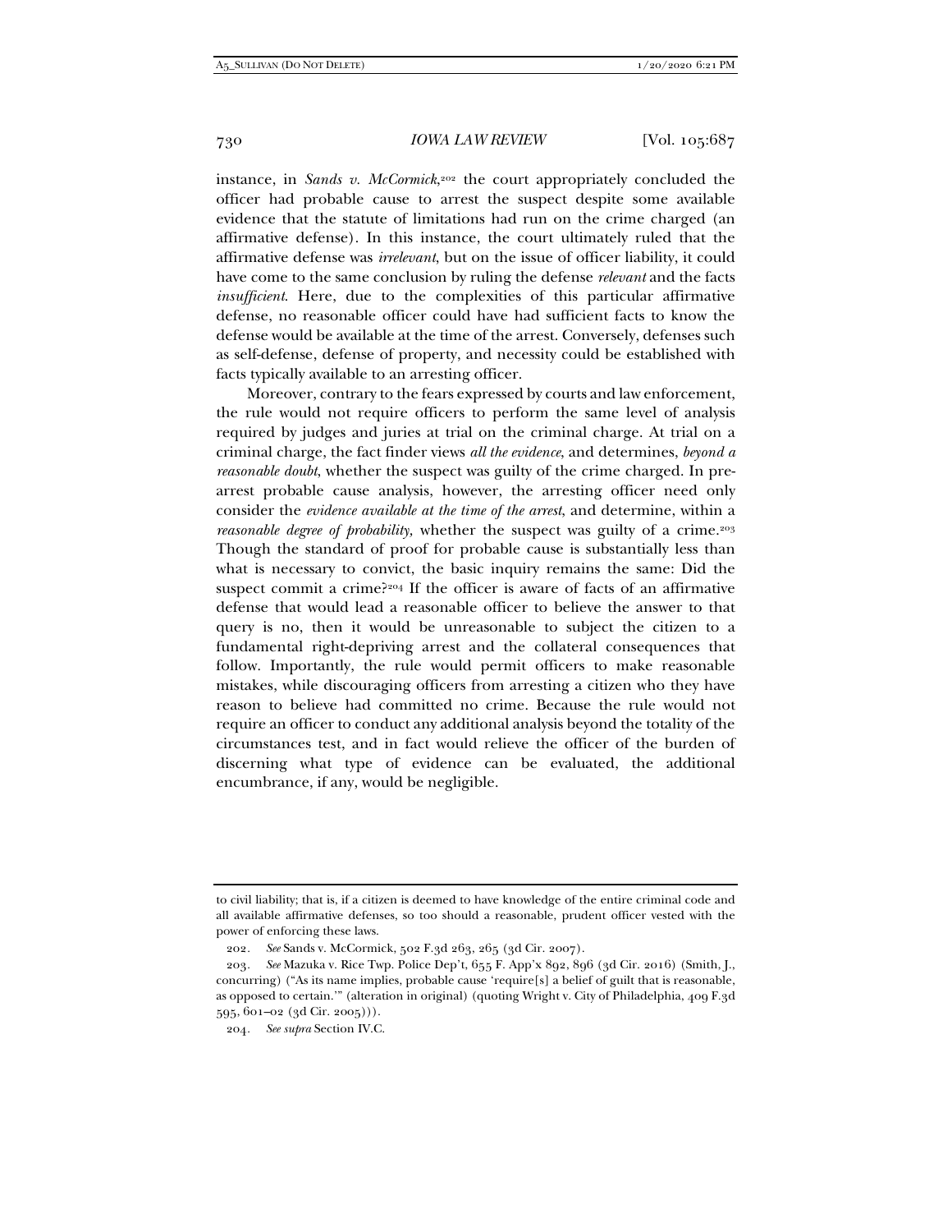instance, in *Sands v. McCormick*,[202] the court appropriately concluded the officer had probable cause to arrest the suspect despite some available evidence that the statute of limitations had run on the crime charged (an affirmative defense). In this instance, the court ultimately ruled that the affirmative defense was *irrelevant*, but on the issue of officer liability, it could have come to the same conclusion by ruling the defense *relevant* and the facts *insufficient*. Here, due to the complexities of this particular affirmative defense, no reasonable officer could have had sufficient facts to know the defense would be available at the time of the arrest. Conversely, defenses such as self-defense, defense of property, and necessity could be established with facts typically available to an arresting officer.

Moreover, contrary to the fears expressed by courts and law enforcement, the rule would not require officers to perform the same level of analysis required by judges and juries at trial on the criminal charge. At trial on a criminal charge, the fact finder views *all the evidence*, and determines, *beyond a reasonable doubt*, whether the suspect was guilty of the crime charged. In pre-arrest probable cause analysis, however, the arresting officer need only consider the *evidence available at the time of the arrest*, and determine, within a *reasonable degree of probability*, whether the suspect was guilty of a crime.[203] Though the standard of proof for probable cause is substantially less than what is necessary to convict, the basic inquiry remains the same: Did the suspect commit a crime?[204] If the officer is aware of facts of an affirmative defense that would lead a reasonable officer to believe the answer to that query is no, then it would be unreasonable to subject the citizen to a fundamental right-depriving arrest and the collateral consequences that follow. Importantly, the rule would permit officers to make reasonable mistakes, while discouraging officers from arresting a citizen who they have reason to believe had committed no crime. Because the rule would not require an officer to conduct any additional analysis beyond the totality of the circumstances test, and in fact would relieve the officer of the burden of discerning what type of evidence can be evaluated, the additional encumbrance, if any, would be negligible.

---

to civil liability; that is, if a citizen is deemed to have knowledge of the entire criminal code and all available affirmative defenses, so too should a reasonable, prudent officer vested with the power of enforcing these laws.

202. *See* Sands v. McCormick, 502 F.3d 263, 265 (3d Cir. 2007).

203. *See* Mazuka v. Rice Twp. Police Dep't, 655 F. App'x 892, 896 (3d Cir. 2016) (Smith, J., concurring) ("As its name implies, probable cause 'require[s] a belief of guilt that is reasonable, as opposed to certain.'" (alteration in original) (quoting Wright v. City of Philadelphia, 409 F.3d 595, 601–02 (3d Cir. 2005))).

204. *See supra* Section IV.C.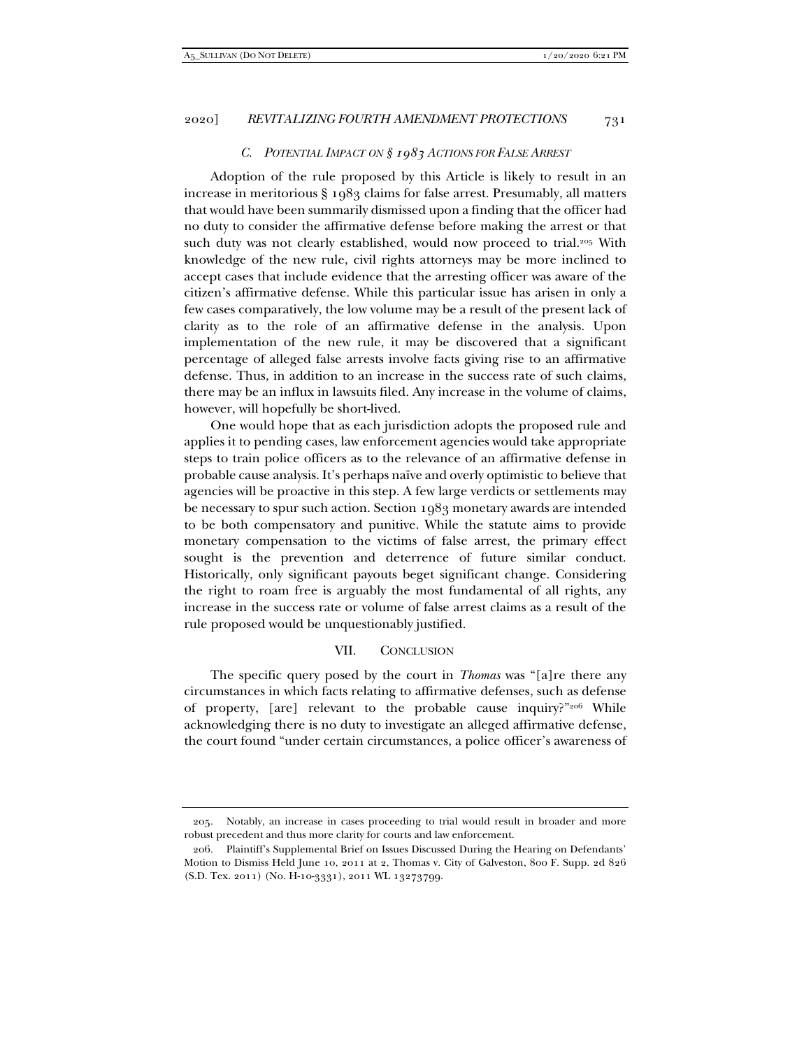### *C. Potential Impact on § 1983 Actions for False Arrest*

Adoption of the rule proposed by this Article is likely to result in an increase in meritorious § 1983 claims for false arrest. Presumably, all matters that would have been summarily dismissed upon a finding that the officer had no duty to consider the affirmative defense before making the arrest or that such duty was not clearly established, would now proceed to trial.[205] With knowledge of the new rule, civil rights attorneys may be more inclined to accept cases that include evidence that the arresting officer was aware of the citizen's affirmative defense. While this particular issue has arisen in only a few cases comparatively, the low volume may be a result of the present lack of clarity as to the role of an affirmative defense in the analysis. Upon implementation of the new rule, it may be discovered that a significant percentage of alleged false arrests involve facts giving rise to an affirmative defense. Thus, in addition to an increase in the success rate of such claims, there may be an influx in lawsuits filed. Any increase in the volume of claims, however, will hopefully be short-lived.

One would hope that as each jurisdiction adopts the proposed rule and applies it to pending cases, law enforcement agencies would take appropriate steps to train police officers as to the relevance of an affirmative defense in probable cause analysis. It's perhaps naïve and overly optimistic to believe that agencies will be proactive in this step. A few large verdicts or settlements may be necessary to spur such action. Section 1983 monetary awards are intended to be both compensatory and punitive. While the statute aims to provide monetary compensation to the victims of false arrest, the primary effect sought is the prevention and deterrence of future similar conduct. Historically, only significant payouts beget significant change. Considering the right to roam free is arguably the most fundamental of all rights, any increase in the success rate or volume of false arrest claims as a result of the rule proposed would be unquestionably justified.

## VII. Conclusion

The specific query posed by the court in *Thomas* was "[a]re there any circumstances in which facts relating to affirmative defenses, such as defense of property, [are] relevant to the probable cause inquiry?"[206] While acknowledging there is no duty to investigate an alleged affirmative defense, the court found "under certain circumstances, a police officer's awareness of

---

205. Notably, an increase in cases proceeding to trial would result in broader and more robust precedent and thus more clarity for courts and law enforcement.

206. Plaintiff's Supplemental Brief on Issues Discussed During the Hearing on Defendants' Motion to Dismiss Held June 10, 2011 at 2, Thomas v. City of Galveston, 800 F. Supp. 2d 826 (S.D. Tex. 2011) (No. H-10-3331), 2011 WL 13273799.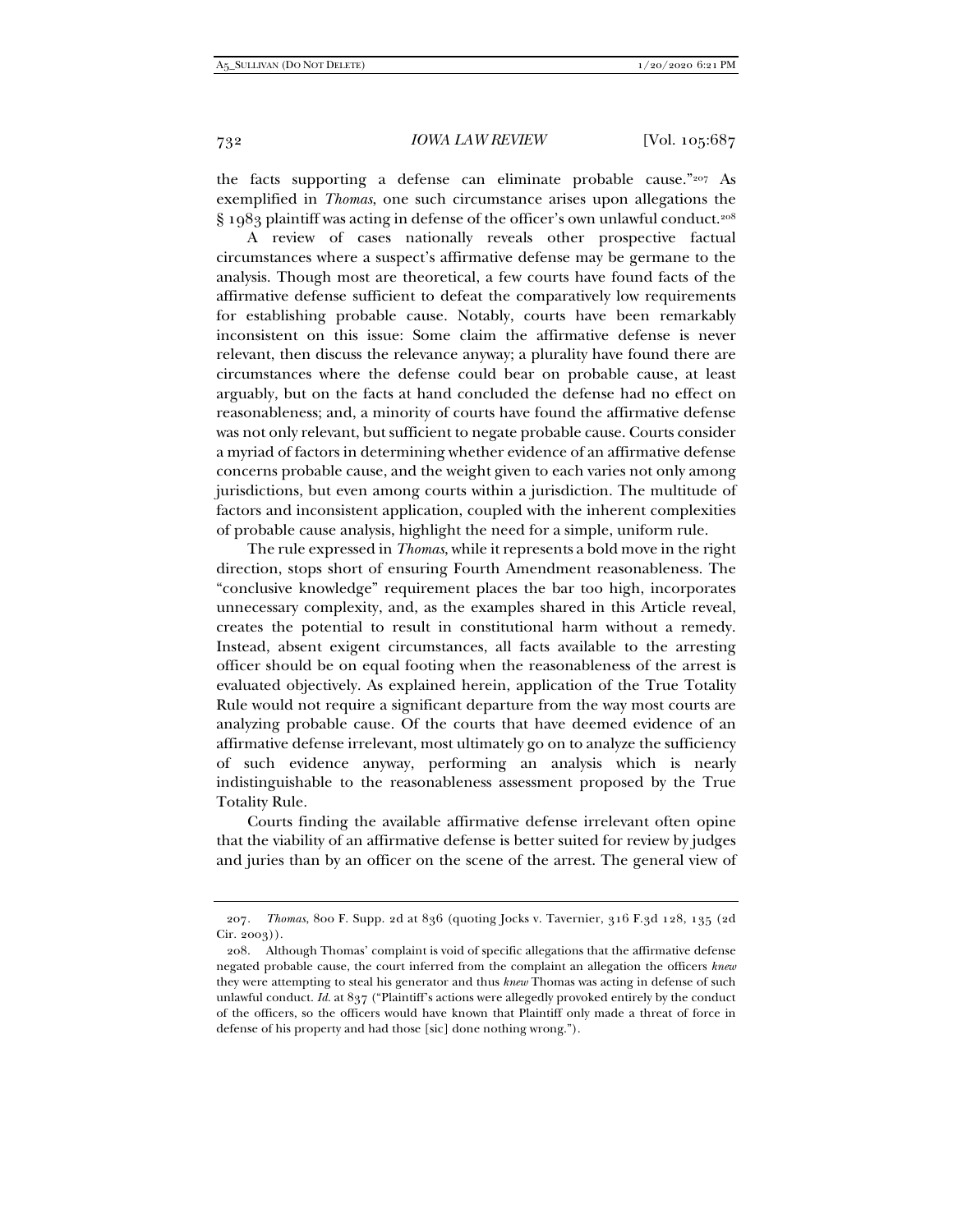the facts supporting a defense can eliminate probable cause."[207] As exemplified in *Thomas*, one such circumstance arises upon allegations the § 1983 plaintiff was acting in defense of the officer's own unlawful conduct.[208]

A review of cases nationally reveals other prospective factual circumstances where a suspect's affirmative defense may be germane to the analysis. Though most are theoretical, a few courts have found facts of the affirmative defense sufficient to defeat the comparatively low requirements for establishing probable cause. Notably, courts have been remarkably inconsistent on this issue: Some claim the affirmative defense is never relevant, then discuss the relevance anyway; a plurality have found there are circumstances where the defense could bear on probable cause, at least arguably, but on the facts at hand concluded the defense had no effect on reasonableness; and, a minority of courts have found the affirmative defense was not only relevant, but sufficient to negate probable cause. Courts consider a myriad of factors in determining whether evidence of an affirmative defense concerns probable cause, and the weight given to each varies not only among jurisdictions, but even among courts within a jurisdiction. The multitude of factors and inconsistent application, coupled with the inherent complexities of probable cause analysis, highlight the need for a simple, uniform rule.

The rule expressed in *Thomas*, while it represents a bold move in the right direction, stops short of ensuring Fourth Amendment reasonableness. The "conclusive knowledge" requirement places the bar too high, incorporates unnecessary complexity, and, as the examples shared in this Article reveal, creates the potential to result in constitutional harm without a remedy. Instead, absent exigent circumstances, all facts available to the arresting officer should be on equal footing when the reasonableness of the arrest is evaluated objectively. As explained herein, application of the True Totality Rule would not require a significant departure from the way most courts are analyzing probable cause. Of the courts that have deemed evidence of an affirmative defense irrelevant, most ultimately go on to analyze the sufficiency of such evidence anyway, performing an analysis which is nearly indistinguishable to the reasonableness assessment proposed by the True Totality Rule.

Courts finding the available affirmative defense irrelevant often opine that the viability of an affirmative defense is better suited for review by judges and juries than by an officer on the scene of the arrest. The general view of

---

207. *Thomas*, 800 F. Supp. 2d at 836 (quoting Jocks v. Tavernier, 316 F.3d 128, 135 (2d Cir. 2003)).

208. Although Thomas' complaint is void of specific allegations that the affirmative defense negated probable cause, the court inferred from the complaint an allegation the officers *knew* they were attempting to steal his generator and thus *knew* Thomas was acting in defense of such unlawful conduct. *Id.* at 837 ("Plaintiff's actions were allegedly provoked entirely by the conduct of the officers, so the officers would have known that Plaintiff only made a threat of force in defense of his property and had those [sic] done nothing wrong.").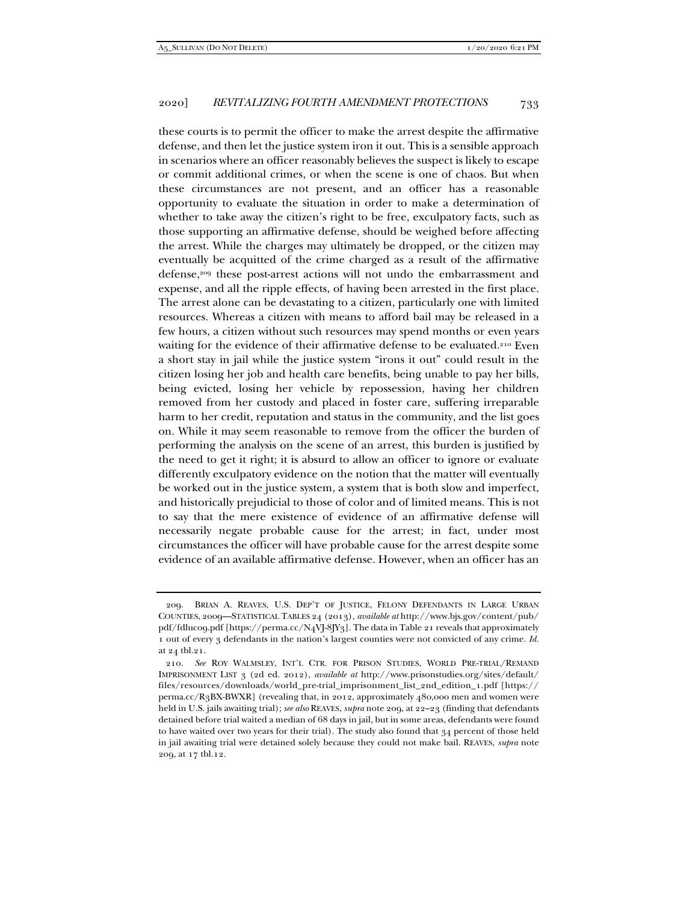these courts is to permit the officer to make the arrest despite the affirmative defense, and then let the justice system iron it out. This is a sensible approach in scenarios where an officer reasonably believes the suspect is likely to escape or commit additional crimes, or when the scene is one of chaos. But when these circumstances are not present, and an officer has a reasonable opportunity to evaluate the situation in order to make a determination of whether to take away the citizen's right to be free, exculpatory facts, such as those supporting an affirmative defense, should be weighed before affecting the arrest. While the charges may ultimately be dropped, or the citizen may eventually be acquitted of the crime charged as a result of the affirmative defense,[209] these post-arrest actions will not undo the embarrassment and expense, and all the ripple effects, of having been arrested in the first place. The arrest alone can be devastating to a citizen, particularly one with limited resources. Whereas a citizen with means to afford bail may be released in a few hours, a citizen without such resources may spend months or even years waiting for the evidence of their affirmative defense to be evaluated.[210] Even a short stay in jail while the justice system "irons it out" could result in the citizen losing her job and health care benefits, being unable to pay her bills, being evicted, losing her vehicle by repossession, having her children removed from her custody and placed in foster care, suffering irreparable harm to her credit, reputation and status in the community, and the list goes on. While it may seem reasonable to remove from the officer the burden of performing the analysis on the scene of an arrest, this burden is justified by the need to get it right; it is absurd to allow an officer to ignore or evaluate differently exculpatory evidence on the notion that the matter will eventually be worked out in the justice system, a system that is both slow and imperfect, and historically prejudicial to those of color and of limited means. This is not to say that the mere existence of evidence of an affirmative defense will necessarily negate probable cause for the arrest; in fact, under most circumstances the officer will have probable cause for the arrest despite some evidence of an available affirmative defense. However, when an officer has an

---

209. BRIAN A. REAVES, U.S. DEP'T OF JUSTICE, FELONY DEFENDANTS IN LARGE URBAN COUNTIES, 2009—STATISTICAL TABLES 24 (2013), *available at* http://www.bjs.gov/content/pub/pdf/fdluc09.pdf [https://perma.cc/N4VJ-8JY3]. The data in Table 21 reveals that approximately 1 out of every 3 defendants in the nation's largest counties were not convicted of any crime. *Id.* at 24 tbl.21.

210. *See* ROY WALMSLEY, INT'L CTR. FOR PRISON STUDIES, WORLD PRE-TRIAL/REMAND IMPRISONMENT LIST 3 (2d ed. 2012), *available at* http://www.prisonstudies.org/sites/default/files/resources/downloads/world_pre-trial_imprisonment_list_2nd_edition_1.pdf [https://perma.cc/R3BX-BWXR] (revealing that, in 2012, approximately 480,000 men and women were held in U.S. jails awaiting trial); *see also* REAVES, *supra* note 209, at 22–23 (finding that defendants detained before trial waited a median of 68 days in jail, but in some areas, defendants were found to have waited over two years for their trial). The study also found that 34 percent of those held in jail awaiting trial were detained solely because they could not make bail. REAVES, *supra* note 209, at 17 tbl.12.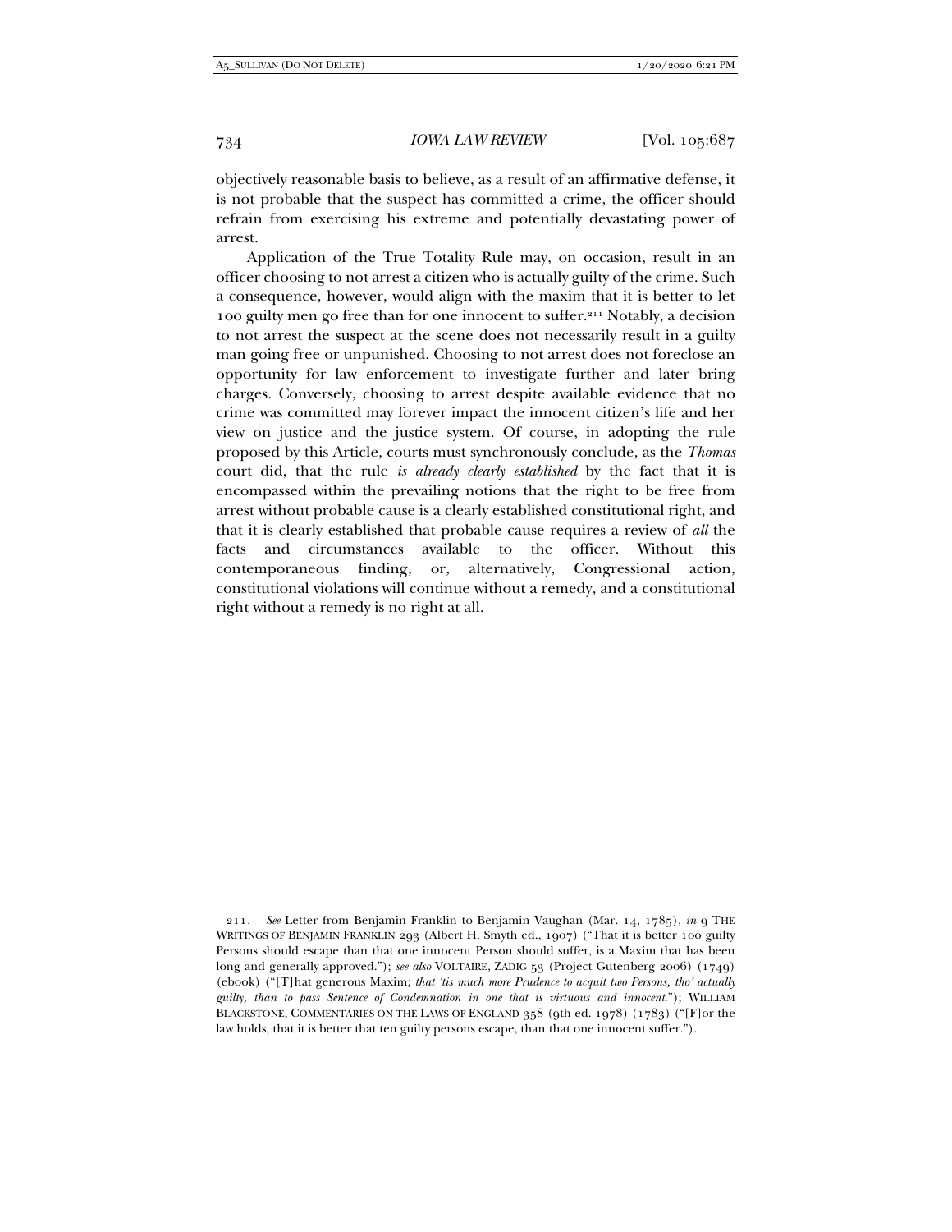objectively reasonable basis to believe, as a result of an affirmative defense, it is not probable that the suspect has committed a crime, the officer should refrain from exercising his extreme and potentially devastating power of arrest.

Application of the True Totality Rule may, on occasion, result in an officer choosing to not arrest a citizen who is actually guilty of the crime. Such a consequence, however, would align with the maxim that it is better to let 100 guilty men go free than for one innocent to suffer.[211] Notably, a decision to not arrest the suspect at the scene does not necessarily result in a guilty man going free or unpunished. Choosing to not arrest does not foreclose an opportunity for law enforcement to investigate further and later bring charges. Conversely, choosing to arrest despite available evidence that no crime was committed may forever impact the innocent citizen's life and her view on justice and the justice system. Of course, in adopting the rule proposed by this Article, courts must synchronously conclude, as the *Thomas* court did, that the rule *is already clearly established* by the fact that it is encompassed within the prevailing notions that the right to be free from arrest without probable cause is a clearly established constitutional right, and that it is clearly established that probable cause requires a review of *all* the facts and circumstances available to the officer. Without this contemporaneous finding, or, alternatively, Congressional action, constitutional violations will continue without a remedy, and a constitutional right without a remedy is no right at all.

---

211. *See* Letter from Benjamin Franklin to Benjamin Vaughan (Mar. 14, 1785), *in* 9 THE WRITINGS OF BENJAMIN FRANKLIN 293 (Albert H. Smyth ed., 1907) ("That it is better 100 guilty Persons should escape than that one innocent Person should suffer, is a Maxim that has been long and generally approved."); *see also* VOLTAIRE, ZADIG 53 (Project Gutenberg 2006) (1749) (ebook) ("[T]hat generous Maxim; *that 'tis much more Prudence to acquit two Persons, tho' actually guilty, than to pass Sentence of Condemnation in one that is virtuous and innocent.*"); WILLIAM BLACKSTONE, COMMENTARIES ON THE LAWS OF ENGLAND 358 (9th ed. 1978) (1783) ("[F]or the law holds, that it is better that ten guilty persons escape, than that one innocent suffer.").